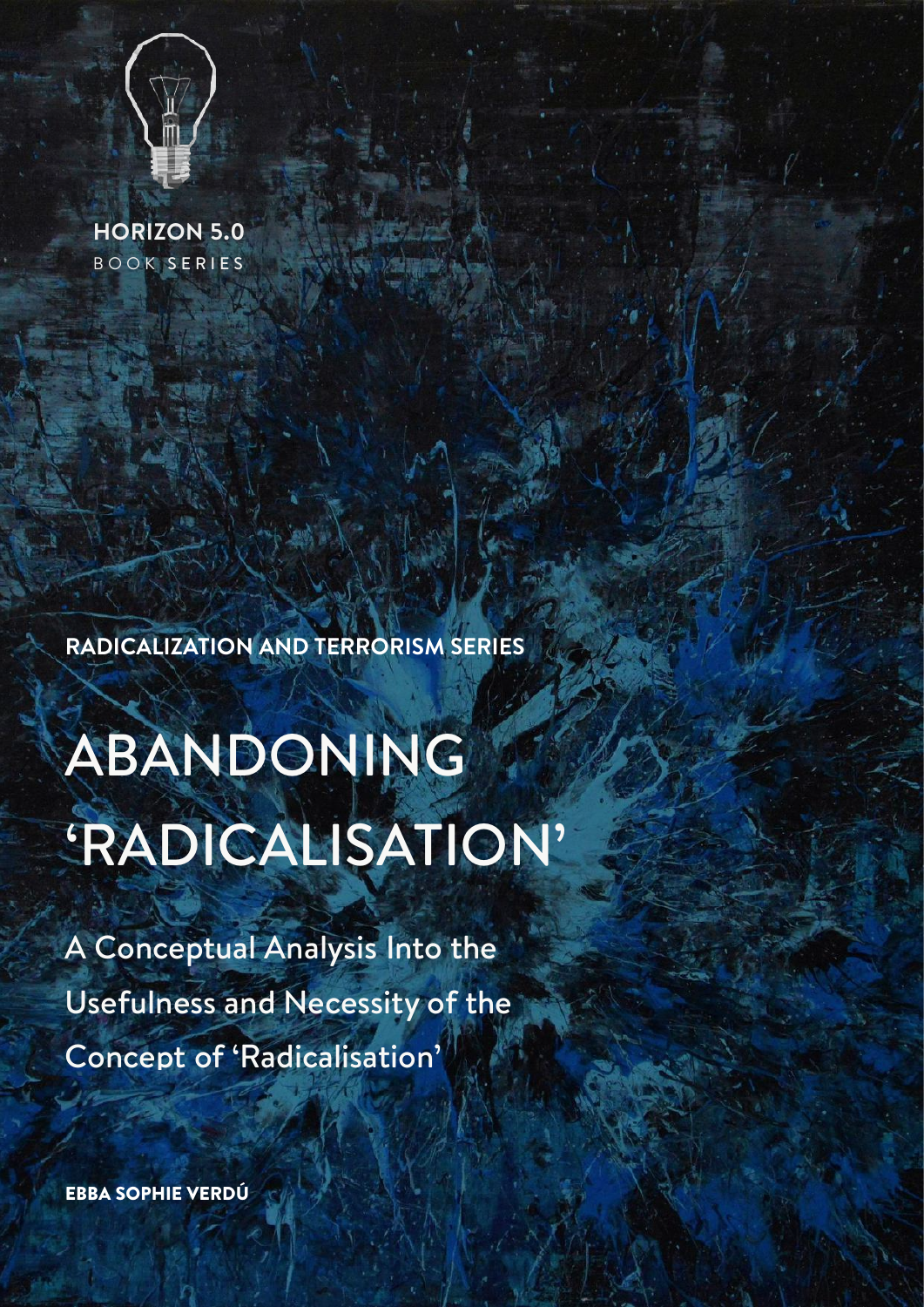HORIZON 5.0

BOOK SERIES

**RADICALIZATION AND TERRORISM SERIES**

# ABANDONING 'RADICALISATION'

## A Conceptual Analysis Into the Usefulness and Necessity of the Concept of 'Radicalisation'

**EBBA SOPHIE VERDÚ**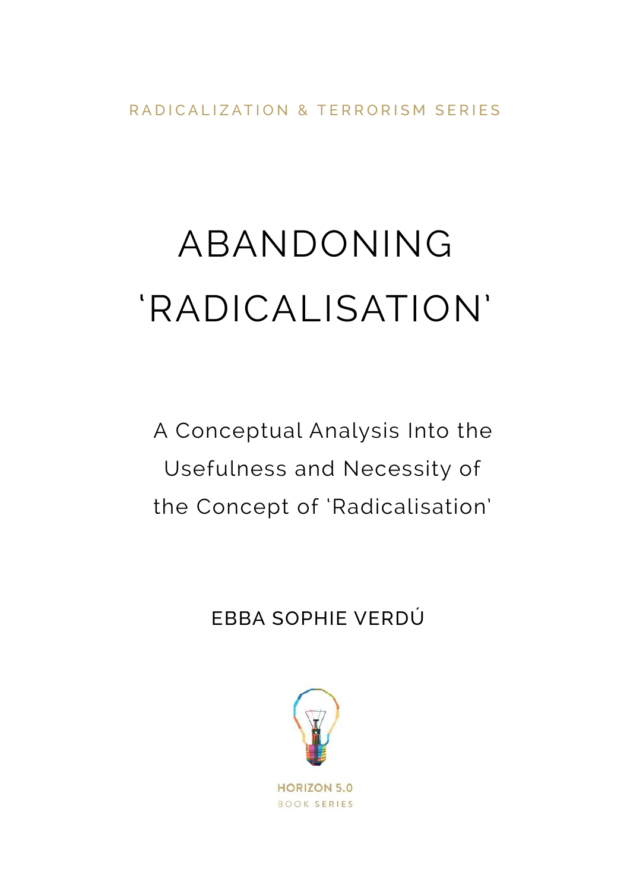RADICALIZATION & TERRORISM SERIES

# ABANDONING ‘RADICALISATION’

## A Conceptual Analysis Into the Usefulness and Necessity of the Concept of ‘Radicalisation’

EBBA SOPHIE VERDÚ

HORIZON 5.0
BOOK SERIES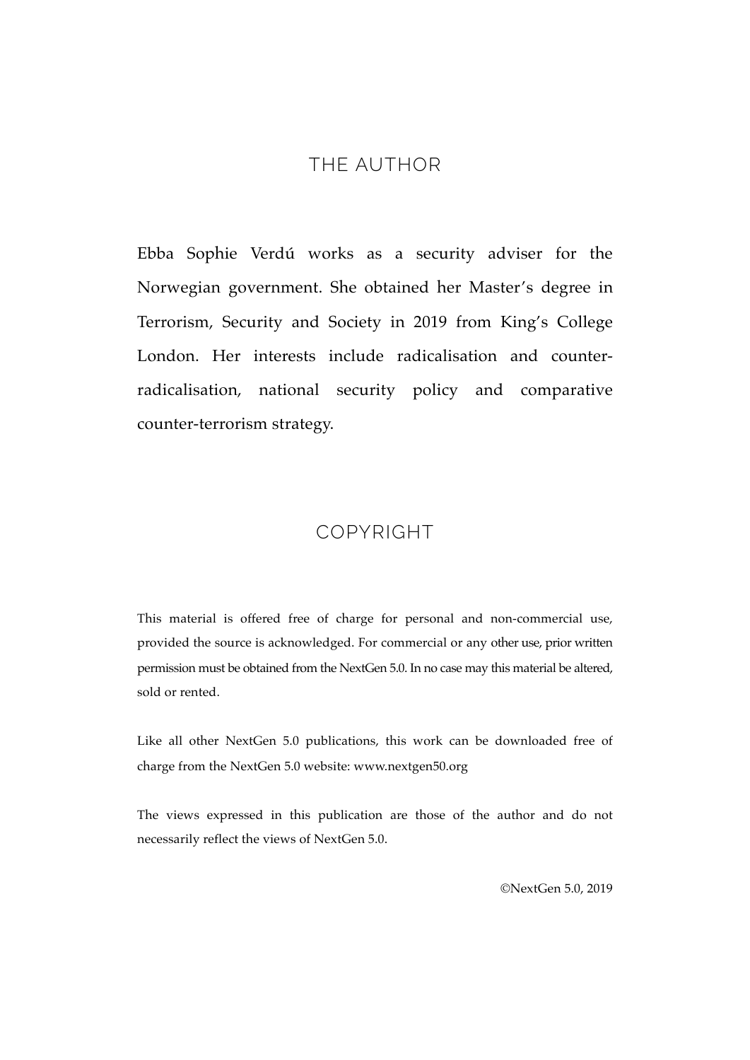## THE AUTHOR

Ebba Sophie Verdú works as a security adviser for the Norwegian government. She obtained her Master's degree in Terrorism, Security and Society in 2019 from King's College London. Her interests include radicalisation and counter-radicalisation, national security policy and comparative counter-terrorism strategy.

## COPYRIGHT

This material is offered free of charge for personal and non-commercial use, provided the source is acknowledged. For commercial or any other use, prior written permission must be obtained from the NextGen 5.0. In no case may this material be altered, sold or rented.

Like all other NextGen 5.0 publications, this work can be downloaded free of charge from the NextGen 5.0 website: www.nextgen50.org

The views expressed in this publication are those of the author and do not necessarily reflect the views of NextGen 5.0.

©NextGen 5.0, 2019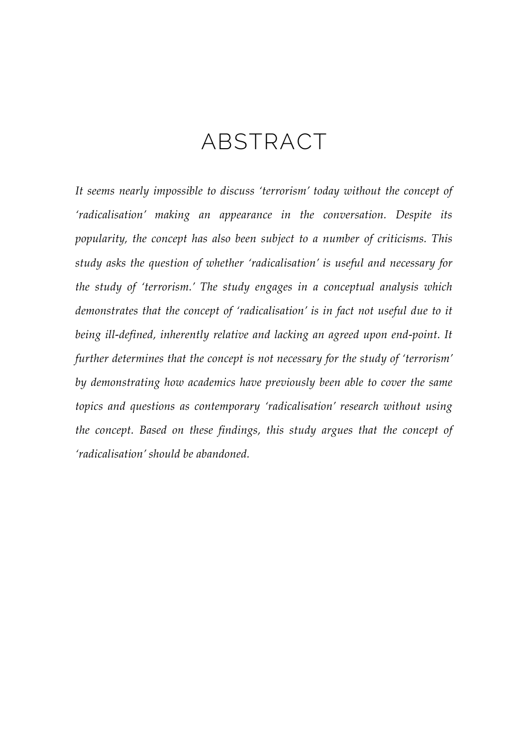# ABSTRACT

*It seems nearly impossible to discuss 'terrorism' today without the concept of 'radicalisation' making an appearance in the conversation. Despite its popularity, the concept has also been subject to a number of criticisms. This study asks the question of whether 'radicalisation' is useful and necessary for the study of 'terrorism.' The study engages in a conceptual analysis which demonstrates that the concept of 'radicalisation' is in fact not useful due to it being ill-defined, inherently relative and lacking an agreed upon end-point. It further determines that the concept is not necessary for the study of 'terrorism' by demonstrating how academics have previously been able to cover the same topics and questions as contemporary 'radicalisation' research without using the concept. Based on these findings, this study argues that the concept of 'radicalisation' should be abandoned.*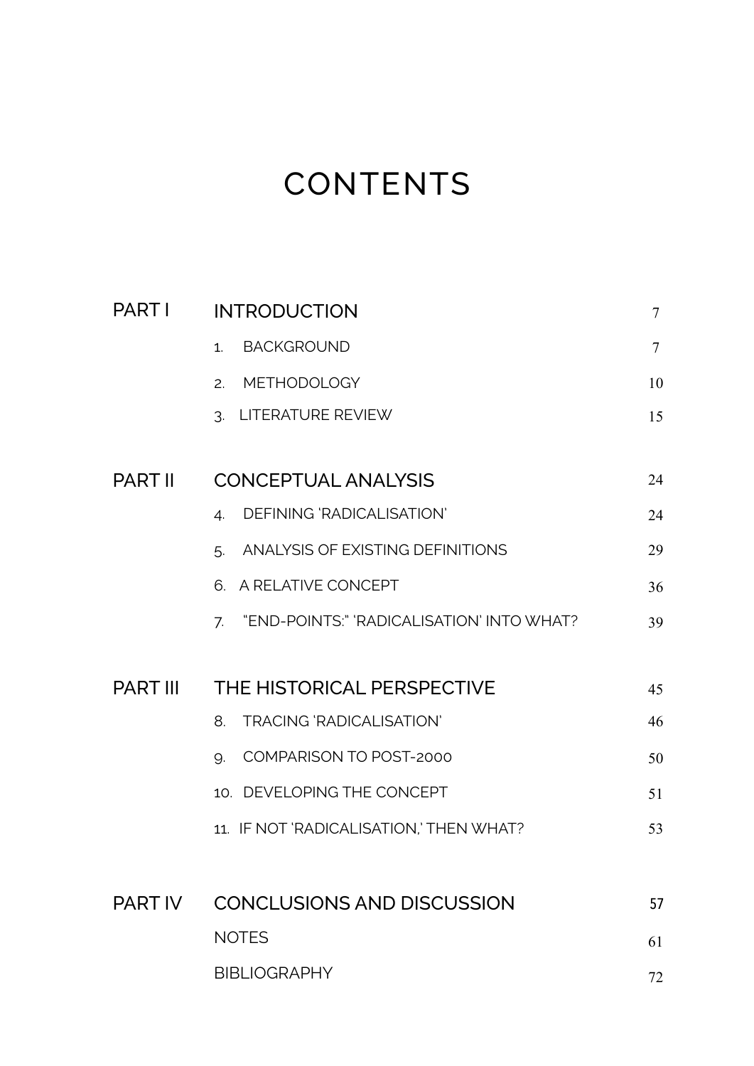# CONTENTS

| | | |
|---|---|---|
| PART I | INTRODUCTION | 7 |
| | 1. BACKGROUND | 7 |
| | 2. METHODOLOGY | 10 |
| | 3. LITERATURE REVIEW | 15 |
| PART II | CONCEPTUAL ANALYSIS | 24 |
| | 4. DEFINING 'RADICALISATION' | 24 |
| | 5. ANALYSIS OF EXISTING DEFINITIONS | 29 |
| | 6. A RELATIVE CONCEPT | 36 |
| | 7. "END-POINTS:" 'RADICALISATION' INTO WHAT? | 39 |
| PART III | THE HISTORICAL PERSPECTIVE | 45 |
| | 8. TRACING 'RADICALISATION' | 46 |
| | 9. COMPARISON TO POST-2000 | 50 |
| | 10. DEVELOPING THE CONCEPT | 51 |
| | 11. IF NOT 'RADICALISATION,' THEN WHAT? | 53 |
| PART IV | CONCLUSIONS AND DISCUSSION | 57 |
| | NOTES | 61 |
| | BIBLIOGRAPHY | 72 |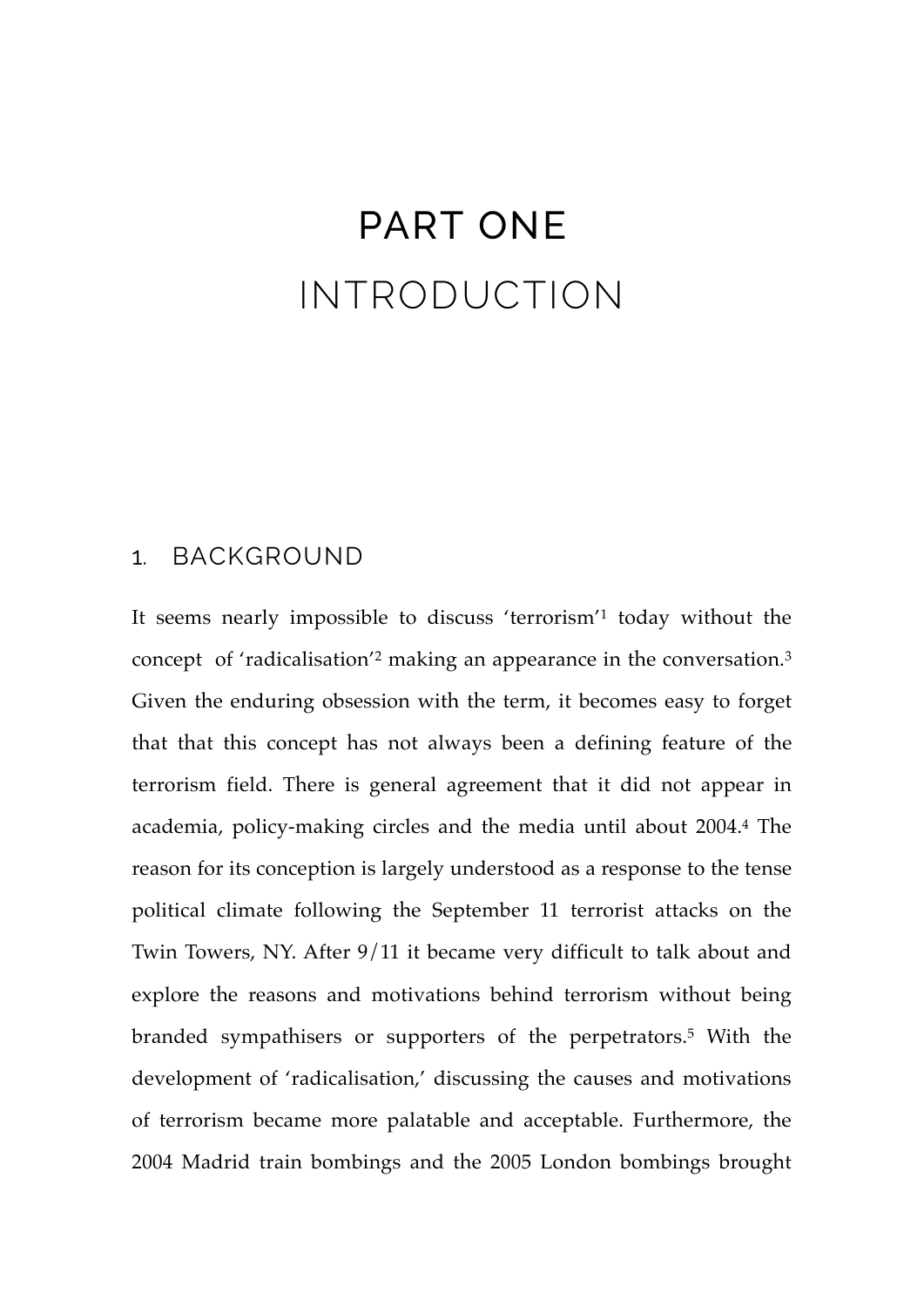# PART ONE
# INTRODUCTION

## 1. BACKGROUND

It seems nearly impossible to discuss 'terrorism'[1] today without the concept of 'radicalisation'[2] making an appearance in the conversation.[3] Given the enduring obsession with the term, it becomes easy to forget that that this concept has not always been a defining feature of the terrorism field. There is general agreement that it did not appear in academia, policy-making circles and the media until about 2004.[4] The reason for its conception is largely understood as a response to the tense political climate following the September 11 terrorist attacks on the Twin Towers, NY. After 9/11 it became very difficult to talk about and explore the reasons and motivations behind terrorism without being branded sympathisers or supporters of the perpetrators.[5] With the development of 'radicalisation,' discussing the causes and motivations of terrorism became more palatable and acceptable. Furthermore, the 2004 Madrid train bombings and the 2005 London bombings brought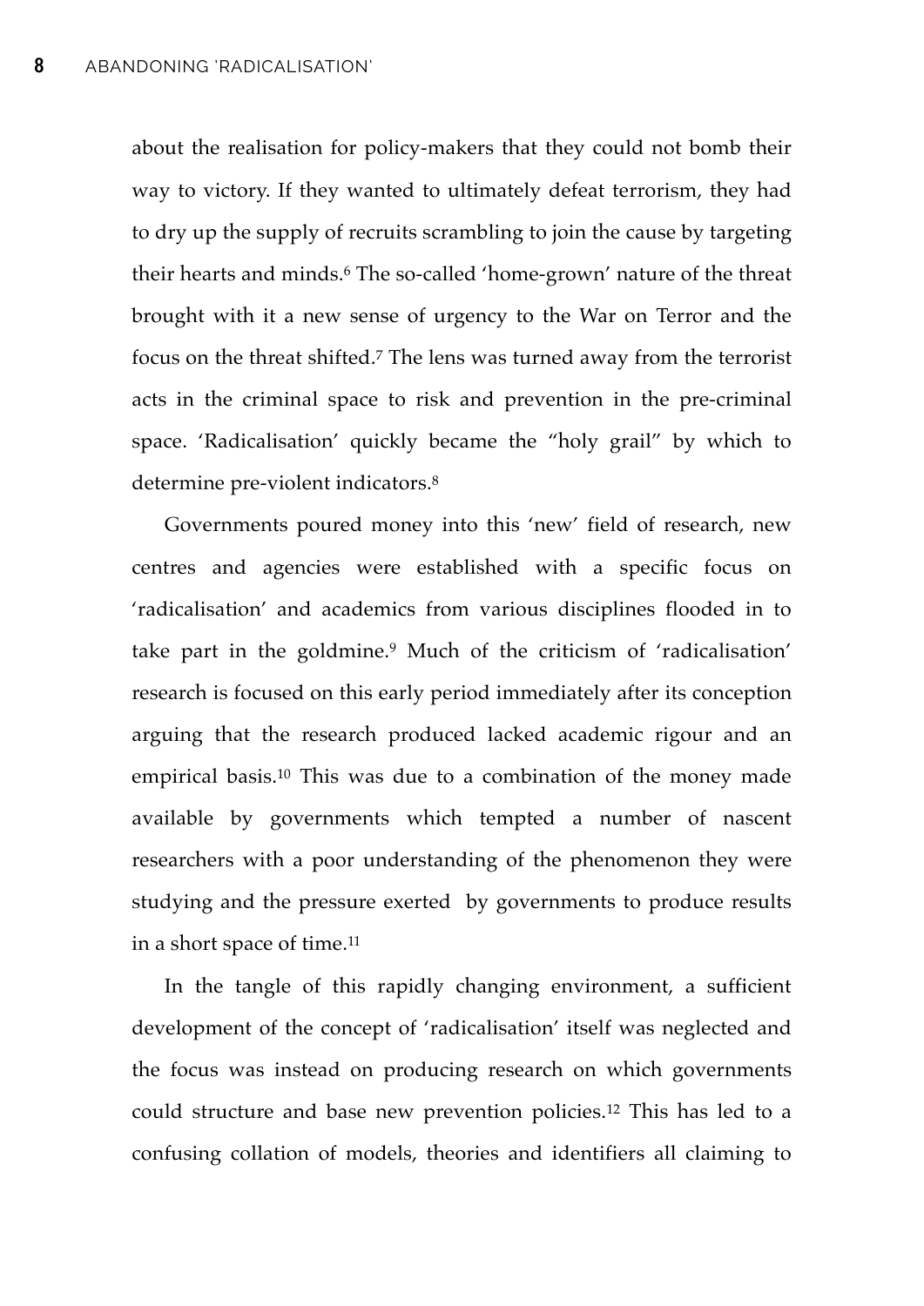about the realisation for policy-makers that they could not bomb their way to victory. If they wanted to ultimately defeat terrorism, they had to dry up the supply of recruits scrambling to join the cause by targeting their hearts and minds.[6] The so-called 'home-grown' nature of the threat brought with it a new sense of urgency to the War on Terror and the focus on the threat shifted.[7] The lens was turned away from the terrorist acts in the criminal space to risk and prevention in the pre-criminal space. 'Radicalisation' quickly became the "holy grail" by which to determine pre-violent indicators.[8]

Governments poured money into this 'new' field of research, new centres and agencies were established with a specific focus on 'radicalisation' and academics from various disciplines flooded in to take part in the goldmine.[9] Much of the criticism of 'radicalisation' research is focused on this early period immediately after its conception arguing that the research produced lacked academic rigour and an empirical basis.[10] This was due to a combination of the money made available by governments which tempted a number of nascent researchers with a poor understanding of the phenomenon they were studying and the pressure exerted by governments to produce results in a short space of time.[11]

In the tangle of this rapidly changing environment, a sufficient development of the concept of 'radicalisation' itself was neglected and the focus was instead on producing research on which governments could structure and base new prevention policies.[12] This has led to a confusing collation of models, theories and identifiers all claiming to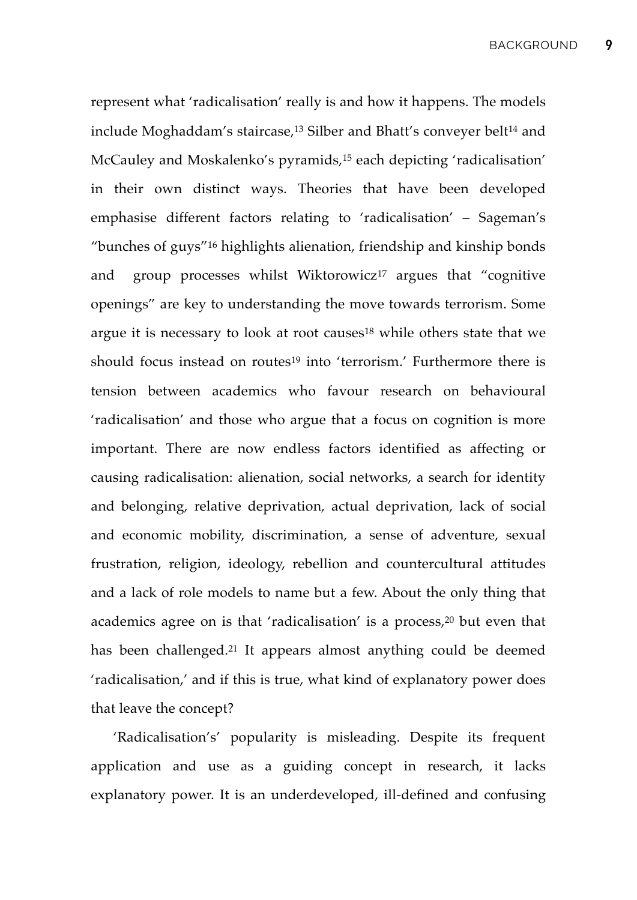represent what 'radicalisation' really is and how it happens. The models include Moghaddam's staircase,[13] Silber and Bhatt's conveyer belt[14] and McCauley and Moskalenko's pyramids,[15] each depicting 'radicalisation' in their own distinct ways. Theories that have been developed emphasise different factors relating to 'radicalisation' – Sageman's "bunches of guys"[16] highlights alienation, friendship and kinship bonds and group processes whilst Wiktorowicz[17] argues that "cognitive openings" are key to understanding the move towards terrorism. Some argue it is necessary to look at root causes[18] while others state that we should focus instead on routes[19] into 'terrorism.' Furthermore there is tension between academics who favour research on behavioural 'radicalisation' and those who argue that a focus on cognition is more important. There are now endless factors identified as affecting or causing radicalisation: alienation, social networks, a search for identity and belonging, relative deprivation, actual deprivation, lack of social and economic mobility, discrimination, a sense of adventure, sexual frustration, religion, ideology, rebellion and countercultural attitudes and a lack of role models to name but a few. About the only thing that academics agree on is that 'radicalisation' is a process,[20] but even that has been challenged.[21] It appears almost anything could be deemed 'radicalisation,' and if this is true, what kind of explanatory power does that leave the concept?

'Radicalisation's' popularity is misleading. Despite its frequent application and use as a guiding concept in research, it lacks explanatory power. It is an underdeveloped, ill-defined and confusing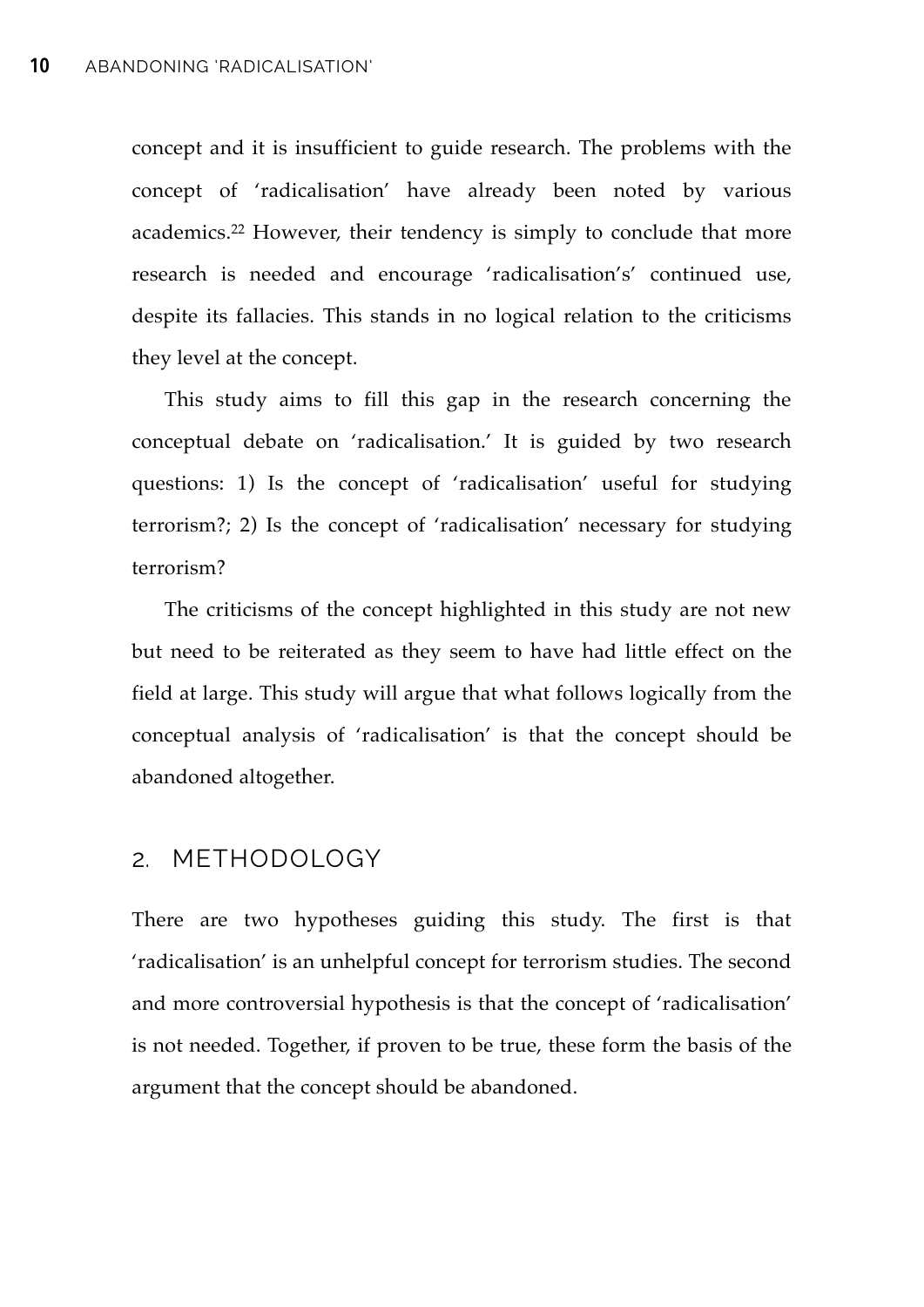concept and it is insufficient to guide research. The problems with the concept of 'radicalisation' have already been noted by various academics.[22] However, their tendency is simply to conclude that more research is needed and encourage 'radicalisation's' continued use, despite its fallacies. This stands in no logical relation to the criticisms they level at the concept.

This study aims to fill this gap in the research concerning the conceptual debate on 'radicalisation.' It is guided by two research questions: 1) Is the concept of 'radicalisation' useful for studying terrorism?; 2) Is the concept of 'radicalisation' necessary for studying terrorism?

The criticisms of the concept highlighted in this study are not new but need to be reiterated as they seem to have had little effect on the field at large. This study will argue that what follows logically from the conceptual analysis of 'radicalisation' is that the concept should be abandoned altogether.

## 2. METHODOLOGY

There are two hypotheses guiding this study. The first is that 'radicalisation' is an unhelpful concept for terrorism studies. The second and more controversial hypothesis is that the concept of 'radicalisation' is not needed. Together, if proven to be true, these form the basis of the argument that the concept should be abandoned.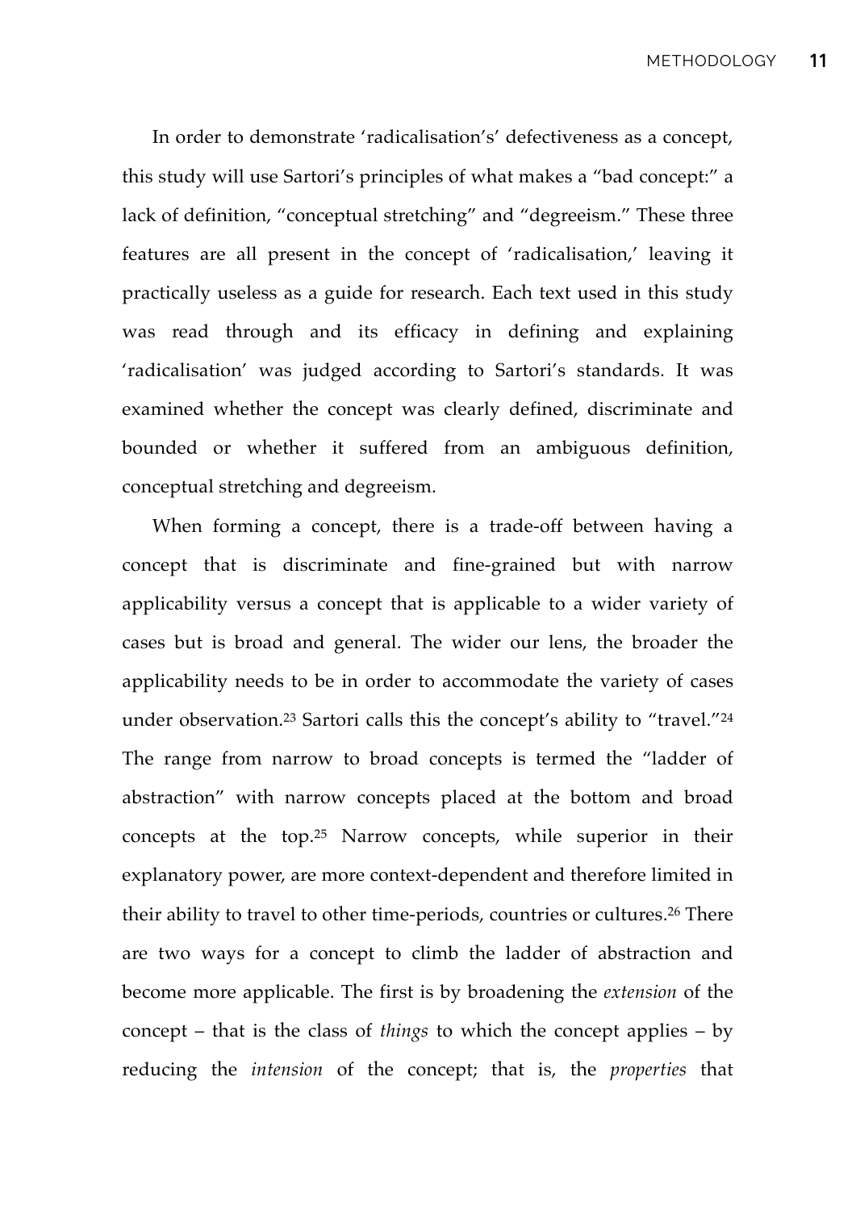In order to demonstrate 'radicalisation's' defectiveness as a concept, this study will use Sartori's principles of what makes a "bad concept:" a lack of definition, "conceptual stretching" and "degreeism." These three features are all present in the concept of 'radicalisation,' leaving it practically useless as a guide for research. Each text used in this study was read through and its efficacy in defining and explaining 'radicalisation' was judged according to Sartori's standards. It was examined whether the concept was clearly defined, discriminate and bounded or whether it suffered from an ambiguous definition, conceptual stretching and degreeism.

When forming a concept, there is a trade-off between having a concept that is discriminate and fine-grained but with narrow applicability versus a concept that is applicable to a wider variety of cases but is broad and general. The wider our lens, the broader the applicability needs to be in order to accommodate the variety of cases under observation.[23] Sartori calls this the concept's ability to "travel."[24] The range from narrow to broad concepts is termed the "ladder of abstraction" with narrow concepts placed at the bottom and broad concepts at the top.[25] Narrow concepts, while superior in their explanatory power, are more context-dependent and therefore limited in their ability to travel to other time-periods, countries or cultures.[26] There are two ways for a concept to climb the ladder of abstraction and become more applicable. The first is by broadening the *extension* of the concept – that is the class of *things* to which the concept applies – by reducing the *intension* of the concept; that is, the *properties* that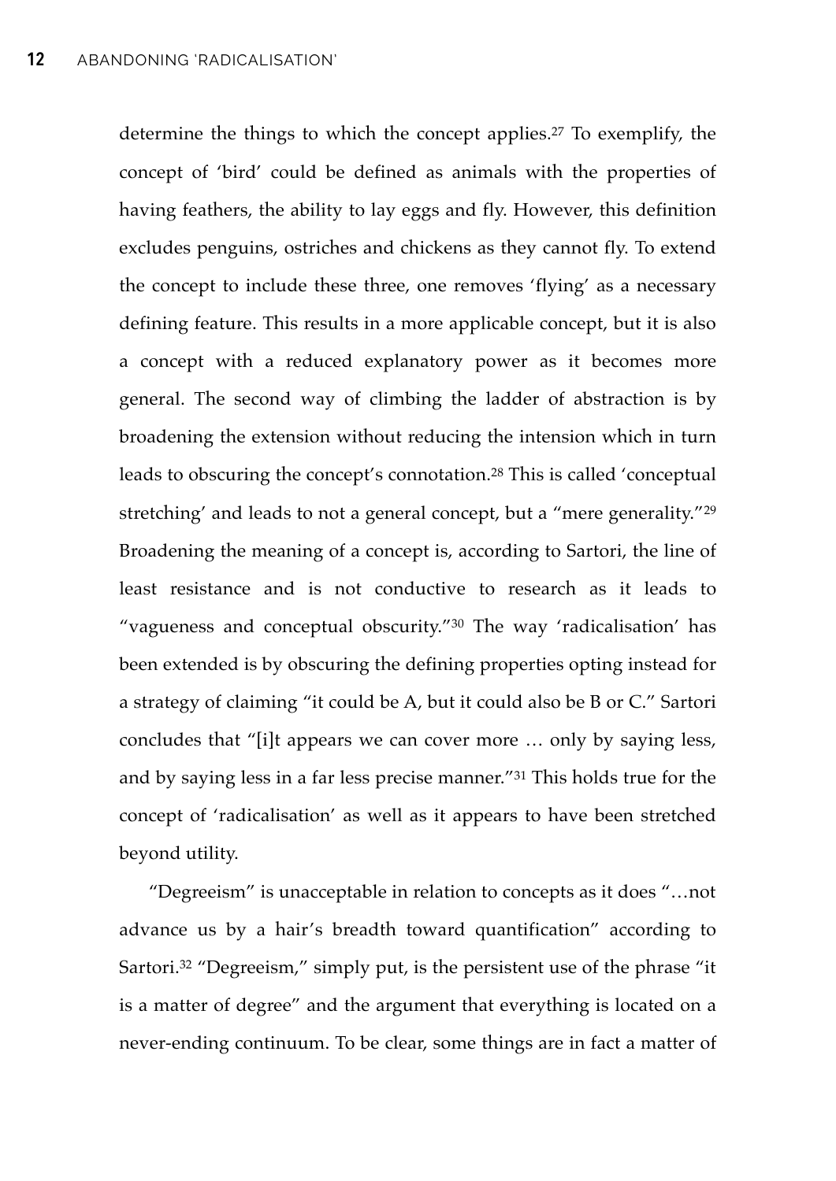determine the things to which the concept applies.[27] To exemplify, the concept of 'bird' could be defined as animals with the properties of having feathers, the ability to lay eggs and fly. However, this definition excludes penguins, ostriches and chickens as they cannot fly. To extend the concept to include these three, one removes 'flying' as a necessary defining feature. This results in a more applicable concept, but it is also a concept with a reduced explanatory power as it becomes more general. The second way of climbing the ladder of abstraction is by broadening the extension without reducing the intension which in turn leads to obscuring the concept's connotation.[28] This is called 'conceptual stretching' and leads to not a general concept, but a "mere generality."[29] Broadening the meaning of a concept is, according to Sartori, the line of least resistance and is not conductive to research as it leads to "vagueness and conceptual obscurity."[30] The way 'radicalisation' has been extended is by obscuring the defining properties opting instead for a strategy of claiming "it could be A, but it could also be B or C." Sartori concludes that "[i]t appears we can cover more … only by saying less, and by saying less in a far less precise manner."[31] This holds true for the concept of 'radicalisation' as well as it appears to have been stretched beyond utility.

"Degreeism" is unacceptable in relation to concepts as it does "…not advance us by a hair's breadth toward quantification" according to Sartori.[32] "Degreeism," simply put, is the persistent use of the phrase "it is a matter of degree" and the argument that everything is located on a never-ending continuum. To be clear, some things are in fact a matter of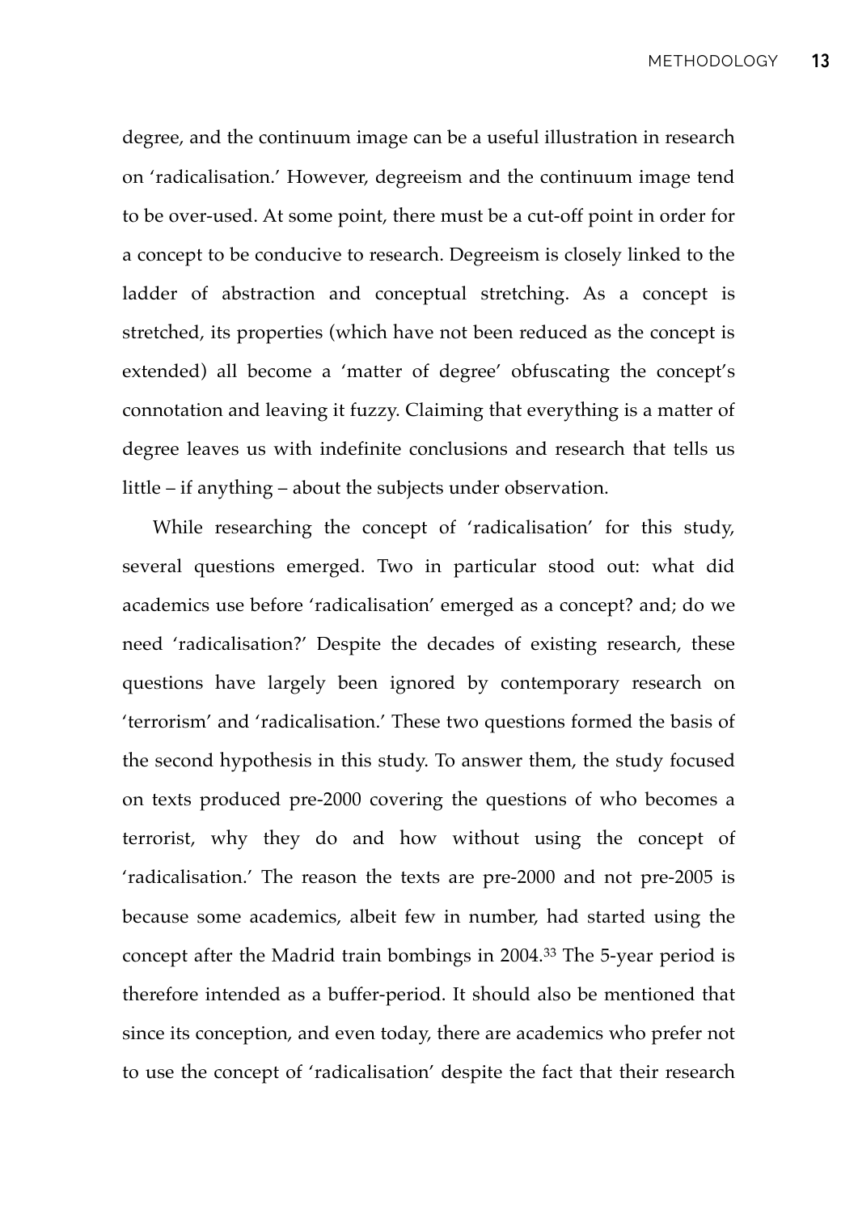degree, and the continuum image can be a useful illustration in research on 'radicalisation.' However, degreeism and the continuum image tend to be over-used. At some point, there must be a cut-off point in order for a concept to be conducive to research. Degreeism is closely linked to the ladder of abstraction and conceptual stretching. As a concept is stretched, its properties (which have not been reduced as the concept is extended) all become a 'matter of degree' obfuscating the concept's connotation and leaving it fuzzy. Claiming that everything is a matter of degree leaves us with indefinite conclusions and research that tells us little – if anything – about the subjects under observation.

While researching the concept of 'radicalisation' for this study, several questions emerged. Two in particular stood out: what did academics use before 'radicalisation' emerged as a concept? and; do we need 'radicalisation?' Despite the decades of existing research, these questions have largely been ignored by contemporary research on 'terrorism' and 'radicalisation.' These two questions formed the basis of the second hypothesis in this study. To answer them, the study focused on texts produced pre-2000 covering the questions of who becomes a terrorist, why they do and how without using the concept of 'radicalisation.' The reason the texts are pre-2000 and not pre-2005 is because some academics, albeit few in number, had started using the concept after the Madrid train bombings in 2004.[33] The 5-year period is therefore intended as a buffer-period. It should also be mentioned that since its conception, and even today, there are academics who prefer not to use the concept of 'radicalisation' despite the fact that their research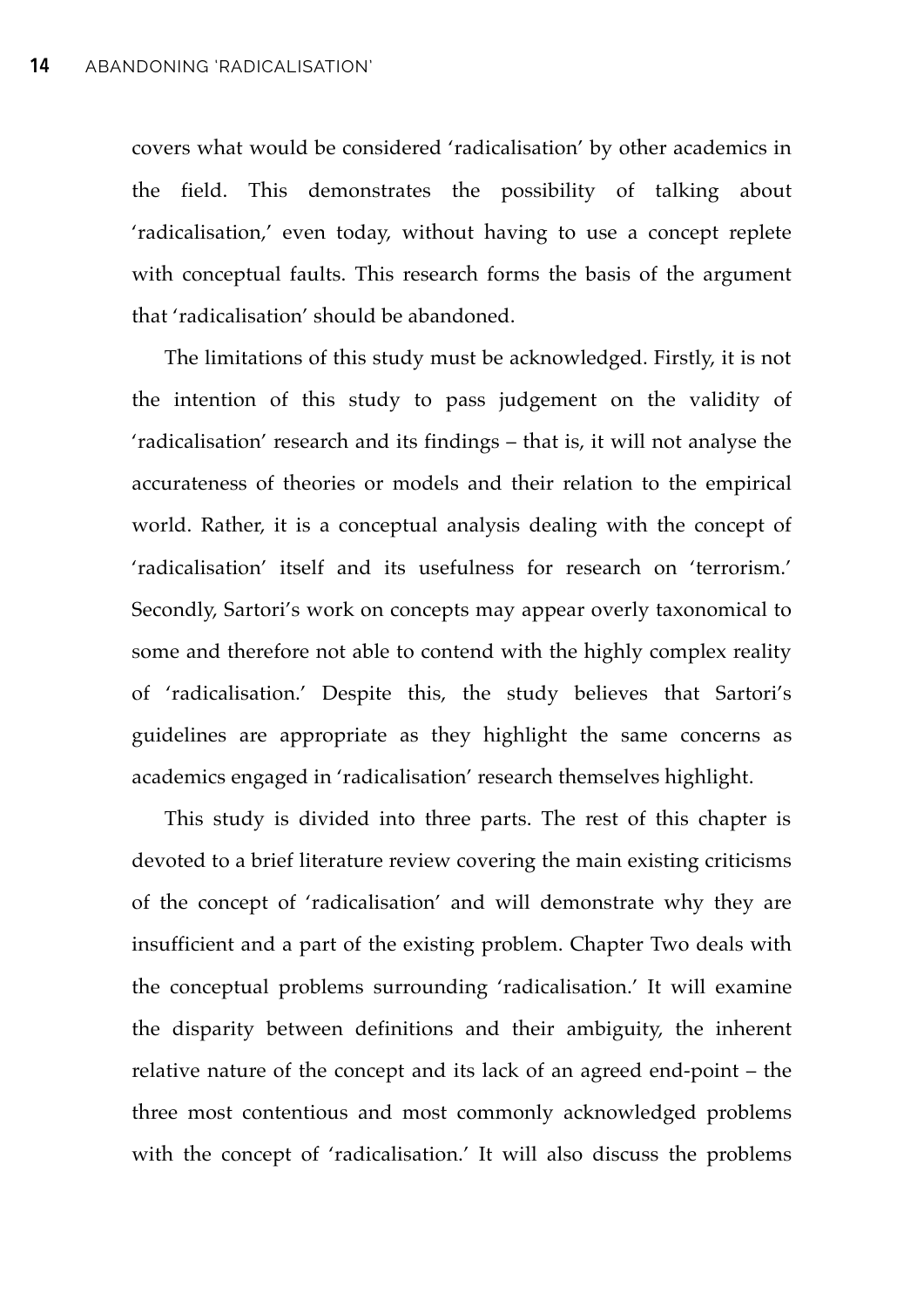covers what would be considered 'radicalisation' by other academics in the field. This demonstrates the possibility of talking about 'radicalisation,' even today, without having to use a concept replete with conceptual faults. This research forms the basis of the argument that 'radicalisation' should be abandoned.

The limitations of this study must be acknowledged. Firstly, it is not the intention of this study to pass judgement on the validity of 'radicalisation' research and its findings – that is, it will not analyse the accurateness of theories or models and their relation to the empirical world. Rather, it is a conceptual analysis dealing with the concept of 'radicalisation' itself and its usefulness for research on 'terrorism.' Secondly, Sartori's work on concepts may appear overly taxonomical to some and therefore not able to contend with the highly complex reality of 'radicalisation.' Despite this, the study believes that Sartori's guidelines are appropriate as they highlight the same concerns as academics engaged in 'radicalisation' research themselves highlight.

This study is divided into three parts. The rest of this chapter is devoted to a brief literature review covering the main existing criticisms of the concept of 'radicalisation' and will demonstrate why they are insufficient and a part of the existing problem. Chapter Two deals with the conceptual problems surrounding 'radicalisation.' It will examine the disparity between definitions and their ambiguity, the inherent relative nature of the concept and its lack of an agreed end-point – the three most contentious and most commonly acknowledged problems with the concept of 'radicalisation.' It will also discuss the problems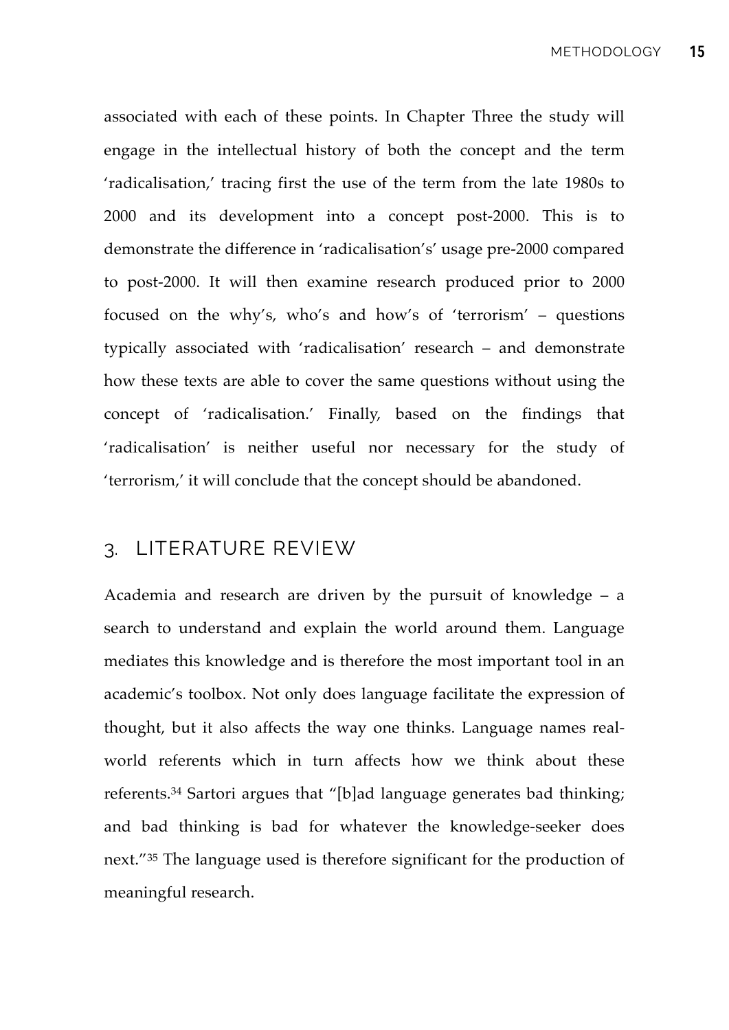associated with each of these points. In Chapter Three the study will engage in the intellectual history of both the concept and the term 'radicalisation,' tracing first the use of the term from the late 1980s to 2000 and its development into a concept post-2000. This is to demonstrate the difference in 'radicalisation's' usage pre-2000 compared to post-2000. It will then examine research produced prior to 2000 focused on the why's, who's and how's of 'terrorism' – questions typically associated with 'radicalisation' research – and demonstrate how these texts are able to cover the same questions without using the concept of 'radicalisation.' Finally, based on the findings that 'radicalisation' is neither useful nor necessary for the study of 'terrorism,' it will conclude that the concept should be abandoned.

## 3. LITERATURE REVIEW

Academia and research are driven by the pursuit of knowledge – a search to understand and explain the world around them. Language mediates this knowledge and is therefore the most important tool in an academic's toolbox. Not only does language facilitate the expression of thought, but it also affects the way one thinks. Language names real-world referents which in turn affects how we think about these referents.[34] Sartori argues that "[b]ad language generates bad thinking; and bad thinking is bad for whatever the knowledge-seeker does next."[35] The language used is therefore significant for the production of meaningful research.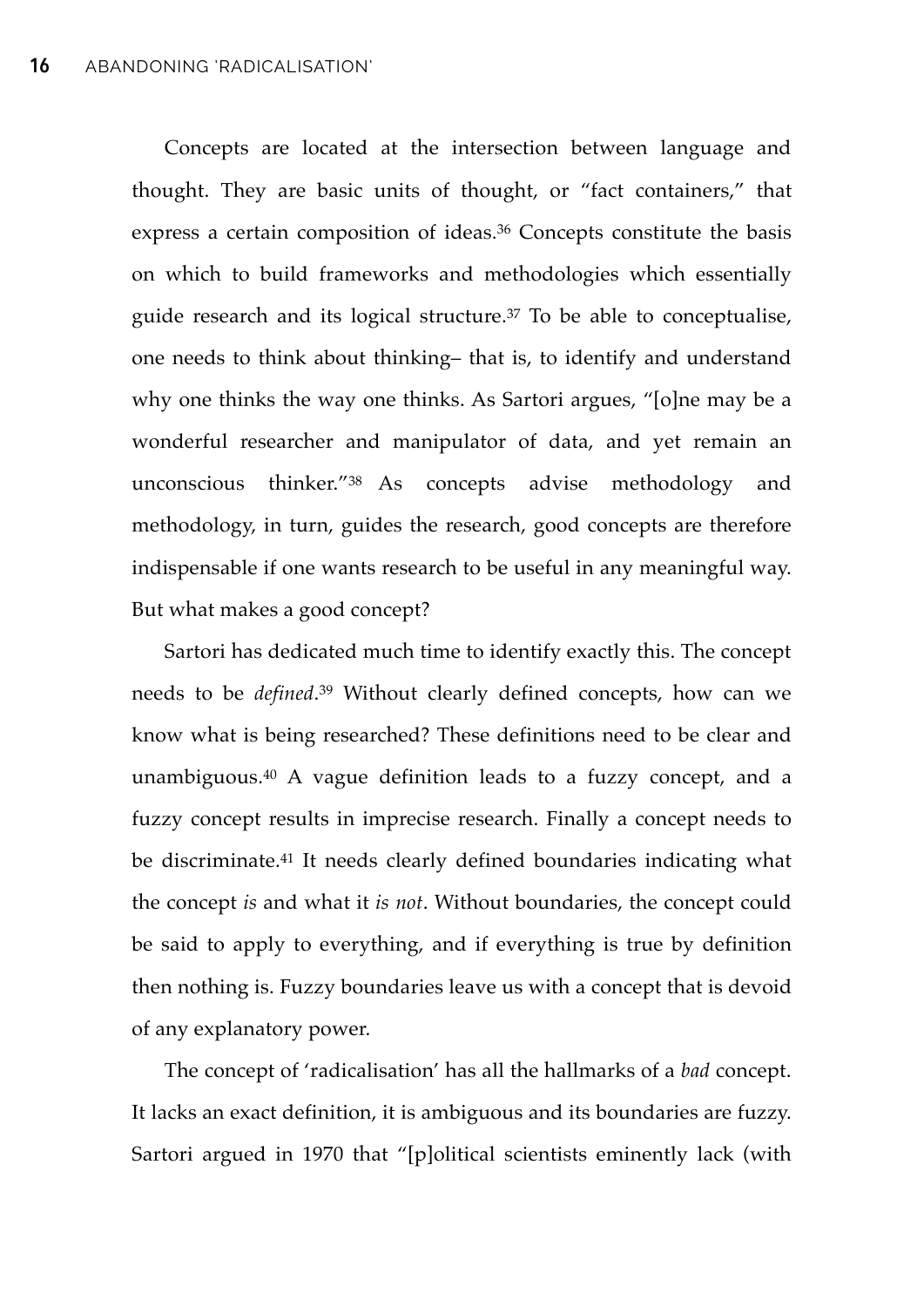Concepts are located at the intersection between language and thought. They are basic units of thought, or "fact containers," that express a certain composition of ideas.[36] Concepts constitute the basis on which to build frameworks and methodologies which essentially guide research and its logical structure.[37] To be able to conceptualise, one needs to think about thinking– that is, to identify and understand why one thinks the way one thinks. As Sartori argues, "[o]ne may be a wonderful researcher and manipulator of data, and yet remain an unconscious thinker."[38] As concepts advise methodology and methodology, in turn, guides the research, good concepts are therefore indispensable if one wants research to be useful in any meaningful way. But what makes a good concept?

Sartori has dedicated much time to identify exactly this. The concept needs to be *defined*.[39] Without clearly defined concepts, how can we know what is being researched? These definitions need to be clear and unambiguous.[40] A vague definition leads to a fuzzy concept, and a fuzzy concept results in imprecise research. Finally a concept needs to be discriminate.[41] It needs clearly defined boundaries indicating what the concept *is* and what it *is not*. Without boundaries, the concept could be said to apply to everything, and if everything is true by definition then nothing is. Fuzzy boundaries leave us with a concept that is devoid of any explanatory power.

The concept of 'radicalisation' has all the hallmarks of a *bad* concept. It lacks an exact definition, it is ambiguous and its boundaries are fuzzy. Sartori argued in 1970 that "[p]olitical scientists eminently lack (with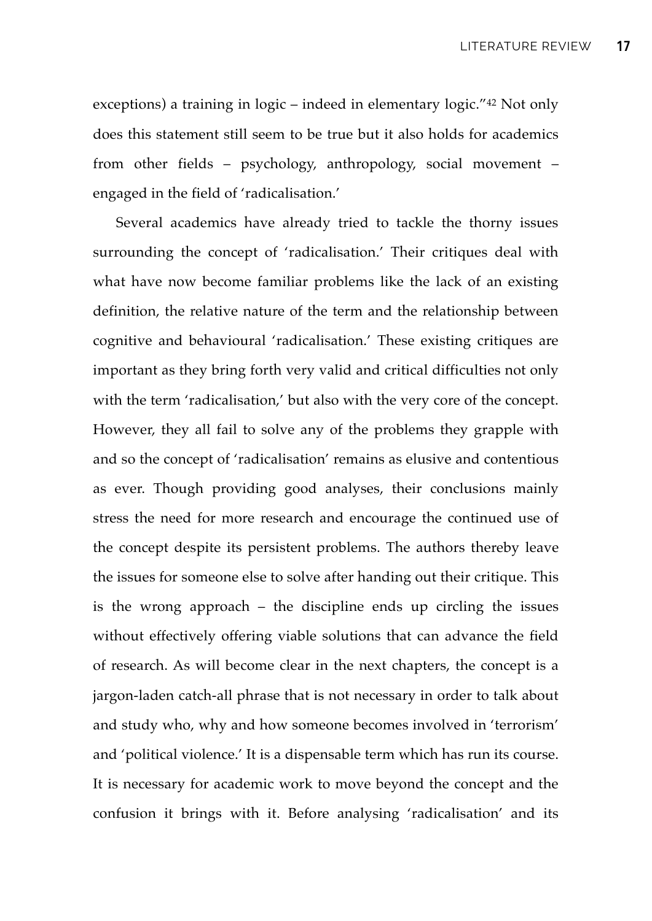exceptions) a training in logic – indeed in elementary logic."[42] Not only does this statement still seem to be true but it also holds for academics from other fields – psychology, anthropology, social movement – engaged in the field of 'radicalisation.'

Several academics have already tried to tackle the thorny issues surrounding the concept of 'radicalisation.' Their critiques deal with what have now become familiar problems like the lack of an existing definition, the relative nature of the term and the relationship between cognitive and behavioural 'radicalisation.' These existing critiques are important as they bring forth very valid and critical difficulties not only with the term 'radicalisation,' but also with the very core of the concept. However, they all fail to solve any of the problems they grapple with and so the concept of 'radicalisation' remains as elusive and contentious as ever. Though providing good analyses, their conclusions mainly stress the need for more research and encourage the continued use of the concept despite its persistent problems. The authors thereby leave the issues for someone else to solve after handing out their critique. This is the wrong approach – the discipline ends up circling the issues without effectively offering viable solutions that can advance the field of research. As will become clear in the next chapters, the concept is a jargon-laden catch-all phrase that is not necessary in order to talk about and study who, why and how someone becomes involved in 'terrorism' and 'political violence.' It is a dispensable term which has run its course. It is necessary for academic work to move beyond the concept and the confusion it brings with it. Before analysing 'radicalisation' and its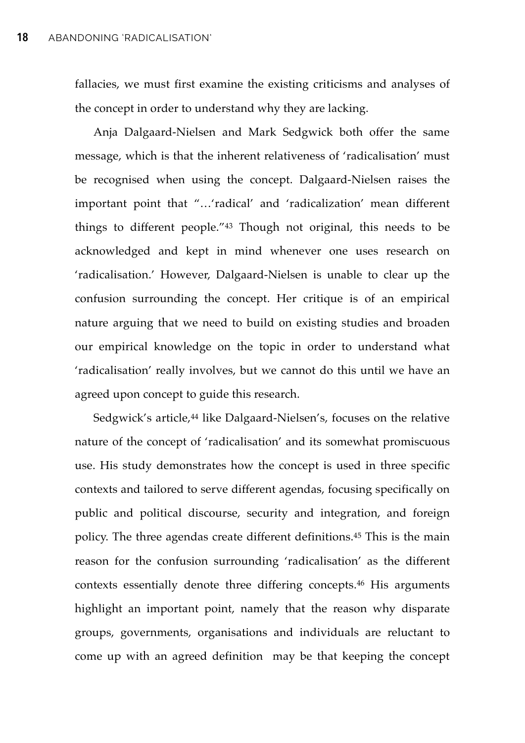fallacies, we must first examine the existing criticisms and analyses of the concept in order to understand why they are lacking.

Anja Dalgaard-Nielsen and Mark Sedgwick both offer the same message, which is that the inherent relativeness of 'radicalisation' must be recognised when using the concept. Dalgaard-Nielsen raises the important point that "…'radical' and 'radicalization' mean different things to different people."[43] Though not original, this needs to be acknowledged and kept in mind whenever one uses research on 'radicalisation.' However, Dalgaard-Nielsen is unable to clear up the confusion surrounding the concept. Her critique is of an empirical nature arguing that we need to build on existing studies and broaden our empirical knowledge on the topic in order to understand what 'radicalisation' really involves, but we cannot do this until we have an agreed upon concept to guide this research.

Sedgwick's article,[44] like Dalgaard-Nielsen's, focuses on the relative nature of the concept of 'radicalisation' and its somewhat promiscuous use. His study demonstrates how the concept is used in three specific contexts and tailored to serve different agendas, focusing specifically on public and political discourse, security and integration, and foreign policy. The three agendas create different definitions.[45] This is the main reason for the confusion surrounding 'radicalisation' as the different contexts essentially denote three differing concepts.[46] His arguments highlight an important point, namely that the reason why disparate groups, governments, organisations and individuals are reluctant to come up with an agreed definition may be that keeping the concept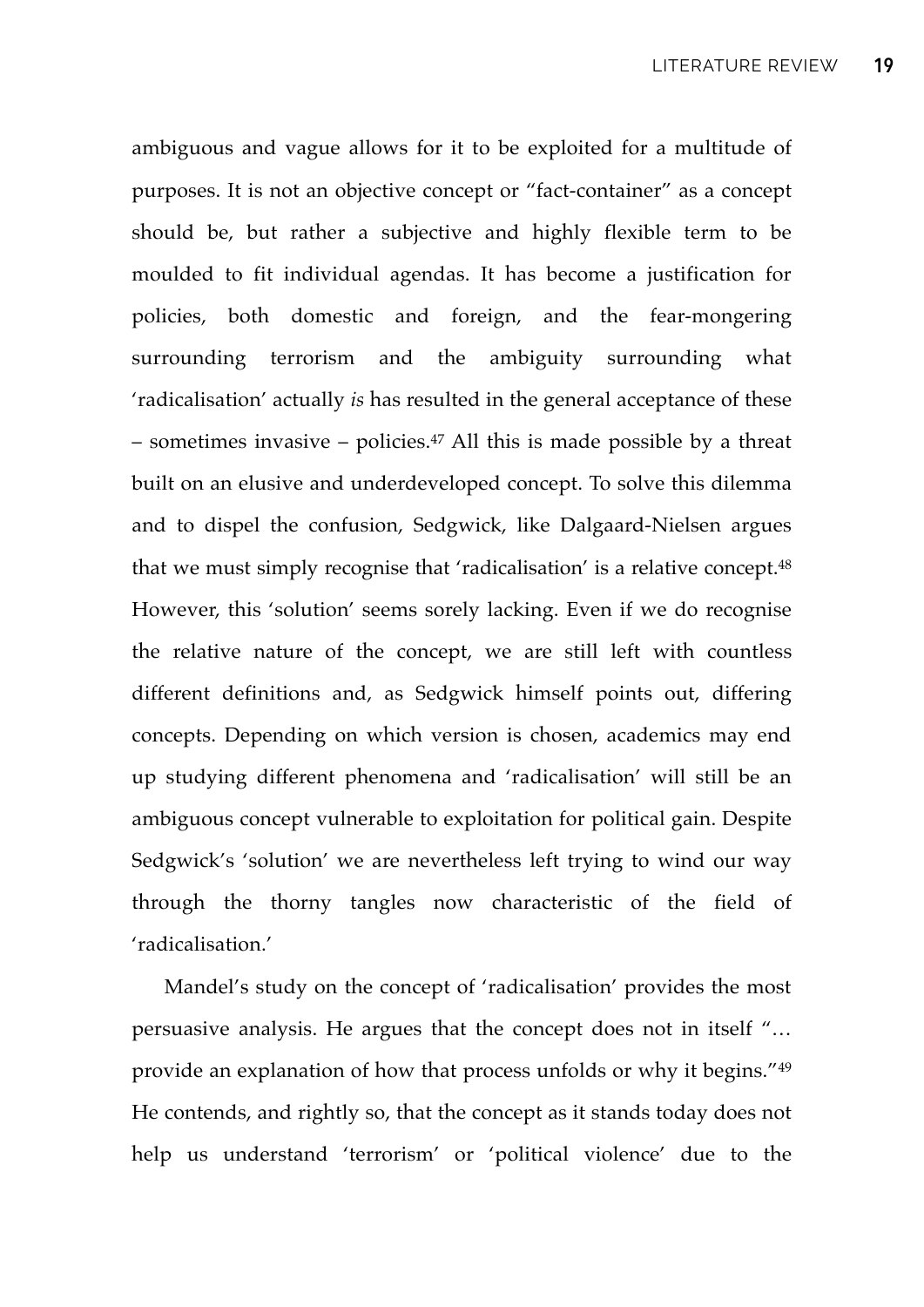ambiguous and vague allows for it to be exploited for a multitude of purposes. It is not an objective concept or "fact-container" as a concept should be, but rather a subjective and highly flexible term to be moulded to fit individual agendas. It has become a justification for policies, both domestic and foreign, and the fear-mongering surrounding terrorism and the ambiguity surrounding what 'radicalisation' actually *is* has resulted in the general acceptance of these – sometimes invasive – policies.[47] All this is made possible by a threat built on an elusive and underdeveloped concept. To solve this dilemma and to dispel the confusion, Sedgwick, like Dalgaard-Nielsen argues that we must simply recognise that 'radicalisation' is a relative concept.[48] However, this 'solution' seems sorely lacking. Even if we do recognise the relative nature of the concept, we are still left with countless different definitions and, as Sedgwick himself points out, differing concepts. Depending on which version is chosen, academics may end up studying different phenomena and 'radicalisation' will still be an ambiguous concept vulnerable to exploitation for political gain. Despite Sedgwick's 'solution' we are nevertheless left trying to wind our way through the thorny tangles now characteristic of the field of 'radicalisation.'

Mandel's study on the concept of 'radicalisation' provides the most persuasive analysis. He argues that the concept does not in itself "… provide an explanation of how that process unfolds or why it begins."[49] He contends, and rightly so, that the concept as it stands today does not help us understand 'terrorism' or 'political violence' due to the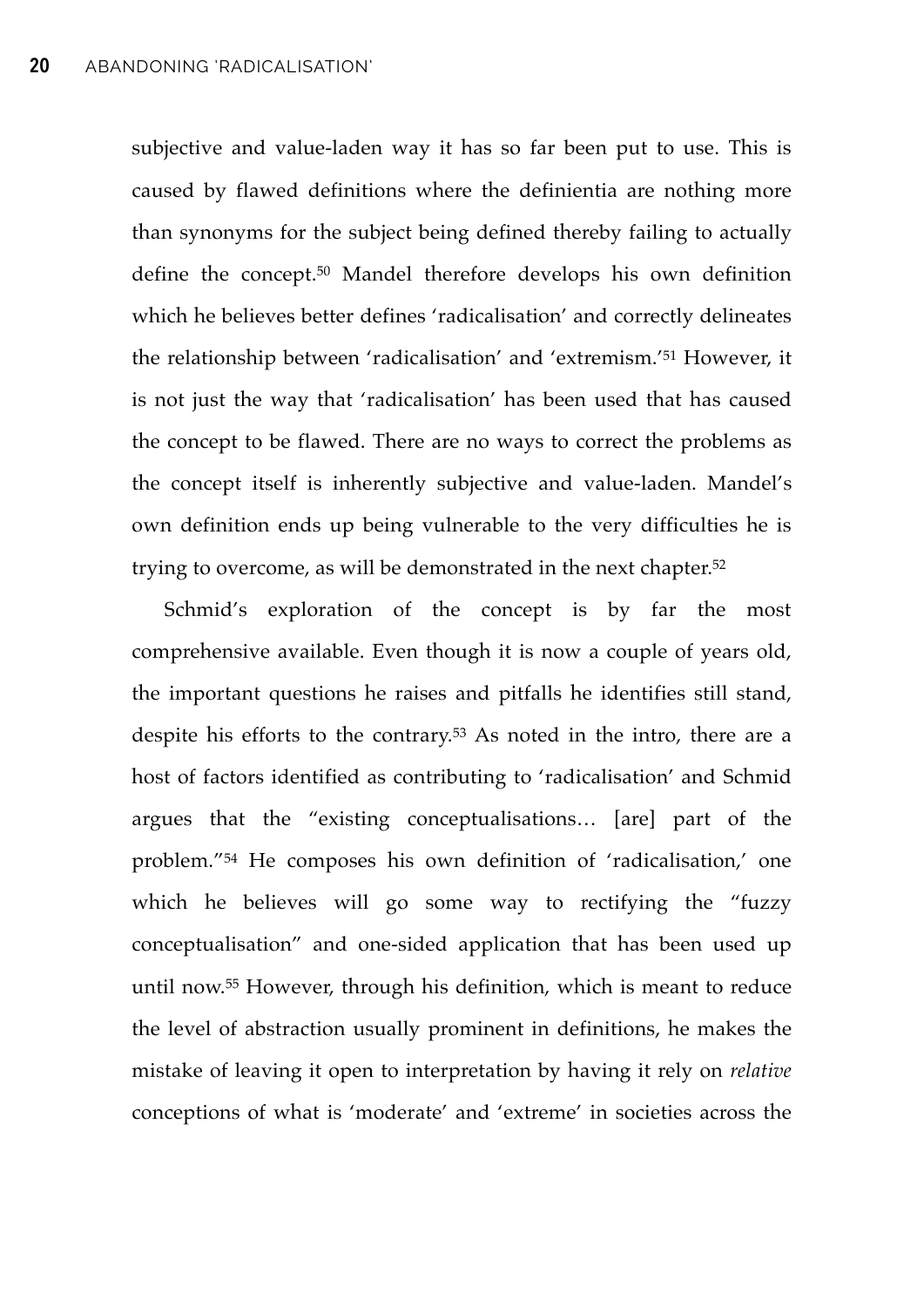subjective and value-laden way it has so far been put to use. This is caused by flawed definitions where the definientia are nothing more than synonyms for the subject being defined thereby failing to actually define the concept.[50] Mandel therefore develops his own definition which he believes better defines 'radicalisation' and correctly delineates the relationship between 'radicalisation' and 'extremism.'[51] However, it is not just the way that 'radicalisation' has been used that has caused the concept to be flawed. There are no ways to correct the problems as the concept itself is inherently subjective and value-laden. Mandel's own definition ends up being vulnerable to the very difficulties he is trying to overcome, as will be demonstrated in the next chapter.[52]

Schmid's exploration of the concept is by far the most comprehensive available. Even though it is now a couple of years old, the important questions he raises and pitfalls he identifies still stand, despite his efforts to the contrary.[53] As noted in the intro, there are a host of factors identified as contributing to 'radicalisation' and Schmid argues that the "existing conceptualisations… [are] part of the problem."[54] He composes his own definition of 'radicalisation,' one which he believes will go some way to rectifying the "fuzzy conceptualisation" and one-sided application that has been used up until now.[55] However, through his definition, which is meant to reduce the level of abstraction usually prominent in definitions, he makes the mistake of leaving it open to interpretation by having it rely on *relative* conceptions of what is 'moderate' and 'extreme' in societies across the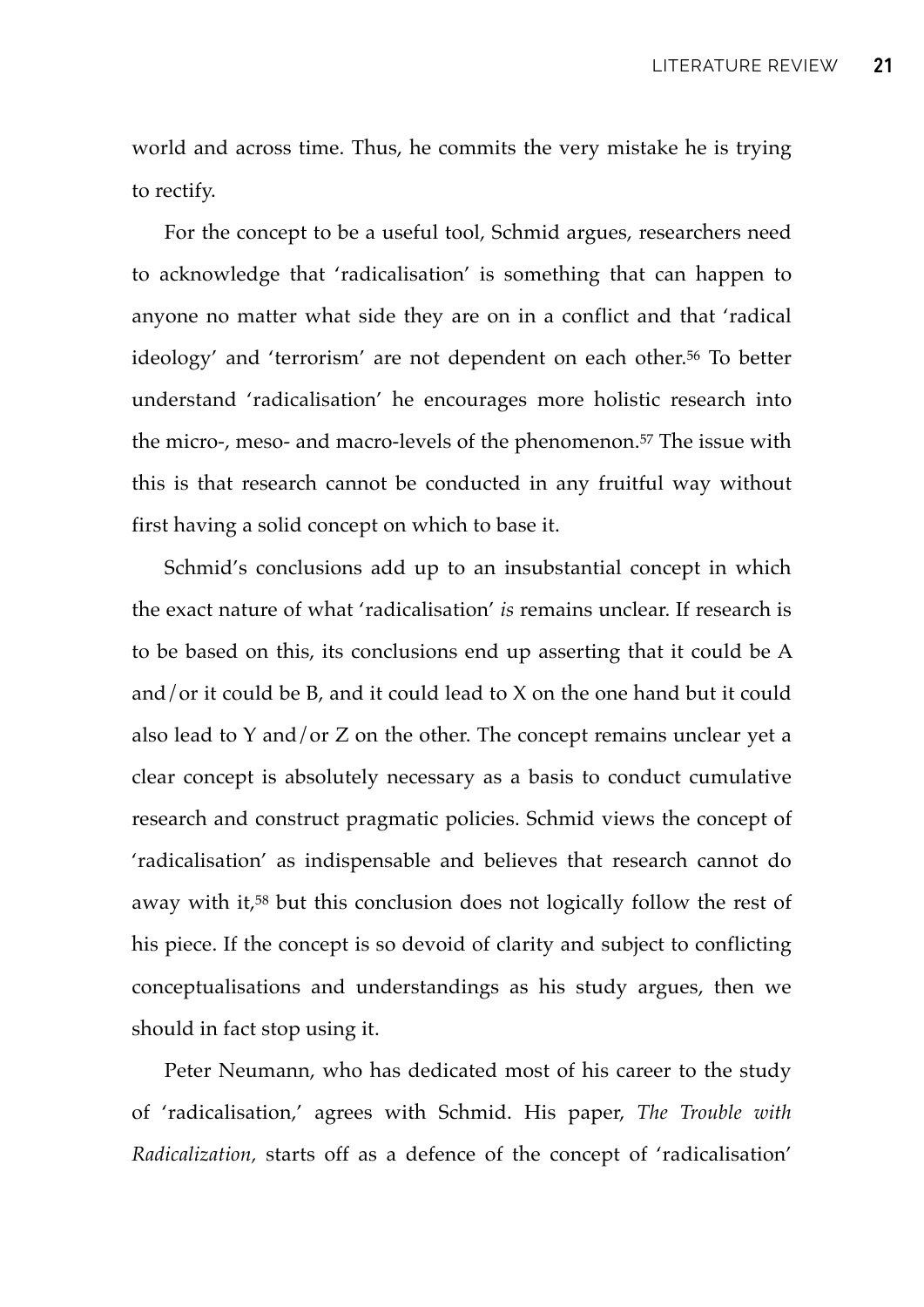world and across time. Thus, he commits the very mistake he is trying to rectify.

For the concept to be a useful tool, Schmid argues, researchers need to acknowledge that 'radicalisation' is something that can happen to anyone no matter what side they are on in a conflict and that 'radical ideology' and 'terrorism' are not dependent on each other.[56] To better understand 'radicalisation' he encourages more holistic research into the micro-, meso- and macro-levels of the phenomenon.[57] The issue with this is that research cannot be conducted in any fruitful way without first having a solid concept on which to base it.

Schmid's conclusions add up to an insubstantial concept in which the exact nature of what 'radicalisation' *is* remains unclear. If research is to be based on this, its conclusions end up asserting that it could be A and/or it could be B, and it could lead to X on the one hand but it could also lead to Y and/or Z on the other. The concept remains unclear yet a clear concept is absolutely necessary as a basis to conduct cumulative research and construct pragmatic policies. Schmid views the concept of 'radicalisation' as indispensable and believes that research cannot do away with it,[58] but this conclusion does not logically follow the rest of his piece. If the concept is so devoid of clarity and subject to conflicting conceptualisations and understandings as his study argues, then we should in fact stop using it.

Peter Neumann, who has dedicated most of his career to the study of 'radicalisation,' agrees with Schmid. His paper, *The Trouble with Radicalization*, starts off as a defence of the concept of 'radicalisation'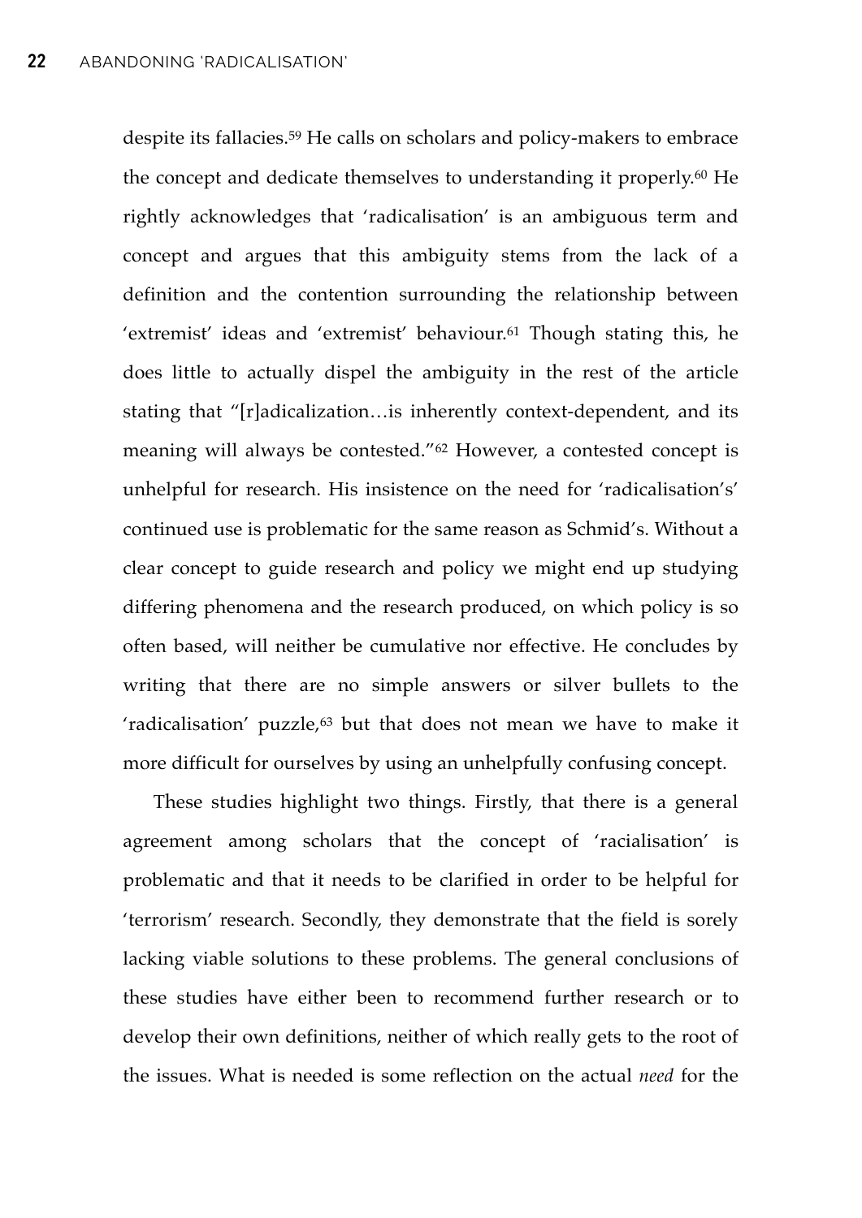despite its fallacies.[59] He calls on scholars and policy-makers to embrace the concept and dedicate themselves to understanding it properly.[60] He rightly acknowledges that 'radicalisation' is an ambiguous term and concept and argues that this ambiguity stems from the lack of a definition and the contention surrounding the relationship between 'extremist' ideas and 'extremist' behaviour.[61] Though stating this, he does little to actually dispel the ambiguity in the rest of the article stating that "[r]adicalization…is inherently context-dependent, and its meaning will always be contested."[62] However, a contested concept is unhelpful for research. His insistence on the need for 'radicalisation's' continued use is problematic for the same reason as Schmid's. Without a clear concept to guide research and policy we might end up studying differing phenomena and the research produced, on which policy is so often based, will neither be cumulative nor effective. He concludes by writing that there are no simple answers or silver bullets to the 'radicalisation' puzzle,[63] but that does not mean we have to make it more difficult for ourselves by using an unhelpfully confusing concept.

These studies highlight two things. Firstly, that there is a general agreement among scholars that the concept of 'racialisation' is problematic and that it needs to be clarified in order to be helpful for 'terrorism' research. Secondly, they demonstrate that the field is sorely lacking viable solutions to these problems. The general conclusions of these studies have either been to recommend further research or to develop their own definitions, neither of which really gets to the root of the issues. What is needed is some reflection on the actual *need* for the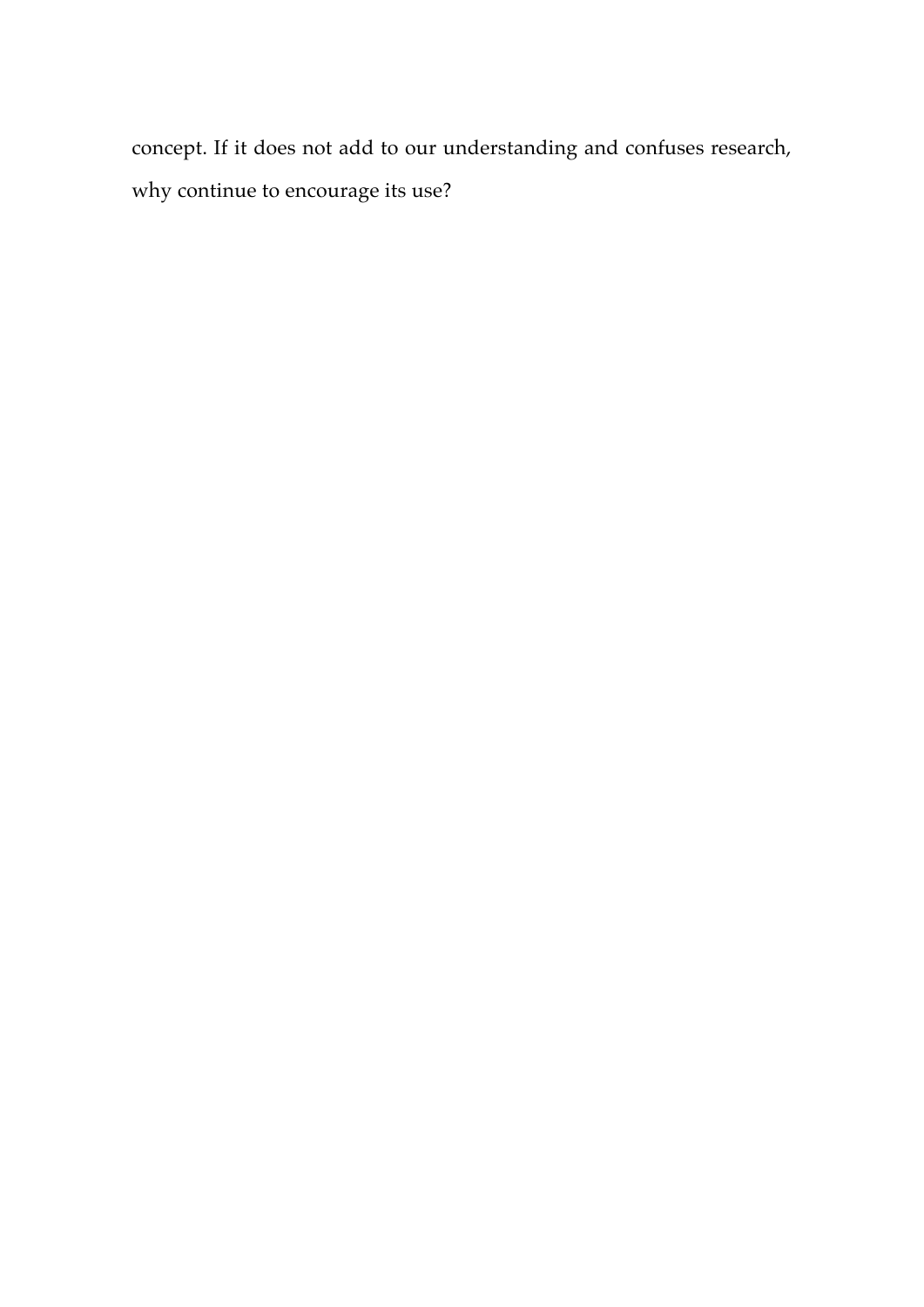concept. If it does not add to our understanding and confuses research, why continue to encourage its use?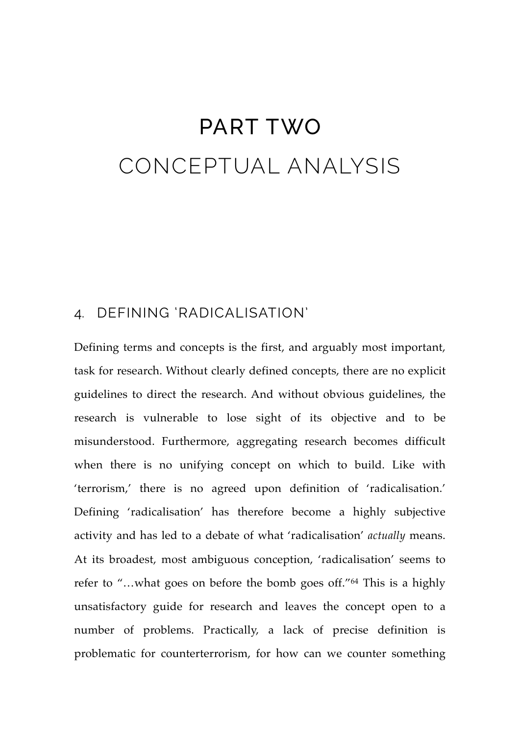# PART TWO
# CONCEPTUAL ANALYSIS

## 4. DEFINING 'RADICALISATION'

Defining terms and concepts is the first, and arguably most important, task for research. Without clearly defined concepts, there are no explicit guidelines to direct the research. And without obvious guidelines, the research is vulnerable to lose sight of its objective and to be misunderstood. Furthermore, aggregating research becomes difficult when there is no unifying concept on which to build. Like with 'terrorism,' there is no agreed upon definition of 'radicalisation.' Defining 'radicalisation' has therefore become a highly subjective activity and has led to a debate of what 'radicalisation' *actually* means. At its broadest, most ambiguous conception, 'radicalisation' seems to refer to "…what goes on before the bomb goes off."[64] This is a highly unsatisfactory guide for research and leaves the concept open to a number of problems. Practically, a lack of precise definition is problematic for counterterrorism, for how can we counter something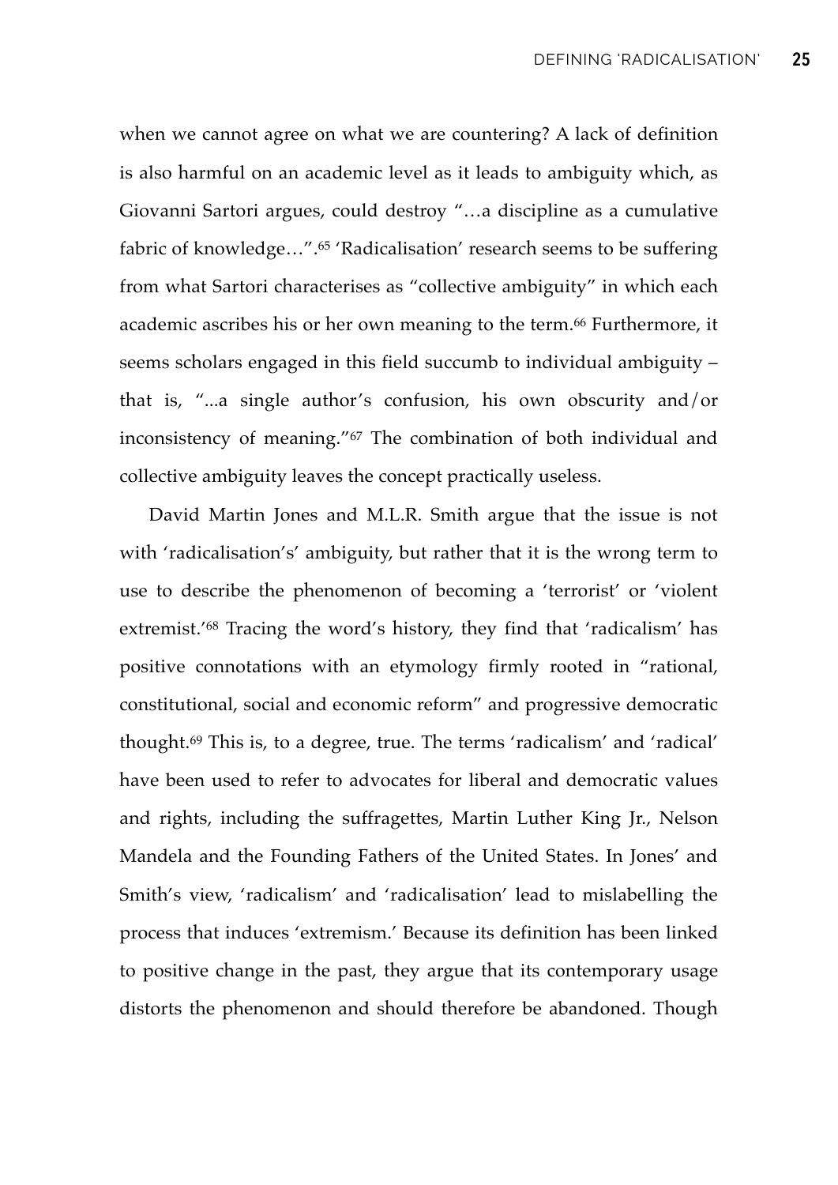when we cannot agree on what we are countering? A lack of definition is also harmful on an academic level as it leads to ambiguity which, as Giovanni Sartori argues, could destroy "…a discipline as a cumulative fabric of knowledge…".[65] 'Radicalisation' research seems to be suffering from what Sartori characterises as "collective ambiguity" in which each academic ascribes his or her own meaning to the term.[66] Furthermore, it seems scholars engaged in this field succumb to individual ambiguity – that is, "...a single author's confusion, his own obscurity and/or inconsistency of meaning."[67] The combination of both individual and collective ambiguity leaves the concept practically useless.

David Martin Jones and M.L.R. Smith argue that the issue is not with 'radicalisation's' ambiguity, but rather that it is the wrong term to use to describe the phenomenon of becoming a 'terrorist' or 'violent extremist.'[68] Tracing the word's history, they find that 'radicalism' has positive connotations with an etymology firmly rooted in "rational, constitutional, social and economic reform" and progressive democratic thought.[69] This is, to a degree, true. The terms 'radicalism' and 'radical' have been used to refer to advocates for liberal and democratic values and rights, including the suffragettes, Martin Luther King Jr., Nelson Mandela and the Founding Fathers of the United States. In Jones' and Smith's view, 'radicalism' and 'radicalisation' lead to mislabelling the process that induces 'extremism.' Because its definition has been linked to positive change in the past, they argue that its contemporary usage distorts the phenomenon and should therefore be abandoned. Though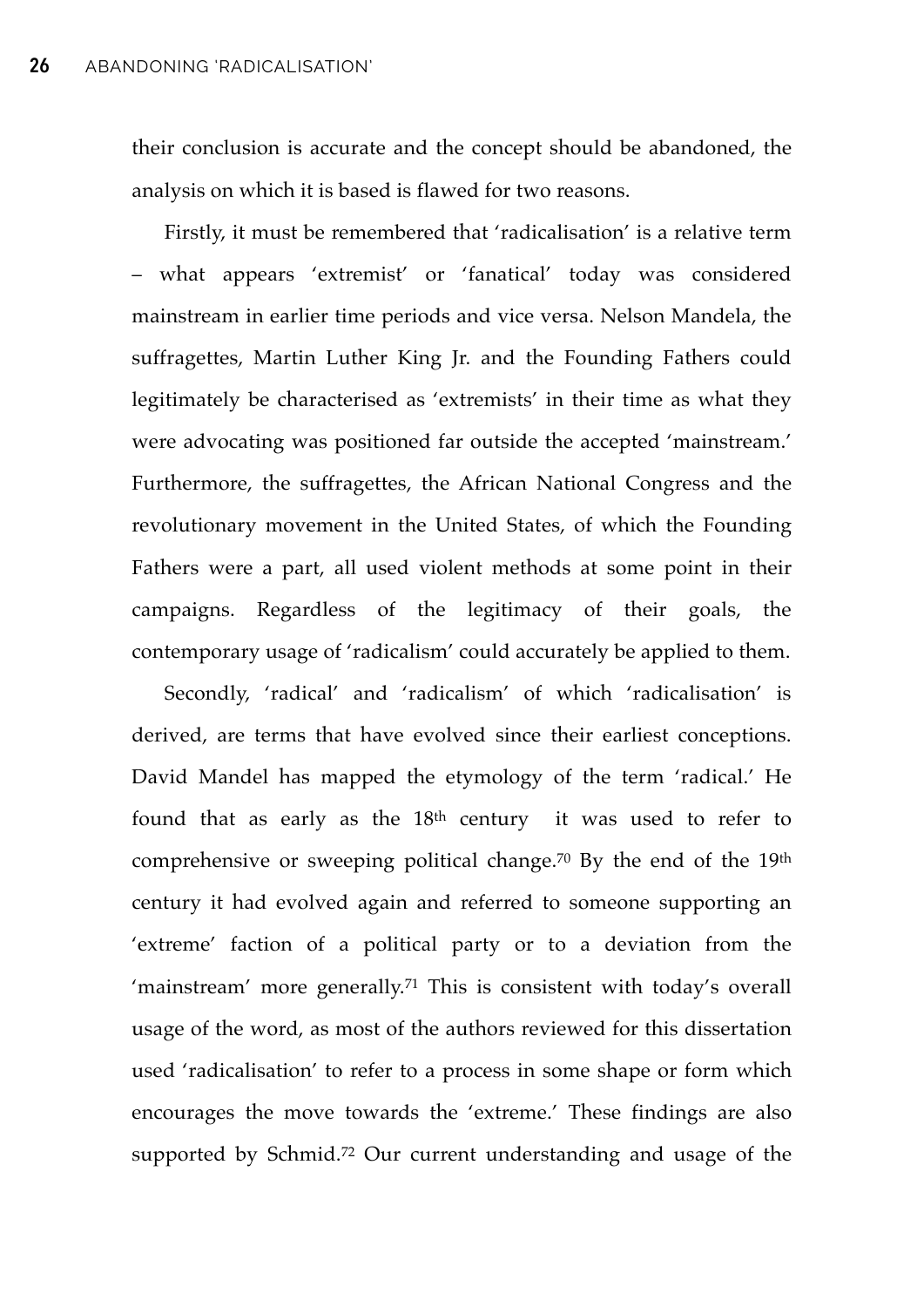their conclusion is accurate and the concept should be abandoned, the analysis on which it is based is flawed for two reasons.

Firstly, it must be remembered that 'radicalisation' is a relative term – what appears 'extremist' or 'fanatical' today was considered mainstream in earlier time periods and vice versa. Nelson Mandela, the suffragettes, Martin Luther King Jr. and the Founding Fathers could legitimately be characterised as 'extremists' in their time as what they were advocating was positioned far outside the accepted 'mainstream.' Furthermore, the suffragettes, the African National Congress and the revolutionary movement in the United States, of which the Founding Fathers were a part, all used violent methods at some point in their campaigns. Regardless of the legitimacy of their goals, the contemporary usage of 'radicalism' could accurately be applied to them.

Secondly, 'radical' and 'radicalism' of which 'radicalisation' is derived, are terms that have evolved since their earliest conceptions. David Mandel has mapped the etymology of the term 'radical.' He found that as early as the 18th century it was used to refer to comprehensive or sweeping political change.[70] By the end of the 19th century it had evolved again and referred to someone supporting an 'extreme' faction of a political party or to a deviation from the 'mainstream' more generally.[71] This is consistent with today's overall usage of the word, as most of the authors reviewed for this dissertation used 'radicalisation' to refer to a process in some shape or form which encourages the move towards the 'extreme.' These findings are also supported by Schmid.[72] Our current understanding and usage of the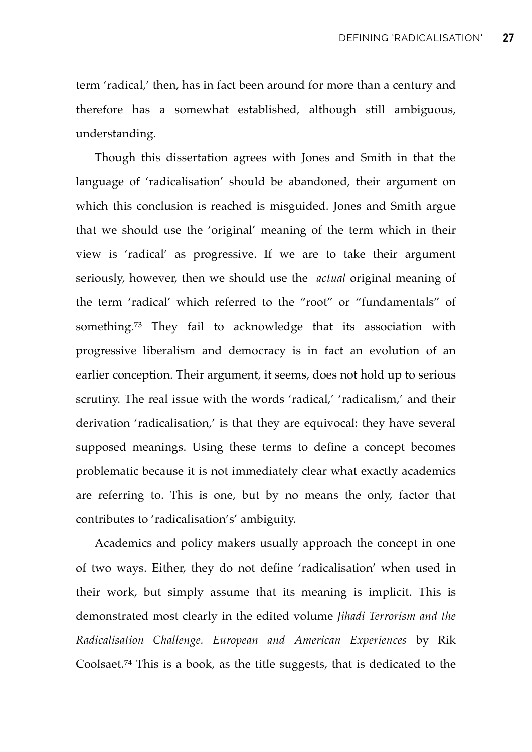term 'radical,' then, has in fact been around for more than a century and therefore has a somewhat established, although still ambiguous, understanding.

Though this dissertation agrees with Jones and Smith in that the language of 'radicalisation' should be abandoned, their argument on which this conclusion is reached is misguided. Jones and Smith argue that we should use the 'original' meaning of the term which in their view is 'radical' as progressive. If we are to take their argument seriously, however, then we should use the *actual* original meaning of the term 'radical' which referred to the "root" or "fundamentals" of something.[73] They fail to acknowledge that its association with progressive liberalism and democracy is in fact an evolution of an earlier conception. Their argument, it seems, does not hold up to serious scrutiny. The real issue with the words 'radical,' 'radicalism,' and their derivation 'radicalisation,' is that they are equivocal: they have several supposed meanings. Using these terms to define a concept becomes problematic because it is not immediately clear what exactly academics are referring to. This is one, but by no means the only, factor that contributes to 'radicalisation's' ambiguity.

Academics and policy makers usually approach the concept in one of two ways. Either, they do not define 'radicalisation' when used in their work, but simply assume that its meaning is implicit. This is demonstrated most clearly in the edited volume *Jihadi Terrorism and the Radicalisation Challenge. European and American Experiences* by Rik Coolsaet.[74] This is a book, as the title suggests, that is dedicated to the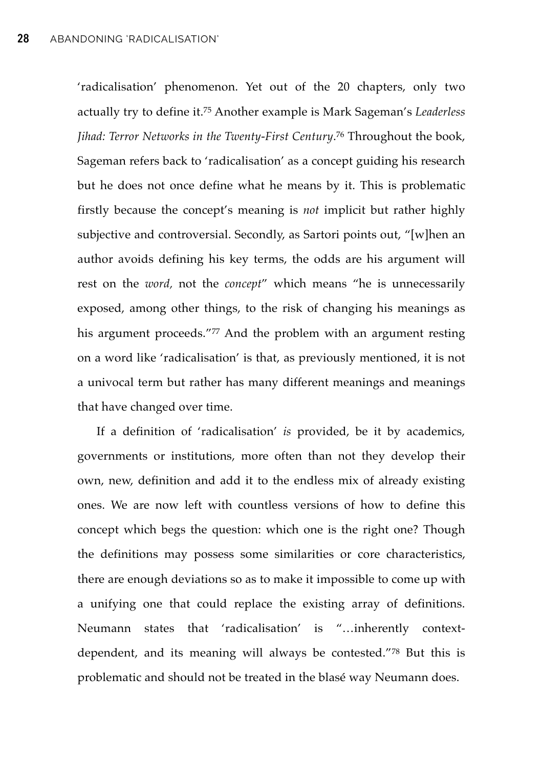'radicalisation' phenomenon. Yet out of the 20 chapters, only two actually try to define it.[75] Another example is Mark Sageman's *Leaderless Jihad: Terror Networks in the Twenty-First Century*.[76] Throughout the book, Sageman refers back to 'radicalisation' as a concept guiding his research but he does not once define what he means by it. This is problematic firstly because the concept's meaning is *not* implicit but rather highly subjective and controversial. Secondly, as Sartori points out, "[w]hen an author avoids defining his key terms, the odds are his argument will rest on the *word,* not the *concept*" which means "he is unnecessarily exposed, among other things, to the risk of changing his meanings as his argument proceeds."[77] And the problem with an argument resting on a word like 'radicalisation' is that, as previously mentioned, it is not a univocal term but rather has many different meanings and meanings that have changed over time.

If a definition of 'radicalisation' *is* provided, be it by academics, governments or institutions, more often than not they develop their own, new, definition and add it to the endless mix of already existing ones. We are now left with countless versions of how to define this concept which begs the question: which one is the right one? Though the definitions may possess some similarities or core characteristics, there are enough deviations so as to make it impossible to come up with a unifying one that could replace the existing array of definitions. Neumann states that 'radicalisation' is "…inherently context-dependent, and its meaning will always be contested."[78] But this is problematic and should not be treated in the blasé way Neumann does.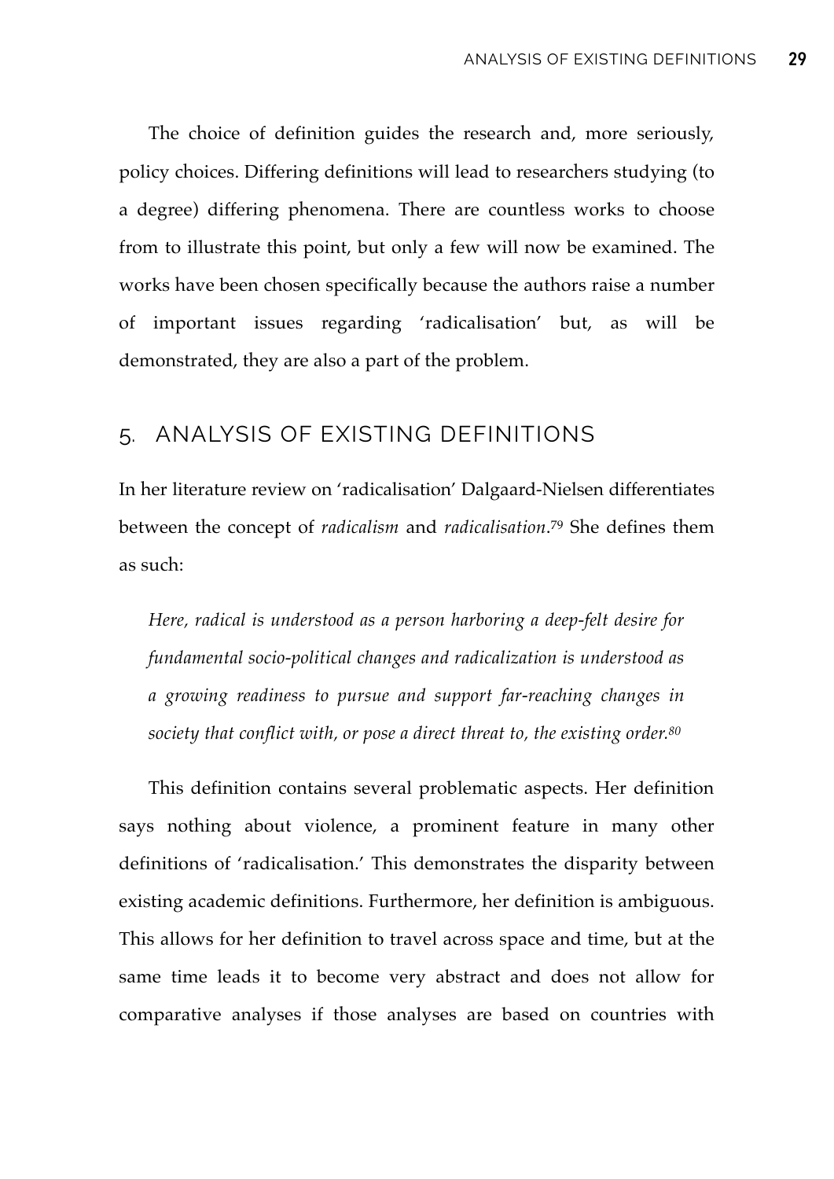The choice of definition guides the research and, more seriously, policy choices. Differing definitions will lead to researchers studying (to a degree) differing phenomena. There are countless works to choose from to illustrate this point, but only a few will now be examined. The works have been chosen specifically because the authors raise a number of important issues regarding 'radicalisation' but, as will be demonstrated, they are also a part of the problem.

## 5. ANALYSIS OF EXISTING DEFINITIONS

In her literature review on 'radicalisation' Dalgaard-Nielsen differentiates between the concept of *radicalism* and *radicalisation*.[79] She defines them as such:

> *Here, radical is understood as a person harboring a deep-felt desire for fundamental socio-political changes and radicalization is understood as a growing readiness to pursue and support far-reaching changes in society that conflict with, or pose a direct threat to, the existing order.*[80]

This definition contains several problematic aspects. Her definition says nothing about violence, a prominent feature in many other definitions of 'radicalisation.' This demonstrates the disparity between existing academic definitions. Furthermore, her definition is ambiguous. This allows for her definition to travel across space and time, but at the same time leads it to become very abstract and does not allow for comparative analyses if those analyses are based on countries with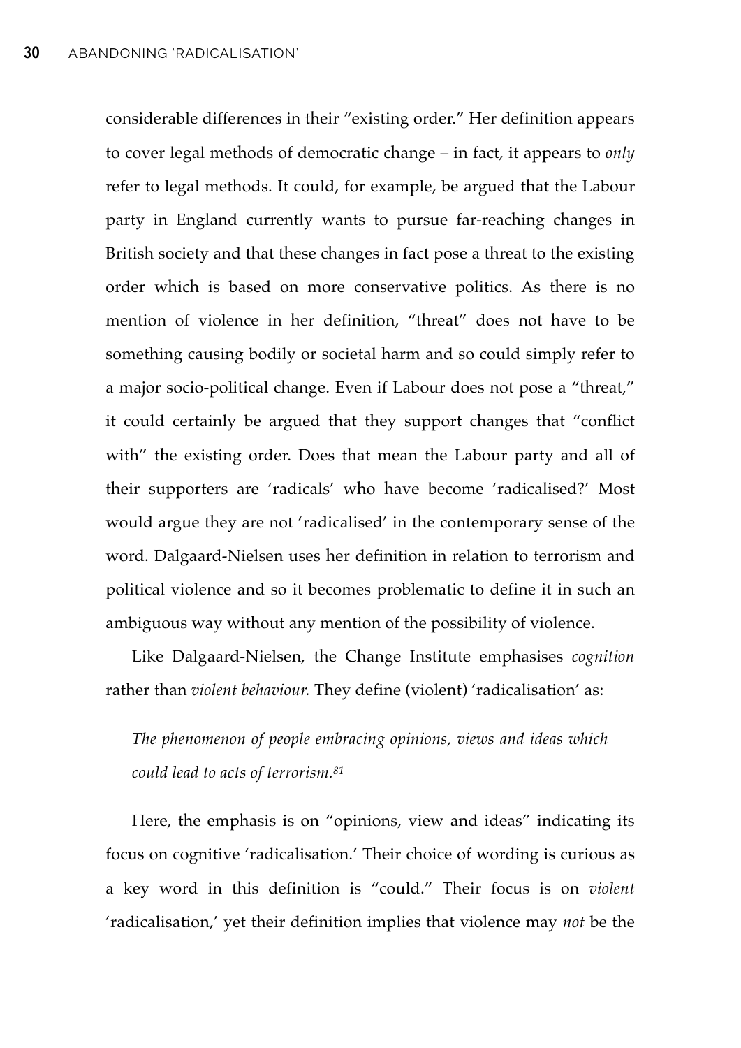considerable differences in their "existing order." Her definition appears to cover legal methods of democratic change – in fact, it appears to *only* refer to legal methods. It could, for example, be argued that the Labour party in England currently wants to pursue far-reaching changes in British society and that these changes in fact pose a threat to the existing order which is based on more conservative politics. As there is no mention of violence in her definition, "threat" does not have to be something causing bodily or societal harm and so could simply refer to a major socio-political change. Even if Labour does not pose a "threat," it could certainly be argued that they support changes that "conflict with" the existing order. Does that mean the Labour party and all of their supporters are 'radicals' who have become 'radicalised?' Most would argue they are not 'radicalised' in the contemporary sense of the word. Dalgaard-Nielsen uses her definition in relation to terrorism and political violence and so it becomes problematic to define it in such an ambiguous way without any mention of the possibility of violence.

Like Dalgaard-Nielsen, the Change Institute emphasises *cognition* rather than *violent behaviour.* They define (violent) 'radicalisation' as:

> *The phenomenon of people embracing opinions, views and ideas which could lead to acts of terrorism.*[81]

Here, the emphasis is on "opinions, view and ideas" indicating its focus on cognitive 'radicalisation.' Their choice of wording is curious as a key word in this definition is "could." Their focus is on *violent* 'radicalisation,' yet their definition implies that violence may *not* be the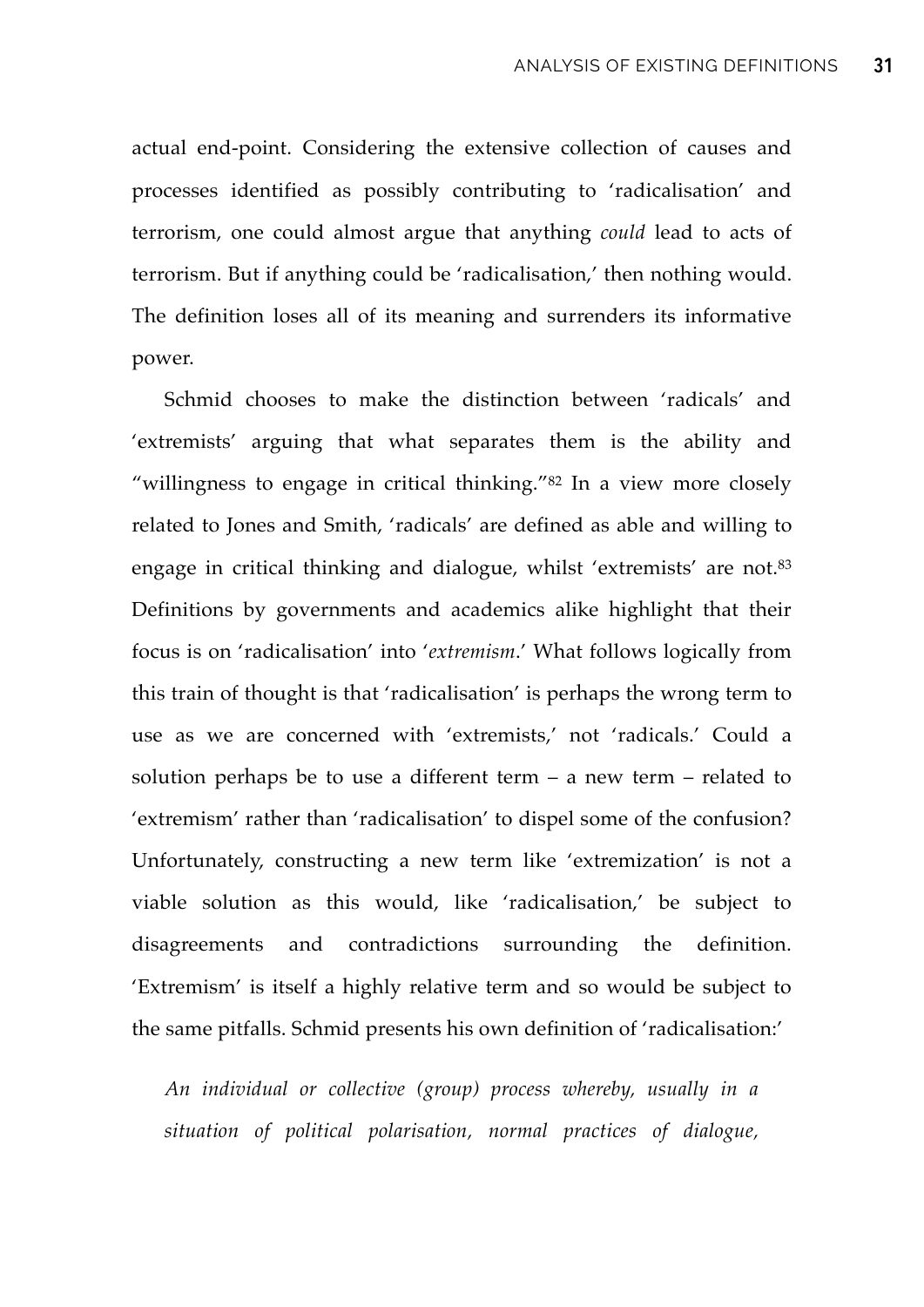actual end-point. Considering the extensive collection of causes and processes identified as possibly contributing to 'radicalisation' and terrorism, one could almost argue that anything *could* lead to acts of terrorism. But if anything could be 'radicalisation,' then nothing would. The definition loses all of its meaning and surrenders its informative power.

Schmid chooses to make the distinction between 'radicals' and 'extremists' arguing that what separates them is the ability and "willingness to engage in critical thinking."[82] In a view more closely related to Jones and Smith, 'radicals' are defined as able and willing to engage in critical thinking and dialogue, whilst 'extremists' are not.[83] Definitions by governments and academics alike highlight that their focus is on 'radicalisation' into '*extremism*.' What follows logically from this train of thought is that 'radicalisation' is perhaps the wrong term to use as we are concerned with 'extremists,' not 'radicals.' Could a solution perhaps be to use a different term – a new term – related to 'extremism' rather than 'radicalisation' to dispel some of the confusion? Unfortunately, constructing a new term like 'extremization' is not a viable solution as this would, like 'radicalisation,' be subject to disagreements and contradictions surrounding the definition. 'Extremism' is itself a highly relative term and so would be subject to the same pitfalls. Schmid presents his own definition of 'radicalisation:'

*An individual or collective (group) process whereby, usually in a situation of political polarisation, normal practices of dialogue,*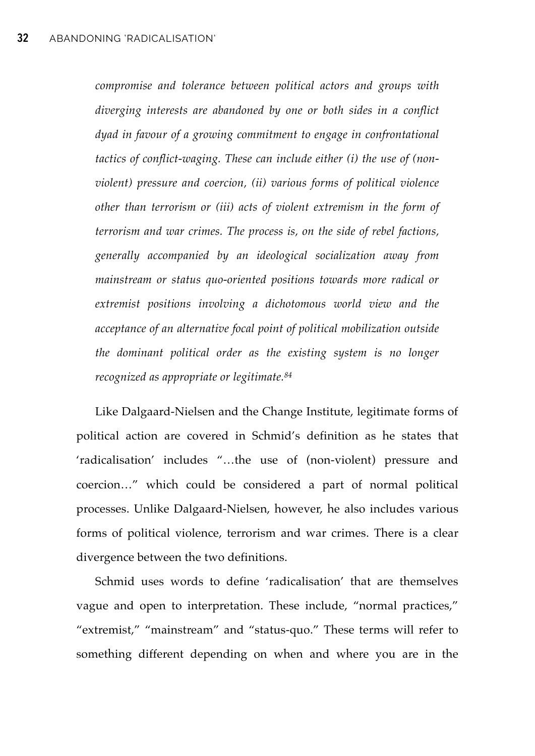*compromise and tolerance between political actors and groups with diverging interests are abandoned by one or both sides in a conflict dyad in favour of a growing commitment to engage in confrontational tactics of conflict-waging. These can include either (i) the use of (non-violent) pressure and coercion, (ii) various forms of political violence other than terrorism or (iii) acts of violent extremism in the form of terrorism and war crimes. The process is, on the side of rebel factions, generally accompanied by an ideological socialization away from mainstream or status quo-oriented positions towards more radical or extremist positions involving a dichotomous world view and the acceptance of an alternative focal point of political mobilization outside the dominant political order as the existing system is no longer recognized as appropriate or legitimate.*[84]

Like Dalgaard-Nielsen and the Change Institute, legitimate forms of political action are covered in Schmid's definition as he states that 'radicalisation' includes "…the use of (non-violent) pressure and coercion…" which could be considered a part of normal political processes. Unlike Dalgaard-Nielsen, however, he also includes various forms of political violence, terrorism and war crimes. There is a clear divergence between the two definitions.

Schmid uses words to define 'radicalisation' that are themselves vague and open to interpretation. These include, "normal practices," "extremist," "mainstream" and "status-quo." These terms will refer to something different depending on when and where you are in the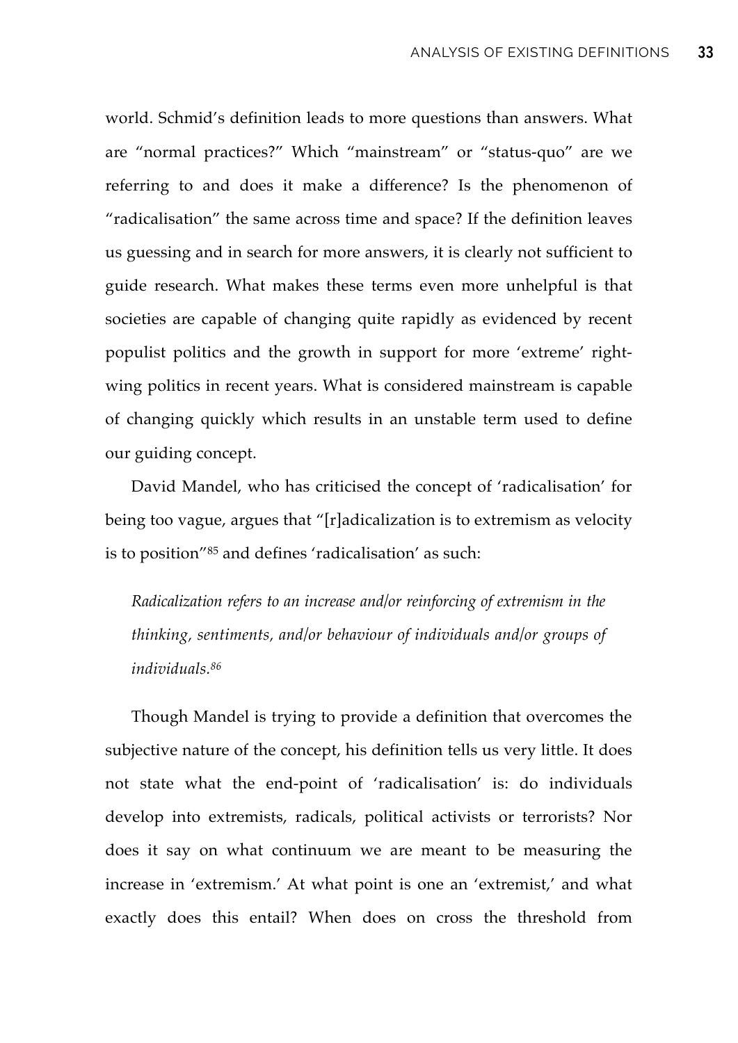world. Schmid's definition leads to more questions than answers. What are "normal practices?" Which "mainstream" or "status-quo" are we referring to and does it make a difference? Is the phenomenon of "radicalisation" the same across time and space? If the definition leaves us guessing and in search for more answers, it is clearly not sufficient to guide research. What makes these terms even more unhelpful is that societies are capable of changing quite rapidly as evidenced by recent populist politics and the growth in support for more 'extreme' right-wing politics in recent years. What is considered mainstream is capable of changing quickly which results in an unstable term used to define our guiding concept.

David Mandel, who has criticised the concept of 'radicalisation' for being too vague, argues that "[r]adicalization is to extremism as velocity is to position"[85] and defines 'radicalisation' as such:

> *Radicalization refers to an increase and/or reinforcing of extremism in the thinking, sentiments, and/or behaviour of individuals and/or groups of individuals.*[86]

Though Mandel is trying to provide a definition that overcomes the subjective nature of the concept, his definition tells us very little. It does not state what the end-point of 'radicalisation' is: do individuals develop into extremists, radicals, political activists or terrorists? Nor does it say on what continuum we are meant to be measuring the increase in 'extremism.' At what point is one an 'extremist,' and what exactly does this entail? When does on cross the threshold from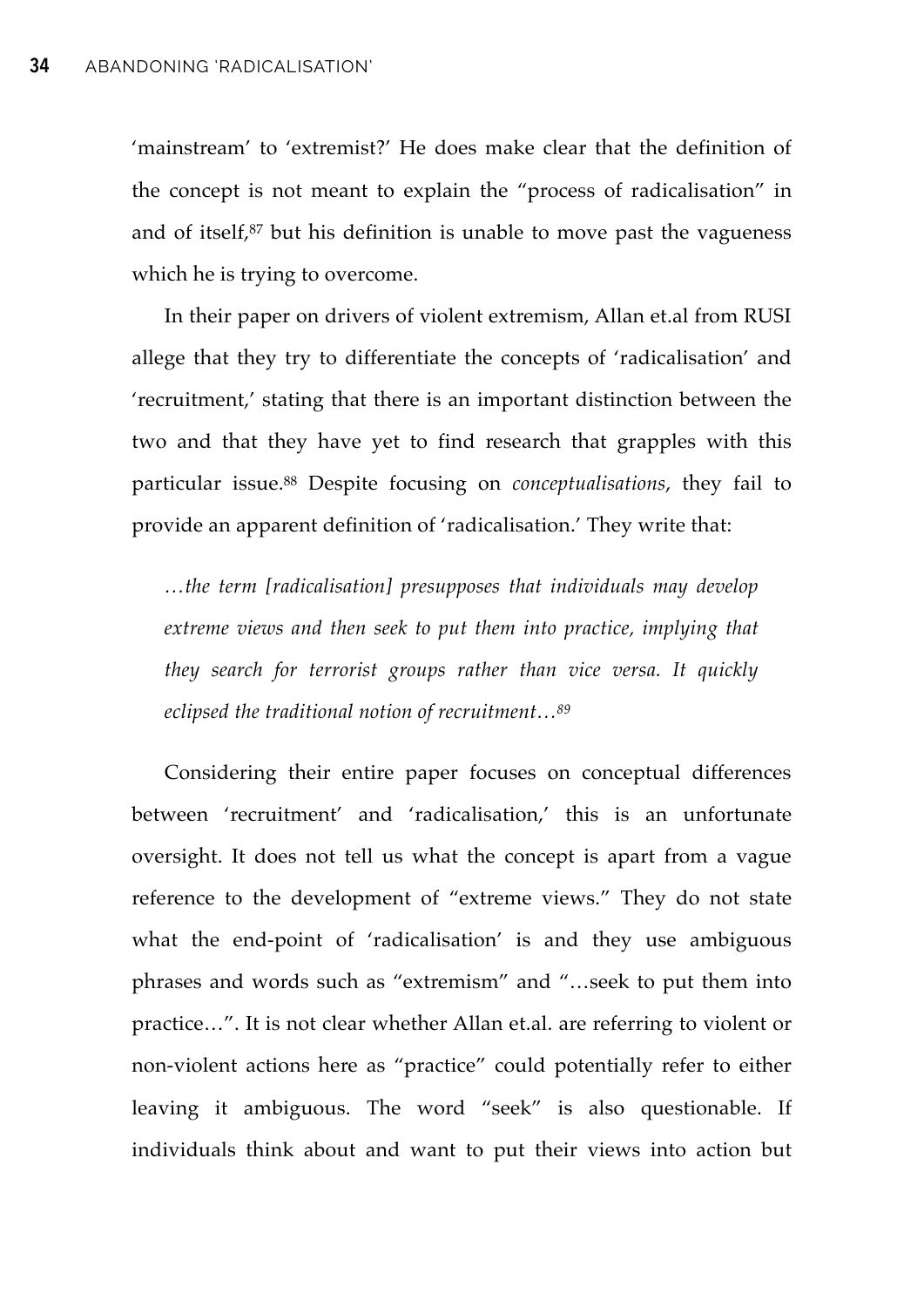'mainstream' to 'extremist?' He does make clear that the definition of the concept is not meant to explain the "process of radicalisation" in and of itself,[87] but his definition is unable to move past the vagueness which he is trying to overcome.

In their paper on drivers of violent extremism, Allan et.al from RUSI allege that they try to differentiate the concepts of 'radicalisation' and 'recruitment,' stating that there is an important distinction between the two and that they have yet to find research that grapples with this particular issue.[88] Despite focusing on *conceptualisations*, they fail to provide an apparent definition of 'radicalisation.' They write that:

> *…the term [radicalisation] presupposes that individuals may develop extreme views and then seek to put them into practice, implying that they search for terrorist groups rather than vice versa. It quickly eclipsed the traditional notion of recruitment…*[89]

Considering their entire paper focuses on conceptual differences between 'recruitment' and 'radicalisation,' this is an unfortunate oversight. It does not tell us what the concept is apart from a vague reference to the development of "extreme views." They do not state what the end-point of 'radicalisation' is and they use ambiguous phrases and words such as "extremism" and "…seek to put them into practice…". It is not clear whether Allan et.al. are referring to violent or non-violent actions here as "practice" could potentially refer to either leaving it ambiguous. The word "seek" is also questionable. If individuals think about and want to put their views into action but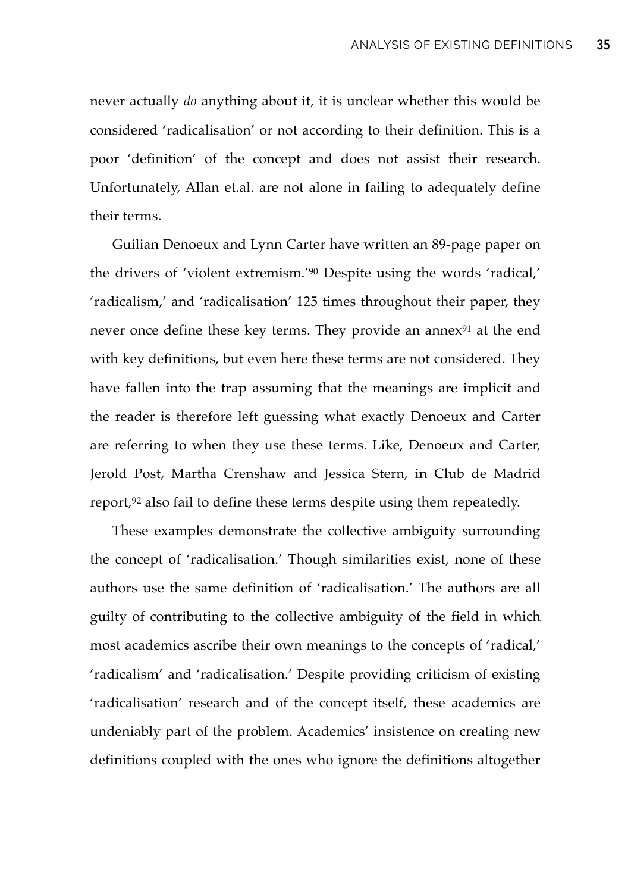never actually *do* anything about it, it is unclear whether this would be considered 'radicalisation' or not according to their definition. This is a poor 'definition' of the concept and does not assist their research. Unfortunately, Allan et.al. are not alone in failing to adequately define their terms.

Guilian Denoeux and Lynn Carter have written an 89-page paper on the drivers of 'violent extremism.'[90] Despite using the words 'radical,' 'radicalism,' and 'radicalisation' 125 times throughout their paper, they never once define these key terms. They provide an annex[91] at the end with key definitions, but even here these terms are not considered. They have fallen into the trap assuming that the meanings are implicit and the reader is therefore left guessing what exactly Denoeux and Carter are referring to when they use these terms. Like, Denoeux and Carter, Jerold Post, Martha Crenshaw and Jessica Stern, in Club de Madrid report,[92] also fail to define these terms despite using them repeatedly.

These examples demonstrate the collective ambiguity surrounding the concept of 'radicalisation.' Though similarities exist, none of these authors use the same definition of 'radicalisation.' The authors are all guilty of contributing to the collective ambiguity of the field in which most academics ascribe their own meanings to the concepts of 'radical,' 'radicalism' and 'radicalisation.' Despite providing criticism of existing 'radicalisation' research and of the concept itself, these academics are undeniably part of the problem. Academics' insistence on creating new definitions coupled with the ones who ignore the definitions altogether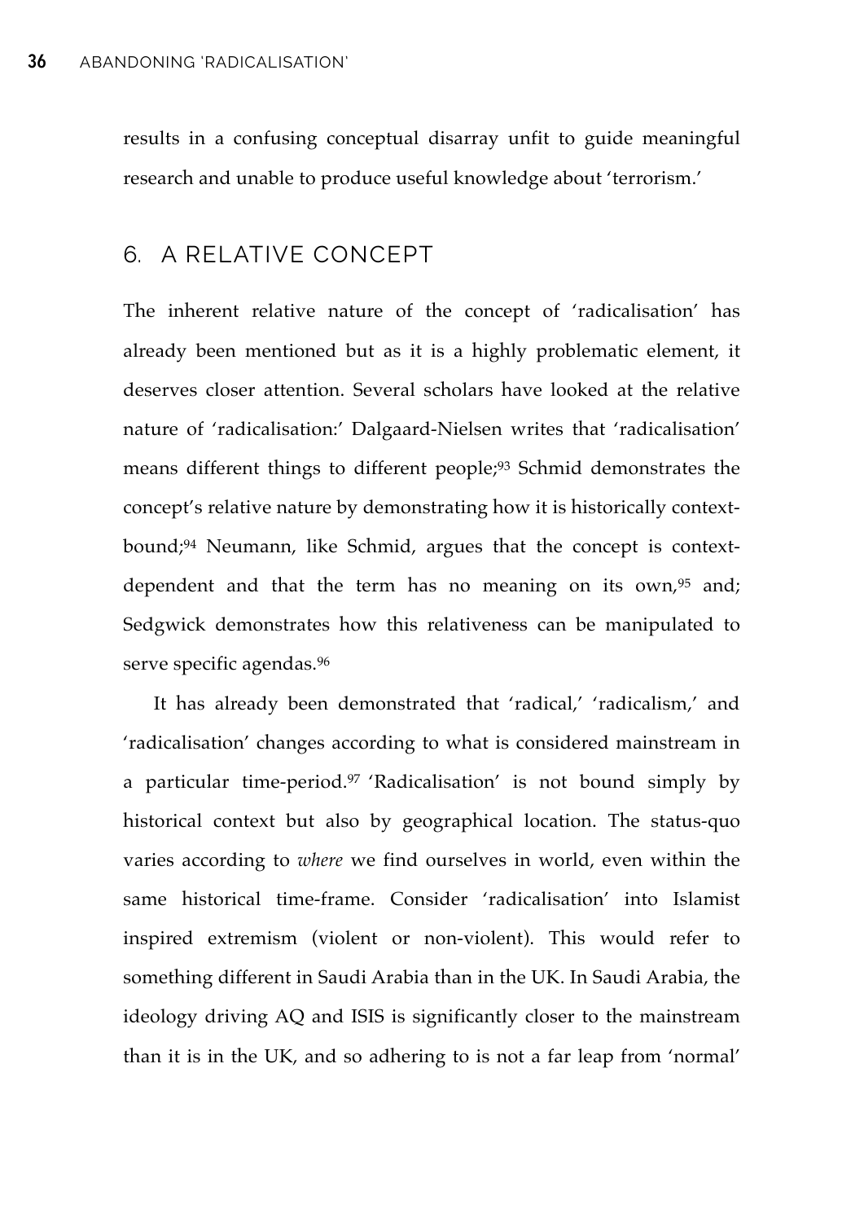results in a confusing conceptual disarray unfit to guide meaningful research and unable to produce useful knowledge about 'terrorism.'

## 6. A RELATIVE CONCEPT

The inherent relative nature of the concept of 'radicalisation' has already been mentioned but as it is a highly problematic element, it deserves closer attention. Several scholars have looked at the relative nature of 'radicalisation:' Dalgaard-Nielsen writes that 'radicalisation' means different things to different people;[93] Schmid demonstrates the concept's relative nature by demonstrating how it is historically context-bound;[94] Neumann, like Schmid, argues that the concept is context-dependent and that the term has no meaning on its own,[95] and; Sedgwick demonstrates how this relativeness can be manipulated to serve specific agendas.[96]

It has already been demonstrated that 'radical,' 'radicalism,' and 'radicalisation' changes according to what is considered mainstream in a particular time-period.[97] 'Radicalisation' is not bound simply by historical context but also by geographical location. The status-quo varies according to *where* we find ourselves in world, even within the same historical time-frame. Consider 'radicalisation' into Islamist inspired extremism (violent or non-violent). This would refer to something different in Saudi Arabia than in the UK. In Saudi Arabia, the ideology driving AQ and ISIS is significantly closer to the mainstream than it is in the UK, and so adhering to is not a far leap from 'normal'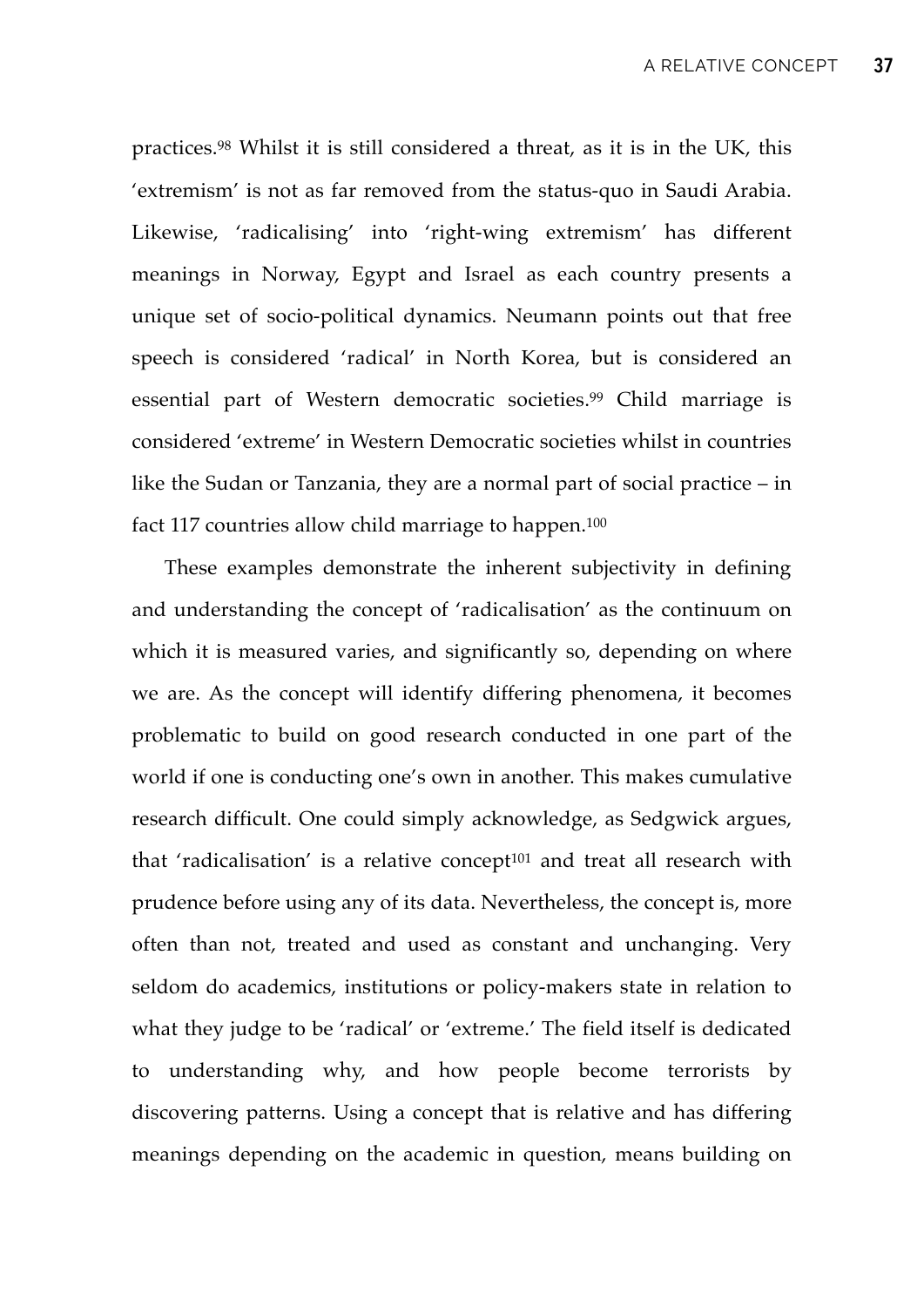practices.[98] Whilst it is still considered a threat, as it is in the UK, this 'extremism' is not as far removed from the status-quo in Saudi Arabia. Likewise, 'radicalising' into 'right-wing extremism' has different meanings in Norway, Egypt and Israel as each country presents a unique set of socio-political dynamics. Neumann points out that free speech is considered 'radical' in North Korea, but is considered an essential part of Western democratic societies.[99] Child marriage is considered 'extreme' in Western Democratic societies whilst in countries like the Sudan or Tanzania, they are a normal part of social practice – in fact 117 countries allow child marriage to happen.[100]

These examples demonstrate the inherent subjectivity in defining and understanding the concept of 'radicalisation' as the continuum on which it is measured varies, and significantly so, depending on where we are. As the concept will identify differing phenomena, it becomes problematic to build on good research conducted in one part of the world if one is conducting one's own in another. This makes cumulative research difficult. One could simply acknowledge, as Sedgwick argues, that 'radicalisation' is a relative concept[101] and treat all research with prudence before using any of its data. Nevertheless, the concept is, more often than not, treated and used as constant and unchanging. Very seldom do academics, institutions or policy-makers state in relation to what they judge to be 'radical' or 'extreme.' The field itself is dedicated to understanding why, and how people become terrorists by discovering patterns. Using a concept that is relative and has differing meanings depending on the academic in question, means building on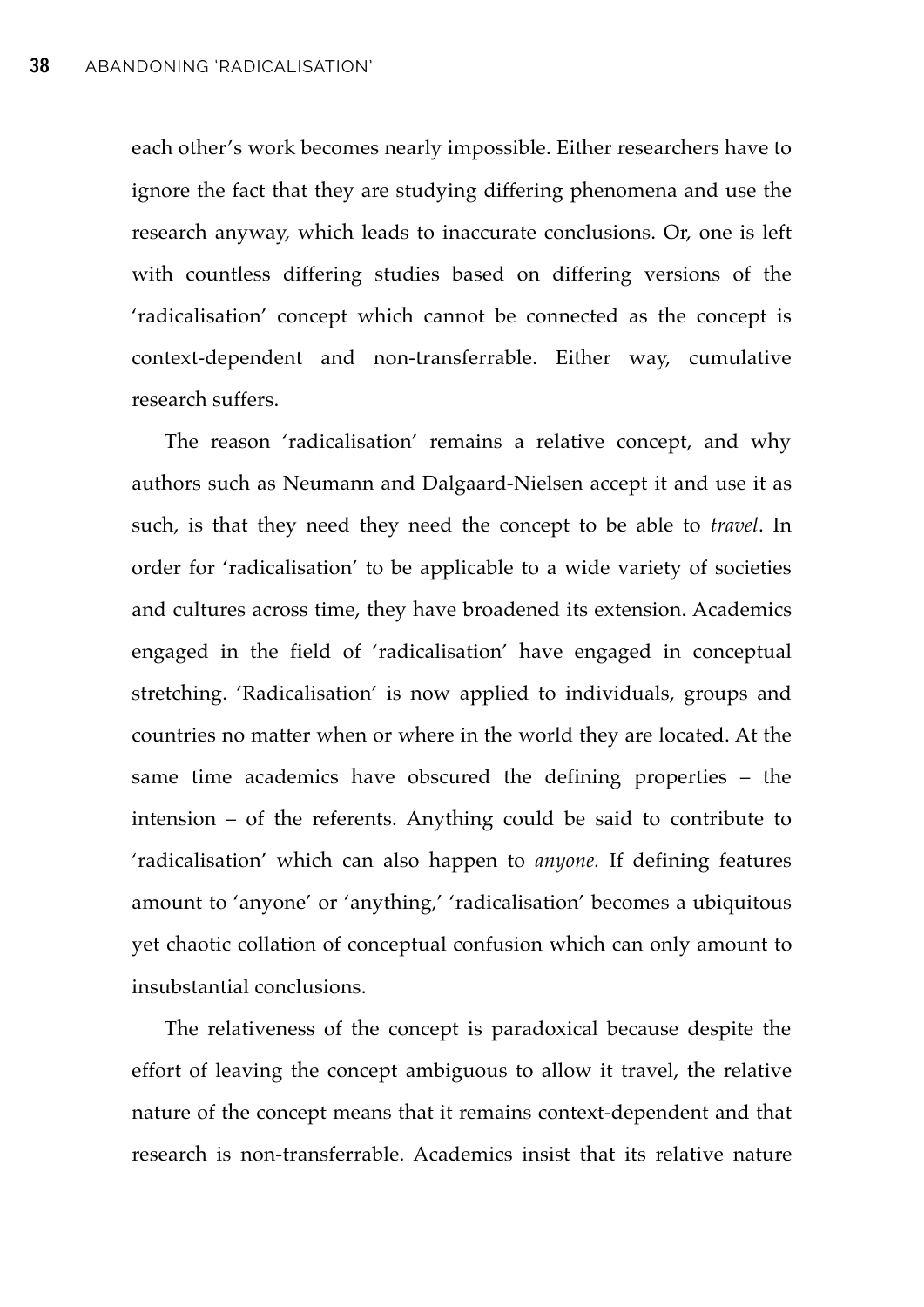each other's work becomes nearly impossible. Either researchers have to ignore the fact that they are studying differing phenomena and use the research anyway, which leads to inaccurate conclusions. Or, one is left with countless differing studies based on differing versions of the 'radicalisation' concept which cannot be connected as the concept is context-dependent and non-transferrable. Either way, cumulative research suffers.

The reason 'radicalisation' remains a relative concept, and why authors such as Neumann and Dalgaard-Nielsen accept it and use it as such, is that they need they need the concept to be able to *travel*. In order for 'radicalisation' to be applicable to a wide variety of societies and cultures across time, they have broadened its extension. Academics engaged in the field of 'radicalisation' have engaged in conceptual stretching. 'Radicalisation' is now applied to individuals, groups and countries no matter when or where in the world they are located. At the same time academics have obscured the defining properties – the intension – of the referents. Anything could be said to contribute to 'radicalisation' which can also happen to *anyone.* If defining features amount to 'anyone' or 'anything,' 'radicalisation' becomes a ubiquitous yet chaotic collation of conceptual confusion which can only amount to insubstantial conclusions.

The relativeness of the concept is paradoxical because despite the effort of leaving the concept ambiguous to allow it travel, the relative nature of the concept means that it remains context-dependent and that research is non-transferrable. Academics insist that its relative nature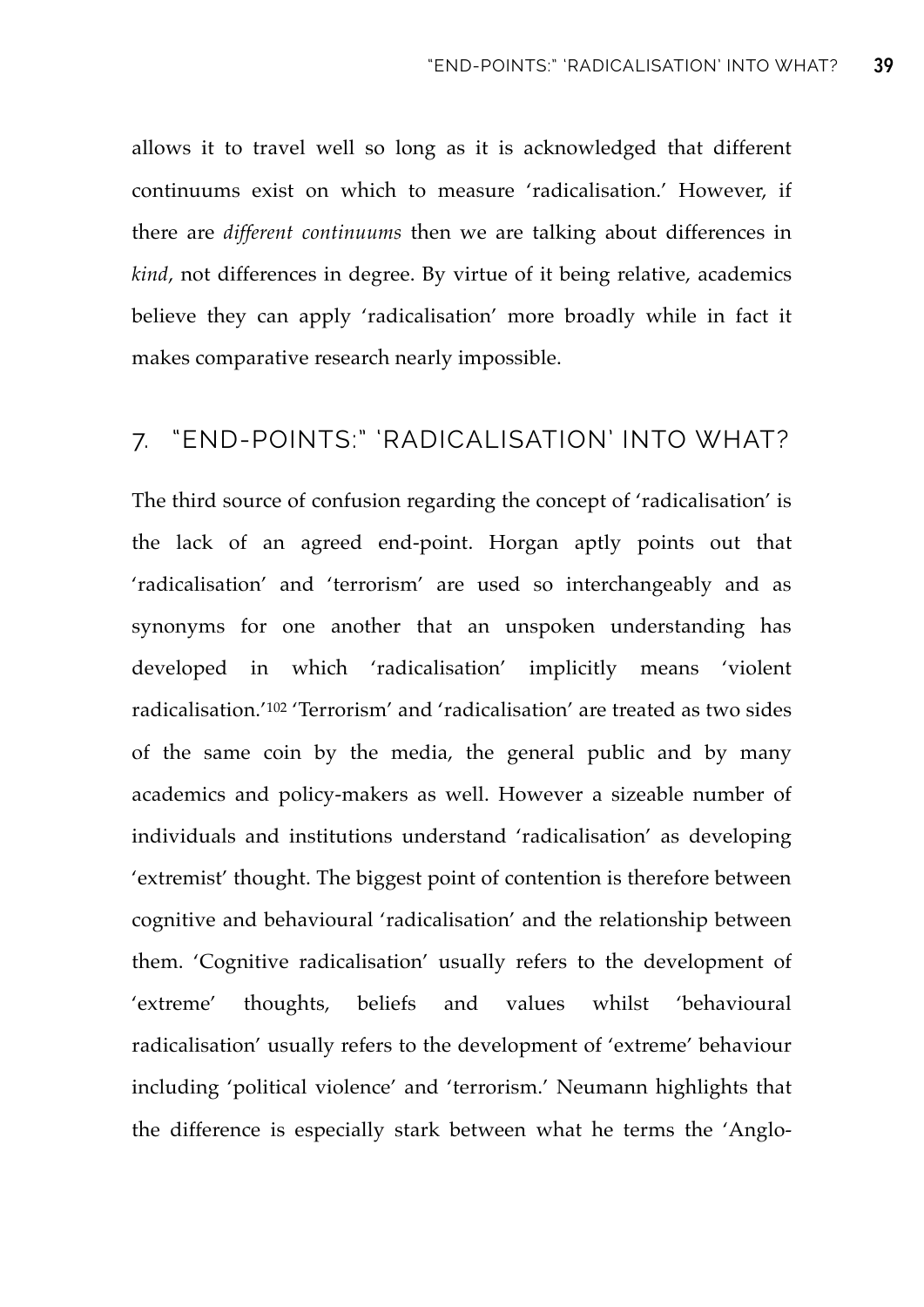allows it to travel well so long as it is acknowledged that different continuums exist on which to measure 'radicalisation.' However, if there are *different continuums* then we are talking about differences in *kind*, not differences in degree. By virtue of it being relative, academics believe they can apply 'radicalisation' more broadly while in fact it makes comparative research nearly impossible.

## 7. "END-POINTS:" 'RADICALISATION' INTO WHAT?

The third source of confusion regarding the concept of 'radicalisation' is the lack of an agreed end-point. Horgan aptly points out that 'radicalisation' and 'terrorism' are used so interchangeably and as synonyms for one another that an unspoken understanding has developed in which 'radicalisation' implicitly means 'violent radicalisation.'[102] 'Terrorism' and 'radicalisation' are treated as two sides of the same coin by the media, the general public and by many academics and policy-makers as well. However a sizeable number of individuals and institutions understand 'radicalisation' as developing 'extremist' thought. The biggest point of contention is therefore between cognitive and behavioural 'radicalisation' and the relationship between them. 'Cognitive radicalisation' usually refers to the development of 'extreme' thoughts, beliefs and values whilst 'behavioural radicalisation' usually refers to the development of 'extreme' behaviour including 'political violence' and 'terrorism.' Neumann highlights that the difference is especially stark between what he terms the 'Anglo-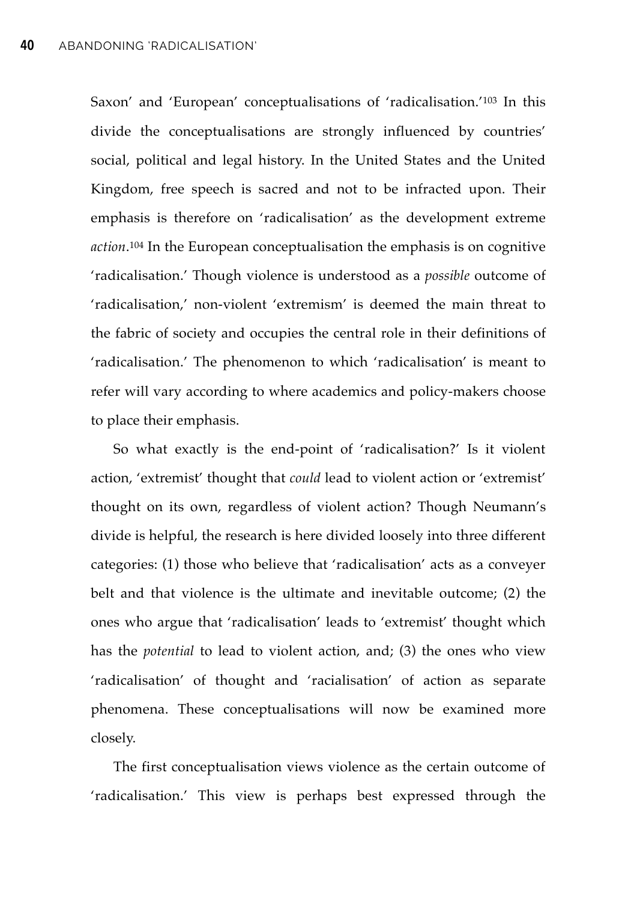Saxon' and 'European' conceptualisations of 'radicalisation.'[103] In this divide the conceptualisations are strongly influenced by countries' social, political and legal history. In the United States and the United Kingdom, free speech is sacred and not to be infracted upon. Their emphasis is therefore on 'radicalisation' as the development extreme *action*.[104] In the European conceptualisation the emphasis is on cognitive 'radicalisation.' Though violence is understood as a *possible* outcome of 'radicalisation,' non-violent 'extremism' is deemed the main threat to the fabric of society and occupies the central role in their definitions of 'radicalisation.' The phenomenon to which 'radicalisation' is meant to refer will vary according to where academics and policy-makers choose to place their emphasis.

So what exactly is the end-point of 'radicalisation?' Is it violent action, 'extremist' thought that *could* lead to violent action or 'extremist' thought on its own, regardless of violent action? Though Neumann's divide is helpful, the research is here divided loosely into three different categories: (1) those who believe that 'radicalisation' acts as a conveyer belt and that violence is the ultimate and inevitable outcome; (2) the ones who argue that 'radicalisation' leads to 'extremist' thought which has the *potential* to lead to violent action, and; (3) the ones who view 'radicalisation' of thought and 'racialisation' of action as separate phenomena. These conceptualisations will now be examined more closely.

The first conceptualisation views violence as the certain outcome of 'radicalisation.' This view is perhaps best expressed through the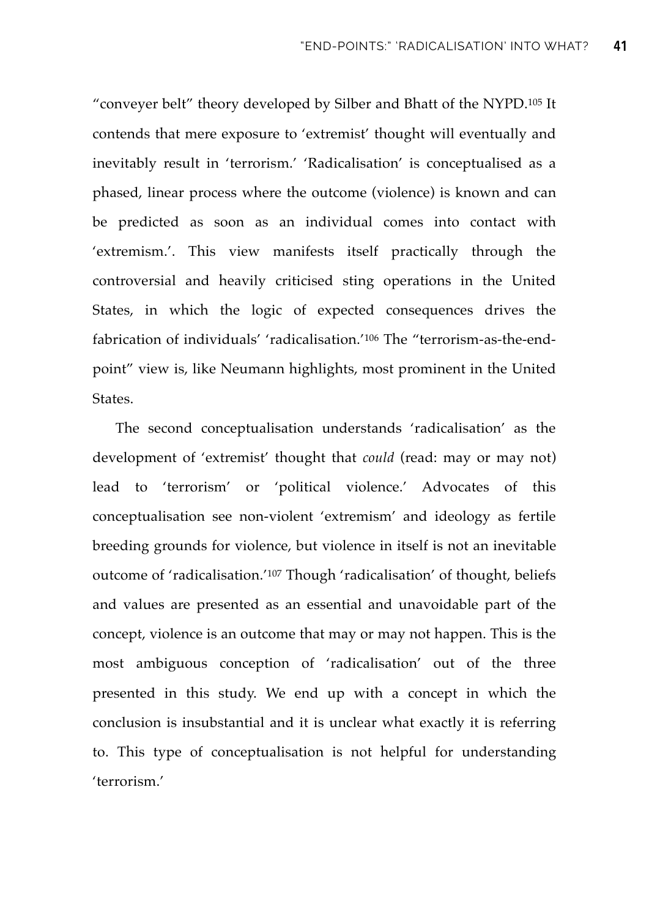"conveyer belt" theory developed by Silber and Bhatt of the NYPD.[105] It contends that mere exposure to 'extremist' thought will eventually and inevitably result in 'terrorism.' 'Radicalisation' is conceptualised as a phased, linear process where the outcome (violence) is known and can be predicted as soon as an individual comes into contact with 'extremism.'. This view manifests itself practically through the controversial and heavily criticised sting operations in the United States, in which the logic of expected consequences drives the fabrication of individuals' 'radicalisation.'[106] The "terrorism-as-the-end-point" view is, like Neumann highlights, most prominent in the United States.

The second conceptualisation understands 'radicalisation' as the development of 'extremist' thought that *could* (read: may or may not) lead to 'terrorism' or 'political violence.' Advocates of this conceptualisation see non-violent 'extremism' and ideology as fertile breeding grounds for violence, but violence in itself is not an inevitable outcome of 'radicalisation.'[107] Though 'radicalisation' of thought, beliefs and values are presented as an essential and unavoidable part of the concept, violence is an outcome that may or may not happen. This is the most ambiguous conception of 'radicalisation' out of the three presented in this study. We end up with a concept in which the conclusion is insubstantial and it is unclear what exactly it is referring to. This type of conceptualisation is not helpful for understanding 'terrorism.'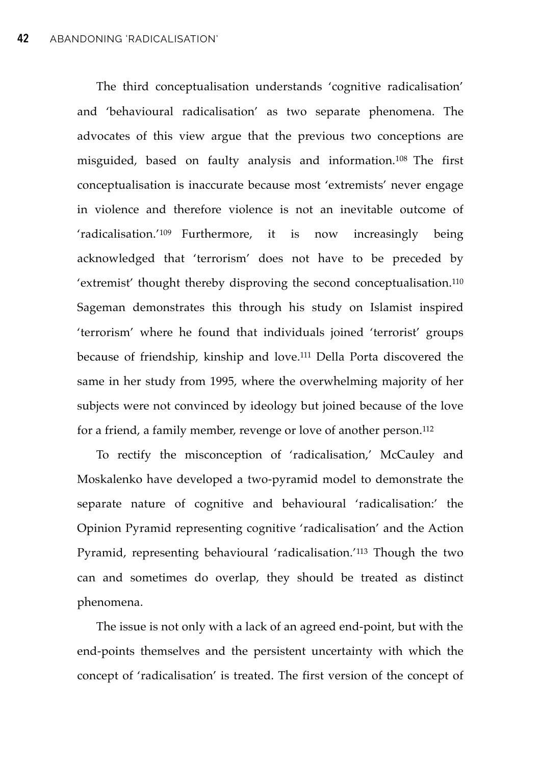The third conceptualisation understands 'cognitive radicalisation' and 'behavioural radicalisation' as two separate phenomena. The advocates of this view argue that the previous two conceptions are misguided, based on faulty analysis and information.[108] The first conceptualisation is inaccurate because most 'extremists' never engage in violence and therefore violence is not an inevitable outcome of 'radicalisation.'[109] Furthermore, it is now increasingly being acknowledged that 'terrorism' does not have to be preceded by 'extremist' thought thereby disproving the second conceptualisation.[110] Sageman demonstrates this through his study on Islamist inspired 'terrorism' where he found that individuals joined 'terrorist' groups because of friendship, kinship and love.[111] Della Porta discovered the same in her study from 1995, where the overwhelming majority of her subjects were not convinced by ideology but joined because of the love for a friend, a family member, revenge or love of another person.[112]

To rectify the misconception of 'radicalisation,' McCauley and Moskalenko have developed a two-pyramid model to demonstrate the separate nature of cognitive and behavioural 'radicalisation:' the Opinion Pyramid representing cognitive 'radicalisation' and the Action Pyramid, representing behavioural 'radicalisation.'[113] Though the two can and sometimes do overlap, they should be treated as distinct phenomena.

The issue is not only with a lack of an agreed end-point, but with the end-points themselves and the persistent uncertainty with which the concept of 'radicalisation' is treated. The first version of the concept of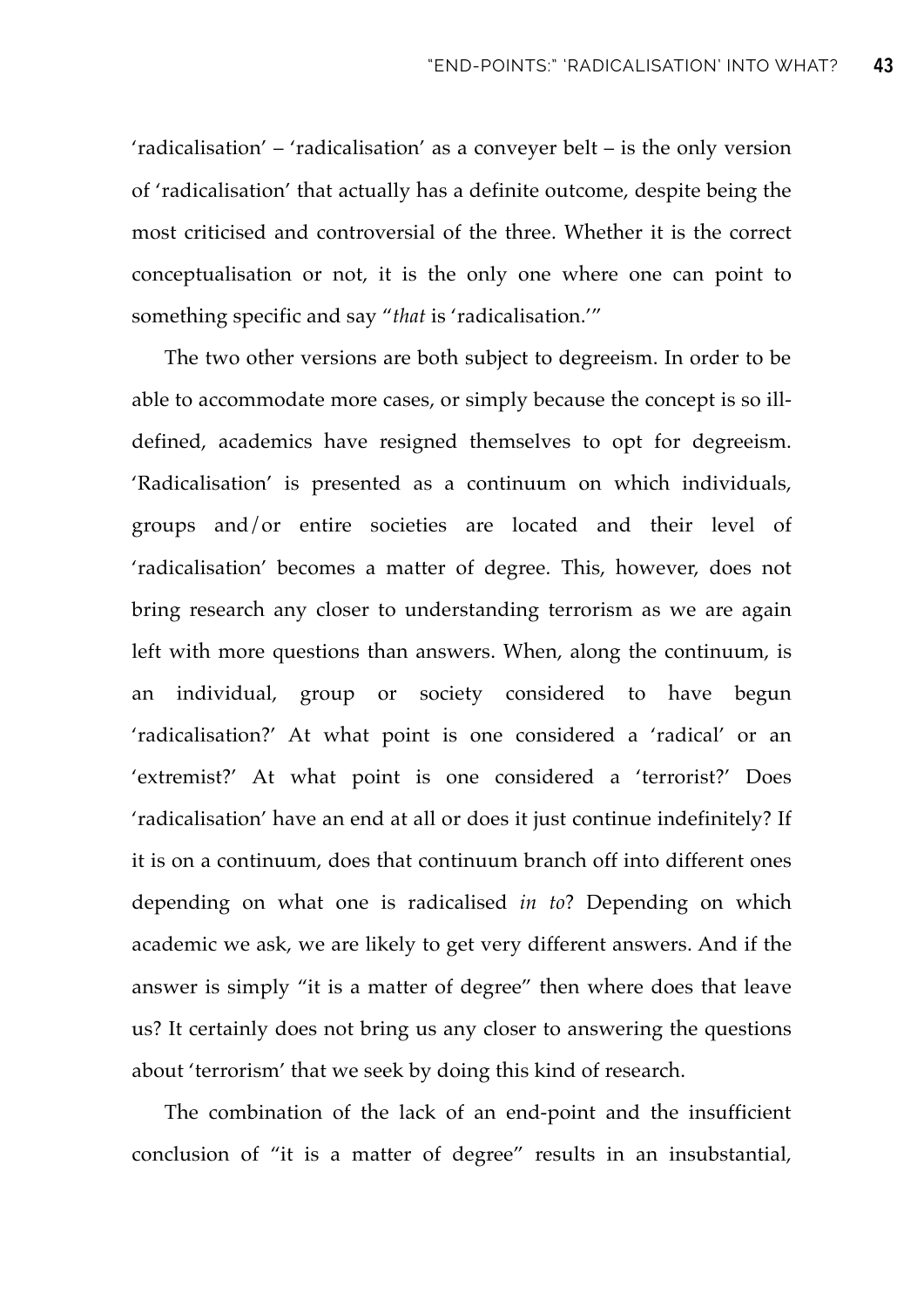'radicalisation' – 'radicalisation' as a conveyer belt – is the only version of 'radicalisation' that actually has a definite outcome, despite being the most criticised and controversial of the three. Whether it is the correct conceptualisation or not, it is the only one where one can point to something specific and say "*that* is 'radicalisation.'"

The two other versions are both subject to degreeism. In order to be able to accommodate more cases, or simply because the concept is so ill-defined, academics have resigned themselves to opt for degreeism. 'Radicalisation' is presented as a continuum on which individuals, groups and/or entire societies are located and their level of 'radicalisation' becomes a matter of degree. This, however, does not bring research any closer to understanding terrorism as we are again left with more questions than answers. When, along the continuum, is an individual, group or society considered to have begun 'radicalisation?' At what point is one considered a 'radical' or an 'extremist?' At what point is one considered a 'terrorist?' Does 'radicalisation' have an end at all or does it just continue indefinitely? If it is on a continuum, does that continuum branch off into different ones depending on what one is radicalised *in to*? Depending on which academic we ask, we are likely to get very different answers. And if the answer is simply "it is a matter of degree" then where does that leave us? It certainly does not bring us any closer to answering the questions about 'terrorism' that we seek by doing this kind of research.

The combination of the lack of an end-point and the insufficient conclusion of "it is a matter of degree" results in an insubstantial,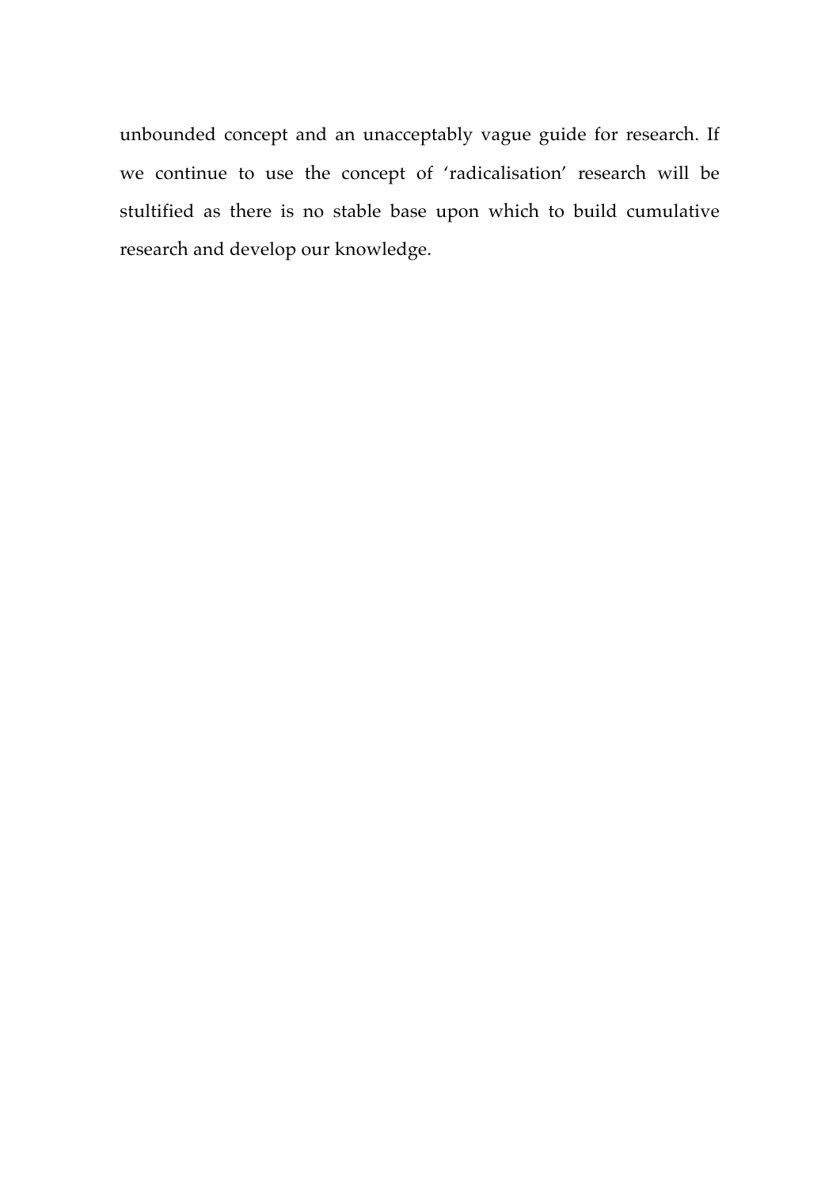unbounded concept and an unacceptably vague guide for research. If we continue to use the concept of 'radicalisation' research will be stultified as there is no stable base upon which to build cumulative research and develop our knowledge.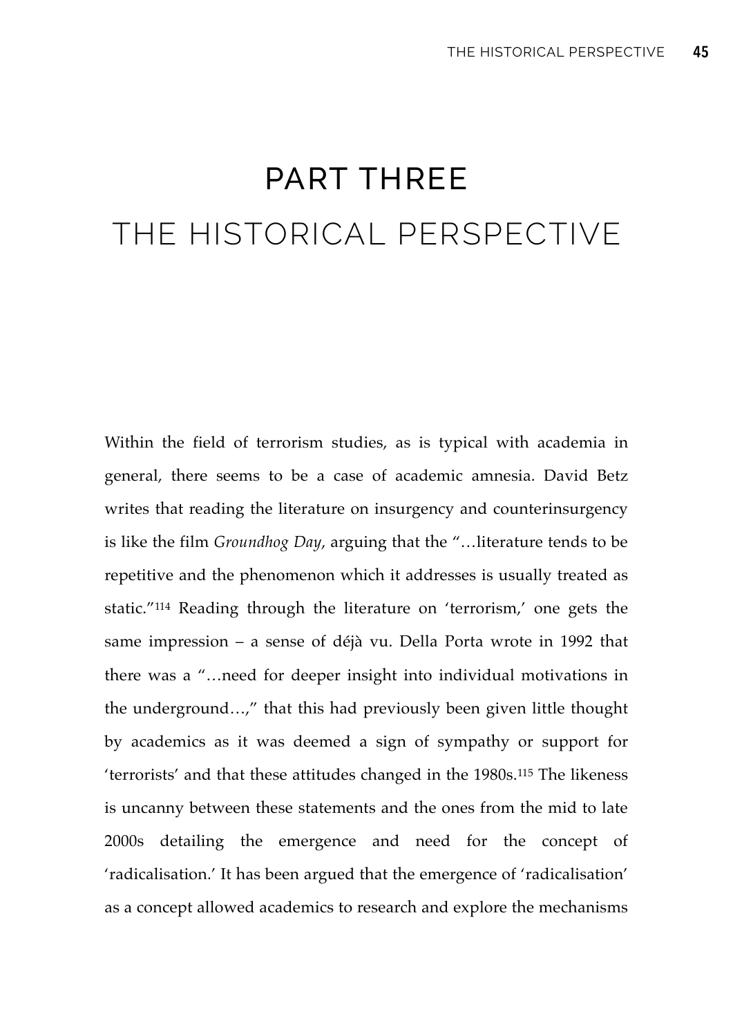# PART THREE
# THE HISTORICAL PERSPECTIVE

Within the field of terrorism studies, as is typical with academia in general, there seems to be a case of academic amnesia. David Betz writes that reading the literature on insurgency and counterinsurgency is like the film *Groundhog Day*, arguing that the "…literature tends to be repetitive and the phenomenon which it addresses is usually treated as static."[114] Reading through the literature on 'terrorism,' one gets the same impression – a sense of déjà vu. Della Porta wrote in 1992 that there was a "…need for deeper insight into individual motivations in the underground…," that this had previously been given little thought by academics as it was deemed a sign of sympathy or support for 'terrorists' and that these attitudes changed in the 1980s.[115] The likeness is uncanny between these statements and the ones from the mid to late 2000s detailing the emergence and need for the concept of 'radicalisation.' It has been argued that the emergence of 'radicalisation' as a concept allowed academics to research and explore the mechanisms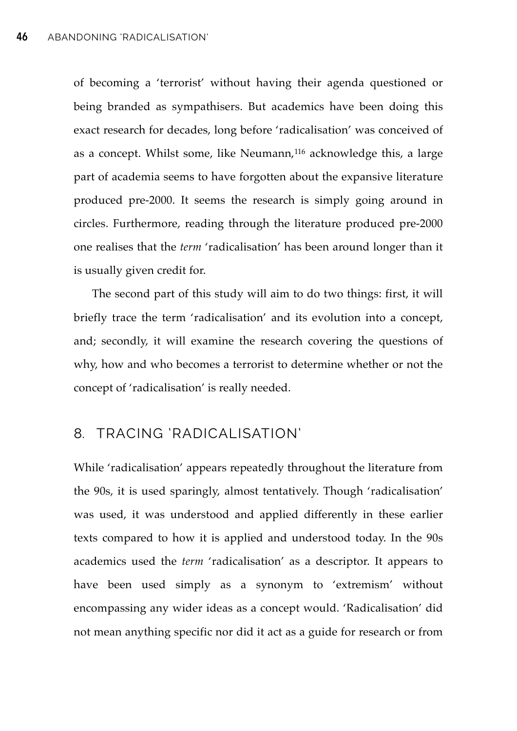of becoming a 'terrorist' without having their agenda questioned or being branded as sympathisers. But academics have been doing this exact research for decades, long before 'radicalisation' was conceived of as a concept. Whilst some, like Neumann,[116] acknowledge this, a large part of academia seems to have forgotten about the expansive literature produced pre-2000. It seems the research is simply going around in circles. Furthermore, reading through the literature produced pre-2000 one realises that the *term* 'radicalisation' has been around longer than it is usually given credit for.

The second part of this study will aim to do two things: first, it will briefly trace the term 'radicalisation' and its evolution into a concept, and; secondly, it will examine the research covering the questions of why, how and who becomes a terrorist to determine whether or not the concept of 'radicalisation' is really needed.

## 8. TRACING 'RADICALISATION'

While 'radicalisation' appears repeatedly throughout the literature from the 90s, it is used sparingly, almost tentatively. Though 'radicalisation' was used, it was understood and applied differently in these earlier texts compared to how it is applied and understood today. In the 90s academics used the *term* 'radicalisation' as a descriptor. It appears to have been used simply as a synonym to 'extremism' without encompassing any wider ideas as a concept would. 'Radicalisation' did not mean anything specific nor did it act as a guide for research or from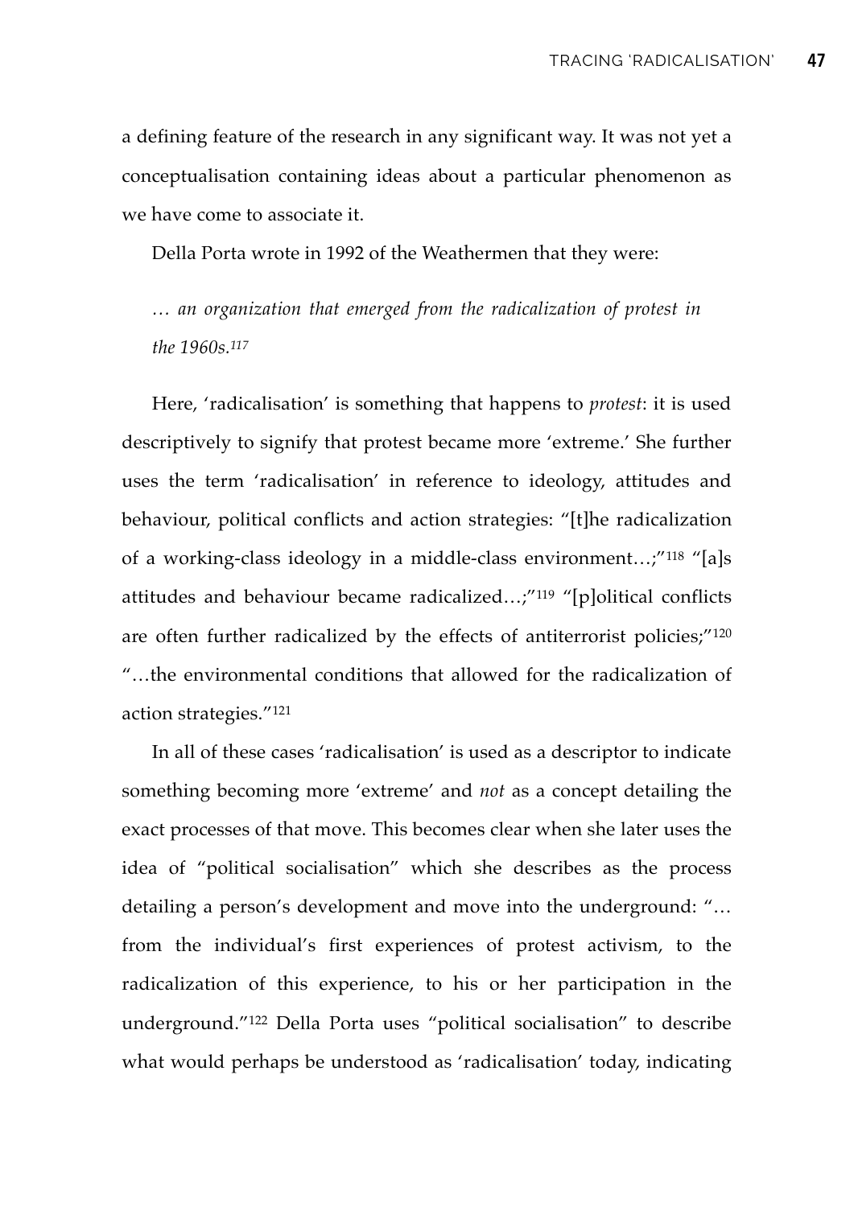a defining feature of the research in any significant way. It was not yet a conceptualisation containing ideas about a particular phenomenon as we have come to associate it.

Della Porta wrote in 1992 of the Weathermen that they were:

> *… an organization that emerged from the radicalization of protest in the 1960s.*[117]

Here, 'radicalisation' is something that happens to *protest*: it is used descriptively to signify that protest became more 'extreme.' She further uses the term 'radicalisation' in reference to ideology, attitudes and behaviour, political conflicts and action strategies: "[t]he radicalization of a working-class ideology in a middle-class environment…;"[118] "[a]s attitudes and behaviour became radicalized…;"[119] "[p]olitical conflicts are often further radicalized by the effects of antiterrorist policies;"[120] "…the environmental conditions that allowed for the radicalization of action strategies."[121]

In all of these cases 'radicalisation' is used as a descriptor to indicate something becoming more 'extreme' and *not* as a concept detailing the exact processes of that move. This becomes clear when she later uses the idea of "political socialisation" which she describes as the process detailing a person's development and move into the underground: "… from the individual's first experiences of protest activism, to the radicalization of this experience, to his or her participation in the underground."[122] Della Porta uses "political socialisation" to describe what would perhaps be understood as 'radicalisation' today, indicating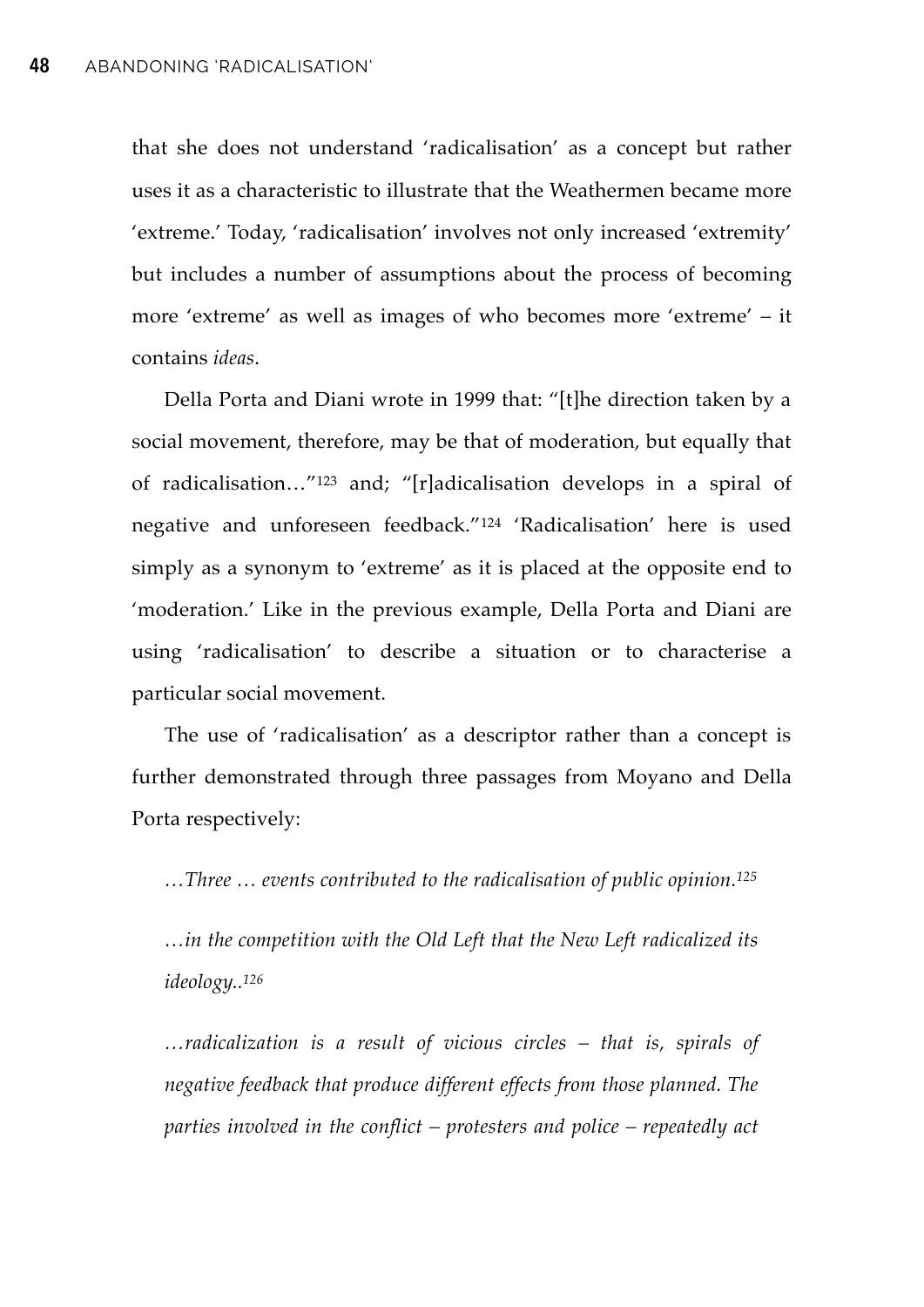that she does not understand 'radicalisation' as a concept but rather uses it as a characteristic to illustrate that the Weathermen became more 'extreme.' Today, 'radicalisation' involves not only increased 'extremity' but includes a number of assumptions about the process of becoming more 'extreme' as well as images of who becomes more 'extreme' – it contains *ideas*.

Della Porta and Diani wrote in 1999 that: "[t]he direction taken by a social movement, therefore, may be that of moderation, but equally that of radicalisation…"[123] and; "[r]adicalisation develops in a spiral of negative and unforeseen feedback."[124] 'Radicalisation' here is used simply as a synonym to 'extreme' as it is placed at the opposite end to 'moderation.' Like in the previous example, Della Porta and Diani are using 'radicalisation' to describe a situation or to characterise a particular social movement.

The use of 'radicalisation' as a descriptor rather than a concept is further demonstrated through three passages from Moyano and Della Porta respectively:

> *…Three … events contributed to the radicalisation of public opinion.*[125]
>
> *…in the competition with the Old Left that the New Left radicalized its ideology..*[126]
>
> *…radicalization is a result of vicious circles – that is, spirals of negative feedback that produce different effects from those planned. The parties involved in the conflict – protesters and police – repeatedly act*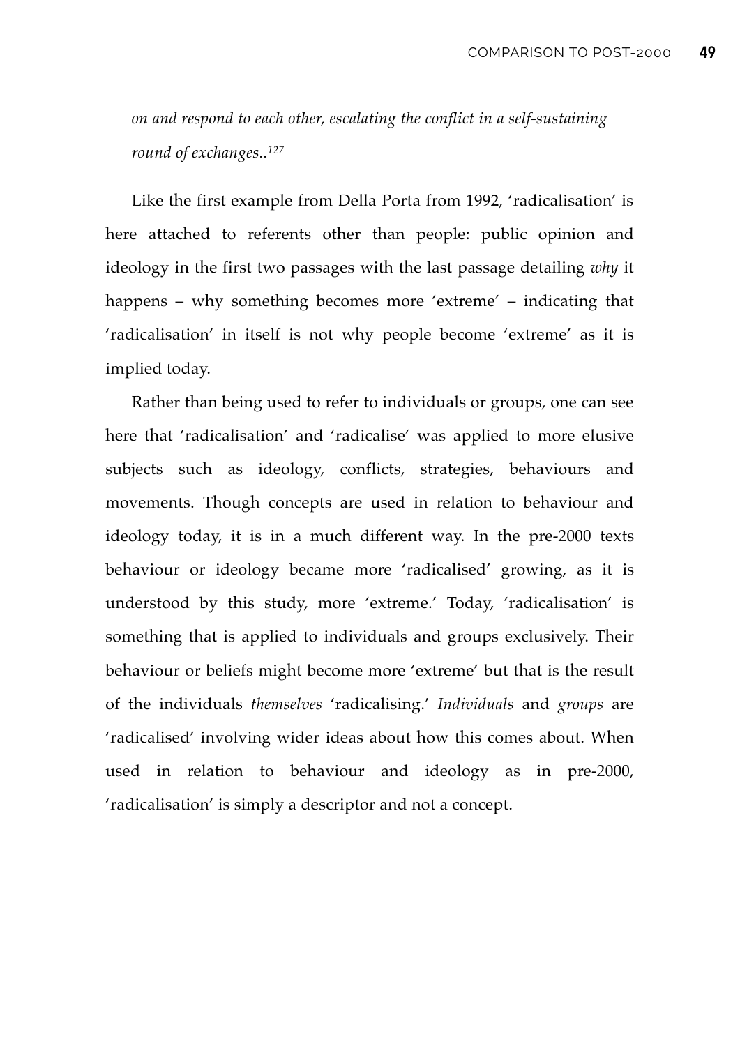*on and respond to each other, escalating the conflict in a self-sustaining round of exchanges..*[127]

Like the first example from Della Porta from 1992, 'radicalisation' is here attached to referents other than people: public opinion and ideology in the first two passages with the last passage detailing *why* it happens – why something becomes more 'extreme' – indicating that 'radicalisation' in itself is not why people become 'extreme' as it is implied today.

Rather than being used to refer to individuals or groups, one can see here that 'radicalisation' and 'radicalise' was applied to more elusive subjects such as ideology, conflicts, strategies, behaviours and movements. Though concepts are used in relation to behaviour and ideology today, it is in a much different way. In the pre-2000 texts behaviour or ideology became more 'radicalised' growing, as it is understood by this study, more 'extreme.' Today, 'radicalisation' is something that is applied to individuals and groups exclusively. Their behaviour or beliefs might become more 'extreme' but that is the result of the individuals *themselves* 'radicalising.' *Individuals* and *groups* are 'radicalised' involving wider ideas about how this comes about. When used in relation to behaviour and ideology as in pre-2000, 'radicalisation' is simply a descriptor and not a concept.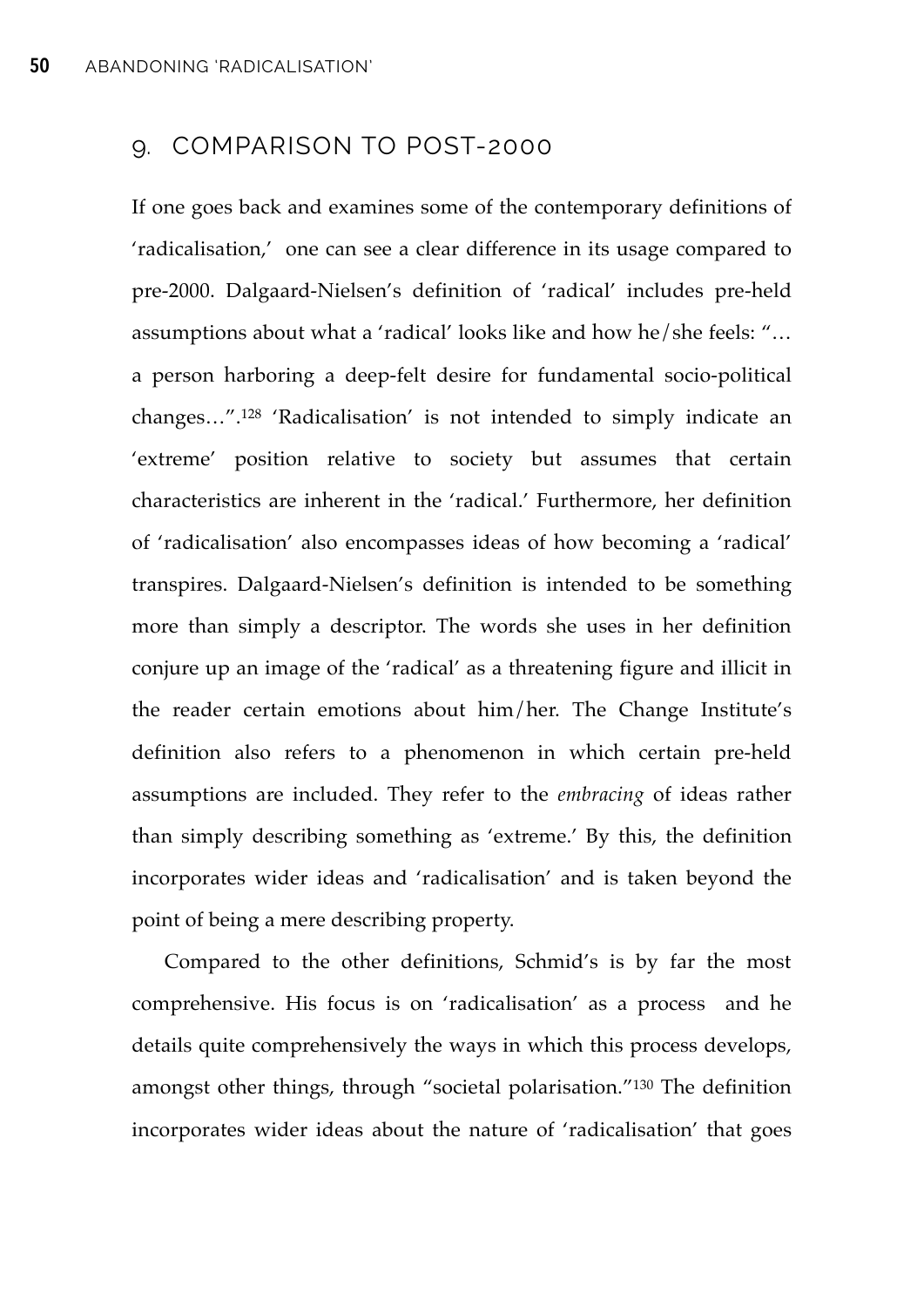## 9. COMPARISON TO POST-2000

If one goes back and examines some of the contemporary definitions of 'radicalisation,' one can see a clear difference in its usage compared to pre-2000. Dalgaard-Nielsen's definition of 'radical' includes pre-held assumptions about what a 'radical' looks like and how he/she feels: "… a person harboring a deep-felt desire for fundamental socio-political changes…".[128] 'Radicalisation' is not intended to simply indicate an 'extreme' position relative to society but assumes that certain characteristics are inherent in the 'radical.' Furthermore, her definition of 'radicalisation' also encompasses ideas of how becoming a 'radical' transpires. Dalgaard-Nielsen's definition is intended to be something more than simply a descriptor. The words she uses in her definition conjure up an image of the 'radical' as a threatening figure and illicit in the reader certain emotions about him/her. The Change Institute's definition also refers to a phenomenon in which certain pre-held assumptions are included. They refer to the *embracing* of ideas rather than simply describing something as 'extreme.' By this, the definition incorporates wider ideas and 'radicalisation' and is taken beyond the point of being a mere describing property.

Compared to the other definitions, Schmid's is by far the most comprehensive. His focus is on 'radicalisation' as a process and he details quite comprehensively the ways in which this process develops, amongst other things, through "societal polarisation."[130] The definition incorporates wider ideas about the nature of 'radicalisation' that goes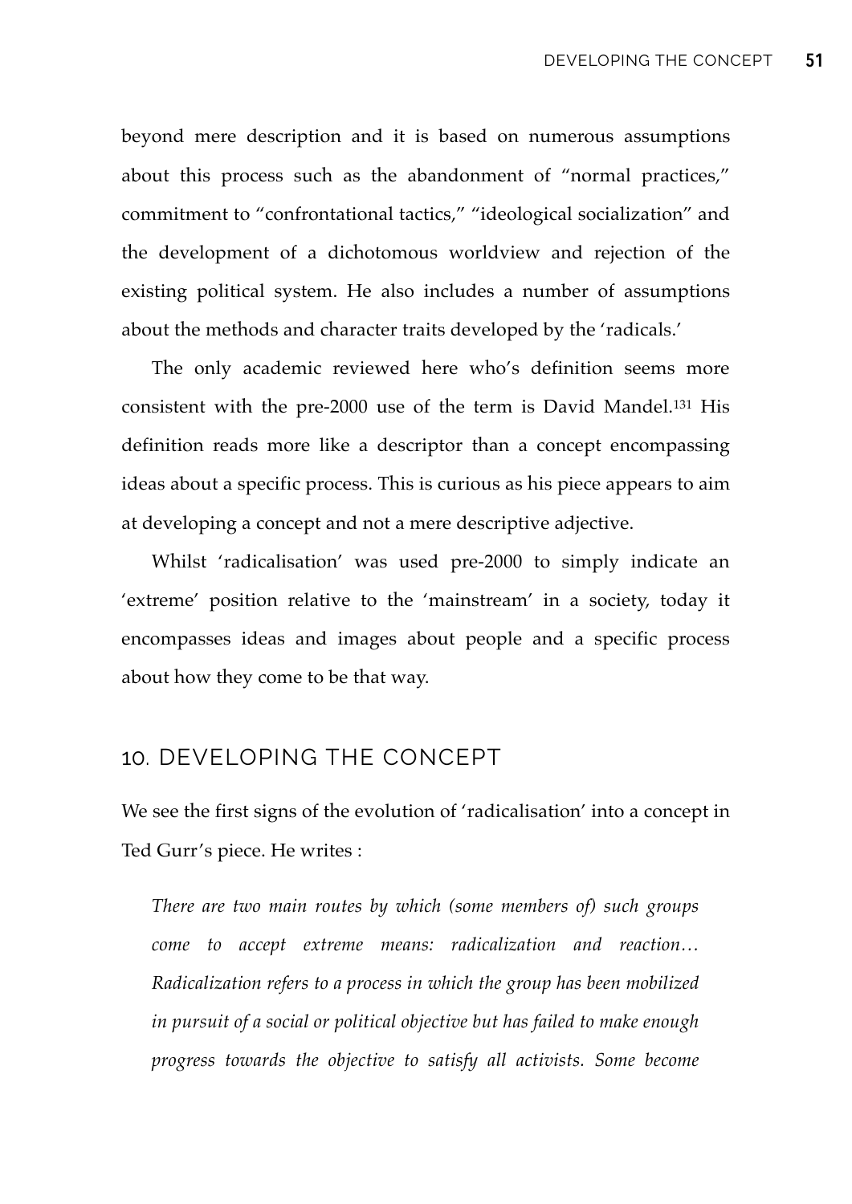beyond mere description and it is based on numerous assumptions about this process such as the abandonment of "normal practices," commitment to "confrontational tactics," "ideological socialization" and the development of a dichotomous worldview and rejection of the existing political system. He also includes a number of assumptions about the methods and character traits developed by the 'radicals.'

The only academic reviewed here who's definition seems more consistent with the pre-2000 use of the term is David Mandel.[131] His definition reads more like a descriptor than a concept encompassing ideas about a specific process. This is curious as his piece appears to aim at developing a concept and not a mere descriptive adjective.

Whilst 'radicalisation' was used pre-2000 to simply indicate an 'extreme' position relative to the 'mainstream' in a society, today it encompasses ideas and images about people and a specific process about how they come to be that way.

## 10. DEVELOPING THE CONCEPT

We see the first signs of the evolution of 'radicalisation' into a concept in Ted Gurr's piece. He writes :

> *There are two main routes by which (some members of) such groups come to accept extreme means: radicalization and reaction… Radicalization refers to a process in which the group has been mobilized in pursuit of a social or political objective but has failed to make enough progress towards the objective to satisfy all activists. Some become*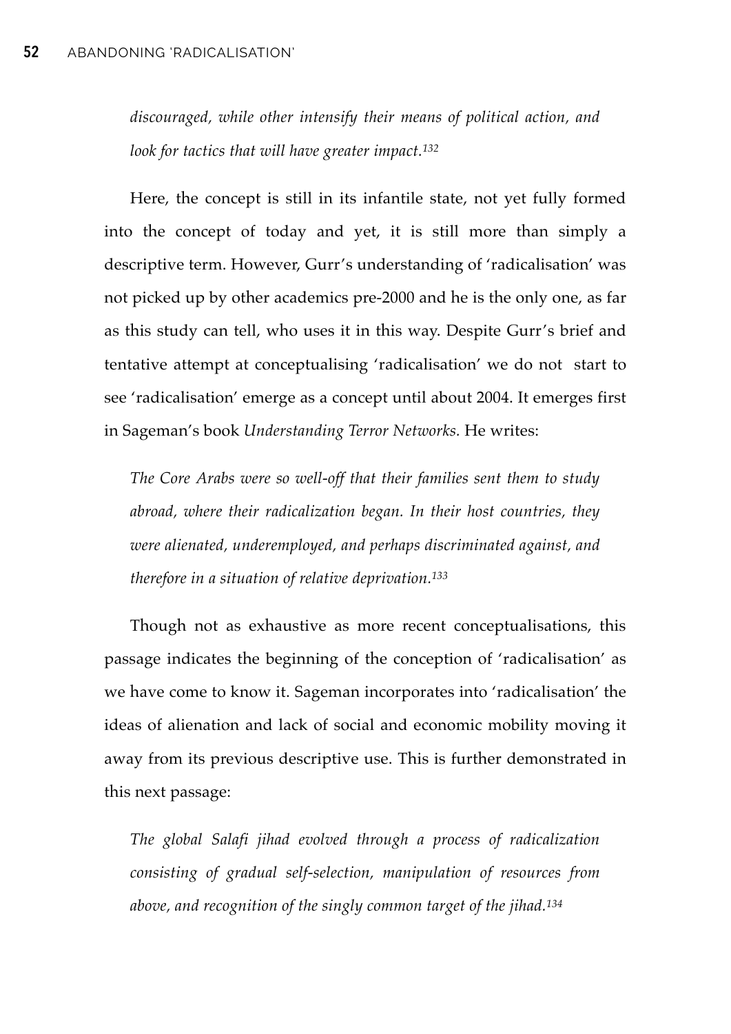*discouraged, while other intensify their means of political action, and look for tactics that will have greater impact.*[132]

Here, the concept is still in its infantile state, not yet fully formed into the concept of today and yet, it is still more than simply a descriptive term. However, Gurr's understanding of 'radicalisation' was not picked up by other academics pre-2000 and he is the only one, as far as this study can tell, who uses it in this way. Despite Gurr's brief and tentative attempt at conceptualising 'radicalisation' we do not start to see 'radicalisation' emerge as a concept until about 2004. It emerges first in Sageman's book *Understanding Terror Networks.* He writes:

*The Core Arabs were so well-off that their families sent them to study abroad, where their radicalization began. In their host countries, they were alienated, underemployed, and perhaps discriminated against, and therefore in a situation of relative deprivation.*[133]

Though not as exhaustive as more recent conceptualisations, this passage indicates the beginning of the conception of 'radicalisation' as we have come to know it. Sageman incorporates into 'radicalisation' the ideas of alienation and lack of social and economic mobility moving it away from its previous descriptive use. This is further demonstrated in this next passage:

*The global Salafi jihad evolved through a process of radicalization consisting of gradual self-selection, manipulation of resources from above, and recognition of the singly common target of the jihad.*[134]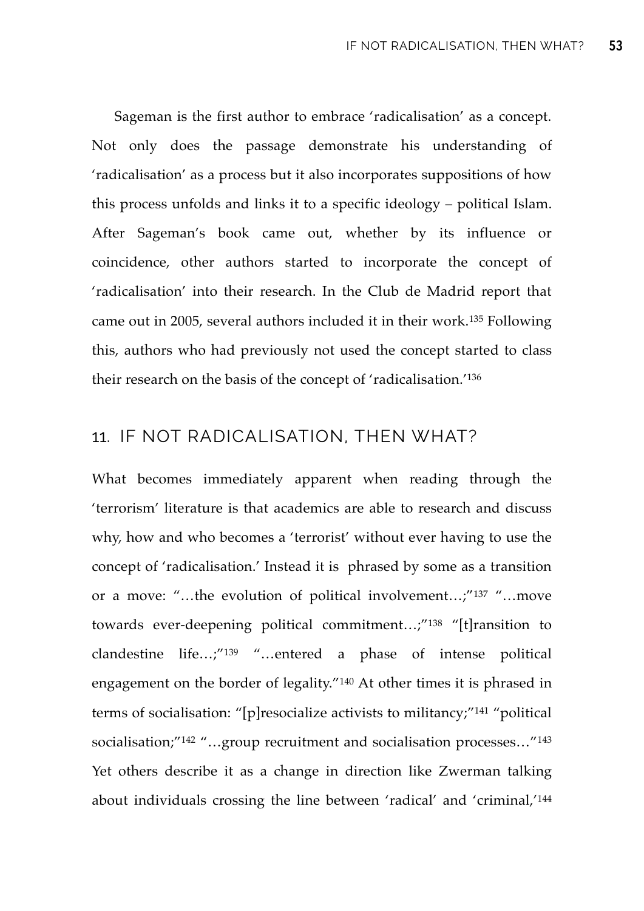Sageman is the first author to embrace 'radicalisation' as a concept. Not only does the passage demonstrate his understanding of 'radicalisation' as a process but it also incorporates suppositions of how this process unfolds and links it to a specific ideology – political Islam. After Sageman's book came out, whether by its influence or coincidence, other authors started to incorporate the concept of 'radicalisation' into their research. In the Club de Madrid report that came out in 2005, several authors included it in their work.[135] Following this, authors who had previously not used the concept started to class their research on the basis of the concept of 'radicalisation.'[136]

## 11. IF NOT RADICALISATION, THEN WHAT?

What becomes immediately apparent when reading through the 'terrorism' literature is that academics are able to research and discuss why, how and who becomes a 'terrorist' without ever having to use the concept of 'radicalisation.' Instead it is phrased by some as a transition or a move: "…the evolution of political involvement…;"[137] "…move towards ever-deepening political commitment…;"[138] "[t]ransition to clandestine life…;"[139] "…entered a phase of intense political engagement on the border of legality."[140] At other times it is phrased in terms of socialisation: "[p]resocialize activists to militancy;"[141] "political socialisation;"[142] "…group recruitment and socialisation processes…"[143] Yet others describe it as a change in direction like Zwerman talking about individuals crossing the line between 'radical' and 'criminal,'[144]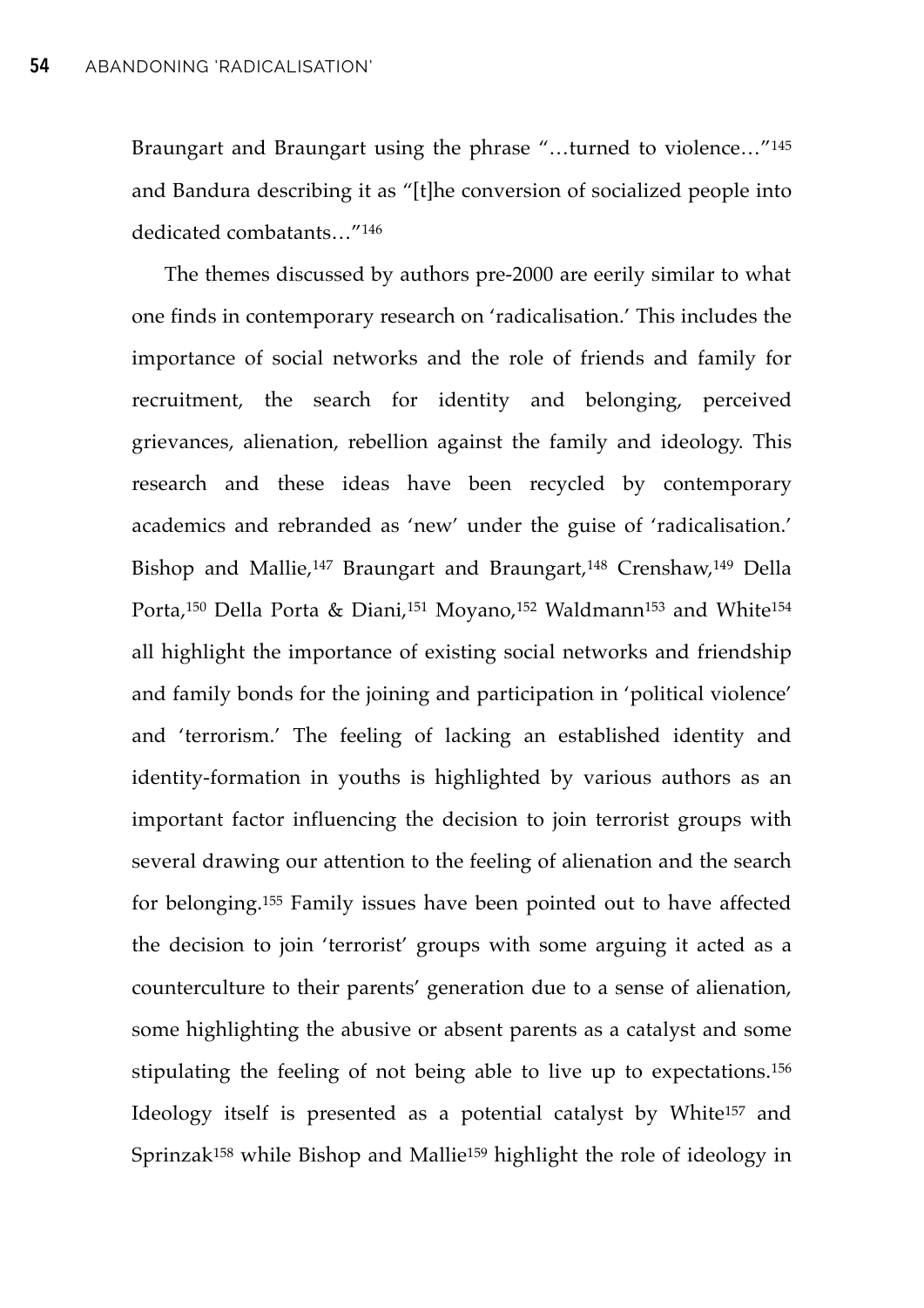Braungart and Braungart using the phrase "…turned to violence…"[145] and Bandura describing it as "[t]he conversion of socialized people into dedicated combatants…"[146]

The themes discussed by authors pre-2000 are eerily similar to what one finds in contemporary research on 'radicalisation.' This includes the importance of social networks and the role of friends and family for recruitment, the search for identity and belonging, perceived grievances, alienation, rebellion against the family and ideology. This research and these ideas have been recycled by contemporary academics and rebranded as 'new' under the guise of 'radicalisation.' Bishop and Mallie,[147] Braungart and Braungart,[148] Crenshaw,[149] Della Porta,[150] Della Porta & Diani,[151] Moyano,[152] Waldmann[153] and White[154] all highlight the importance of existing social networks and friendship and family bonds for the joining and participation in 'political violence' and 'terrorism.' The feeling of lacking an established identity and identity-formation in youths is highlighted by various authors as an important factor influencing the decision to join terrorist groups with several drawing our attention to the feeling of alienation and the search for belonging.[155] Family issues have been pointed out to have affected the decision to join 'terrorist' groups with some arguing it acted as a counterculture to their parents' generation due to a sense of alienation, some highlighting the abusive or absent parents as a catalyst and some stipulating the feeling of not being able to live up to expectations.[156] Ideology itself is presented as a potential catalyst by White[157] and Sprinzak[158] while Bishop and Mallie[159] highlight the role of ideology in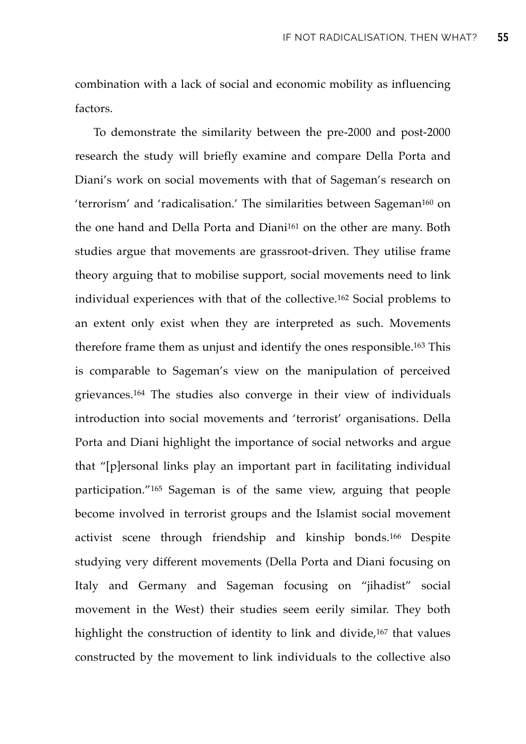combination with a lack of social and economic mobility as influencing factors.

To demonstrate the similarity between the pre-2000 and post-2000 research the study will briefly examine and compare Della Porta and Diani's work on social movements with that of Sageman's research on 'terrorism' and 'radicalisation.' The similarities between Sageman[160] on the one hand and Della Porta and Diani[161] on the other are many. Both studies argue that movements are grassroot-driven. They utilise frame theory arguing that to mobilise support, social movements need to link individual experiences with that of the collective.[162] Social problems to an extent only exist when they are interpreted as such. Movements therefore frame them as unjust and identify the ones responsible.[163] This is comparable to Sageman's view on the manipulation of perceived grievances.[164] The studies also converge in their view of individuals introduction into social movements and 'terrorist' organisations. Della Porta and Diani highlight the importance of social networks and argue that "[p]ersonal links play an important part in facilitating individual participation."[165] Sageman is of the same view, arguing that people become involved in terrorist groups and the Islamist social movement activist scene through friendship and kinship bonds.[166] Despite studying very different movements (Della Porta and Diani focusing on Italy and Germany and Sageman focusing on "jihadist" social movement in the West) their studies seem eerily similar. They both highlight the construction of identity to link and divide,[167] that values constructed by the movement to link individuals to the collective also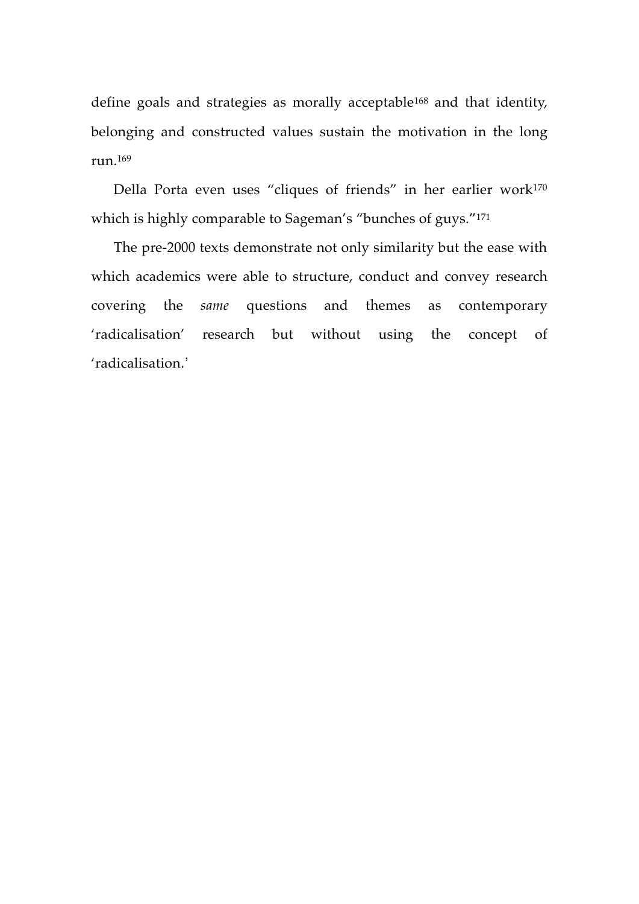define goals and strategies as morally acceptable[168] and that identity, belonging and constructed values sustain the motivation in the long run.[169]

Della Porta even uses “cliques of friends” in her earlier work[170] which is highly comparable to Sageman’s “bunches of guys.”[171]

The pre-2000 texts demonstrate not only similarity but the ease with which academics were able to structure, conduct and convey research covering the *same* questions and themes as contemporary ‘radicalisation’ research but without using the concept of ‘radicalisation.’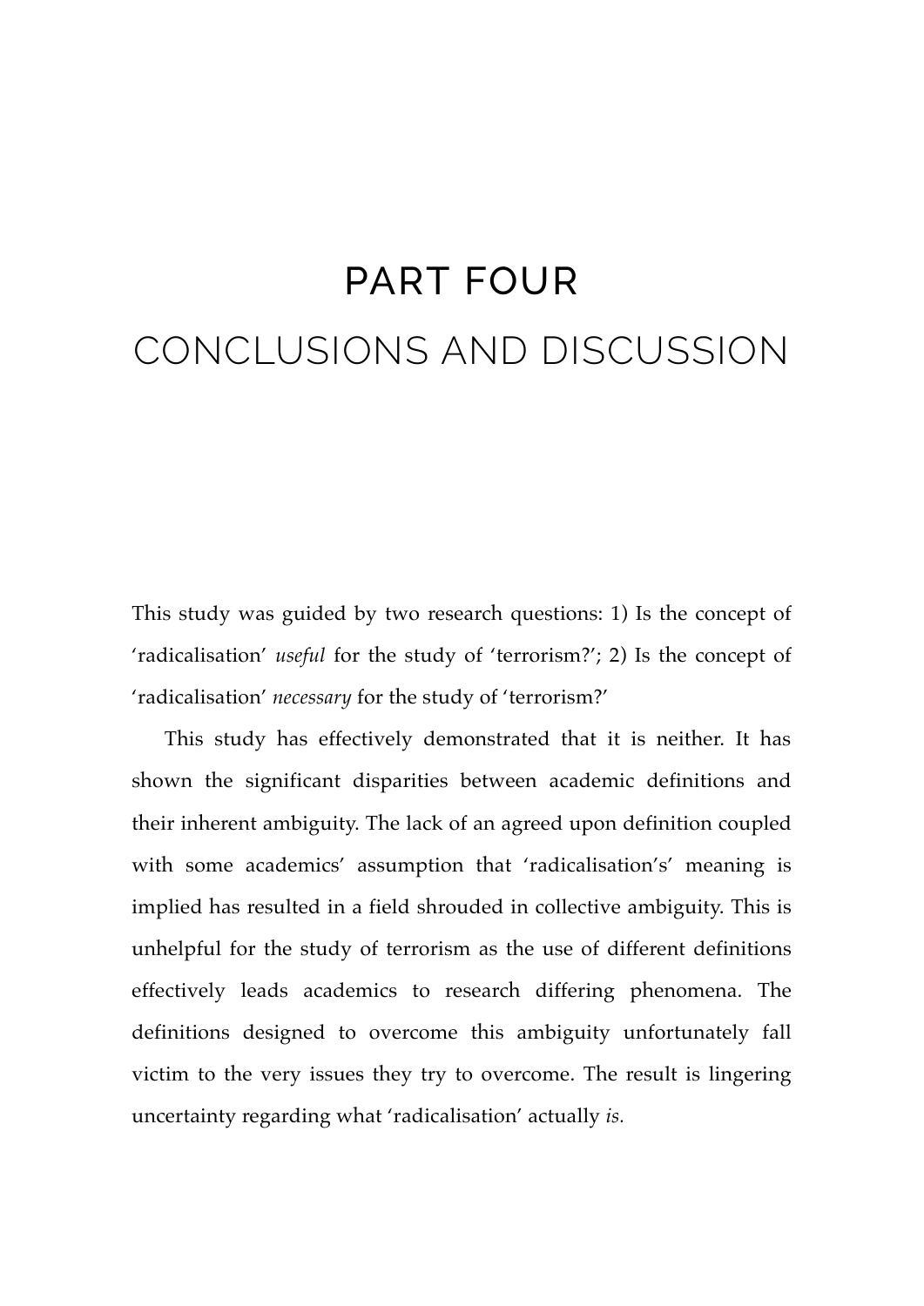# PART FOUR
# CONCLUSIONS AND DISCUSSION

This study was guided by two research questions: 1) Is the concept of 'radicalisation' *useful* for the study of 'terrorism?'; 2) Is the concept of 'radicalisation' *necessary* for the study of 'terrorism?'

This study has effectively demonstrated that it is neither. It has shown the significant disparities between academic definitions and their inherent ambiguity. The lack of an agreed upon definition coupled with some academics' assumption that 'radicalisation's' meaning is implied has resulted in a field shrouded in collective ambiguity. This is unhelpful for the study of terrorism as the use of different definitions effectively leads academics to research differing phenomena. The definitions designed to overcome this ambiguity unfortunately fall victim to the very issues they try to overcome. The result is lingering uncertainty regarding what 'radicalisation' actually *is.*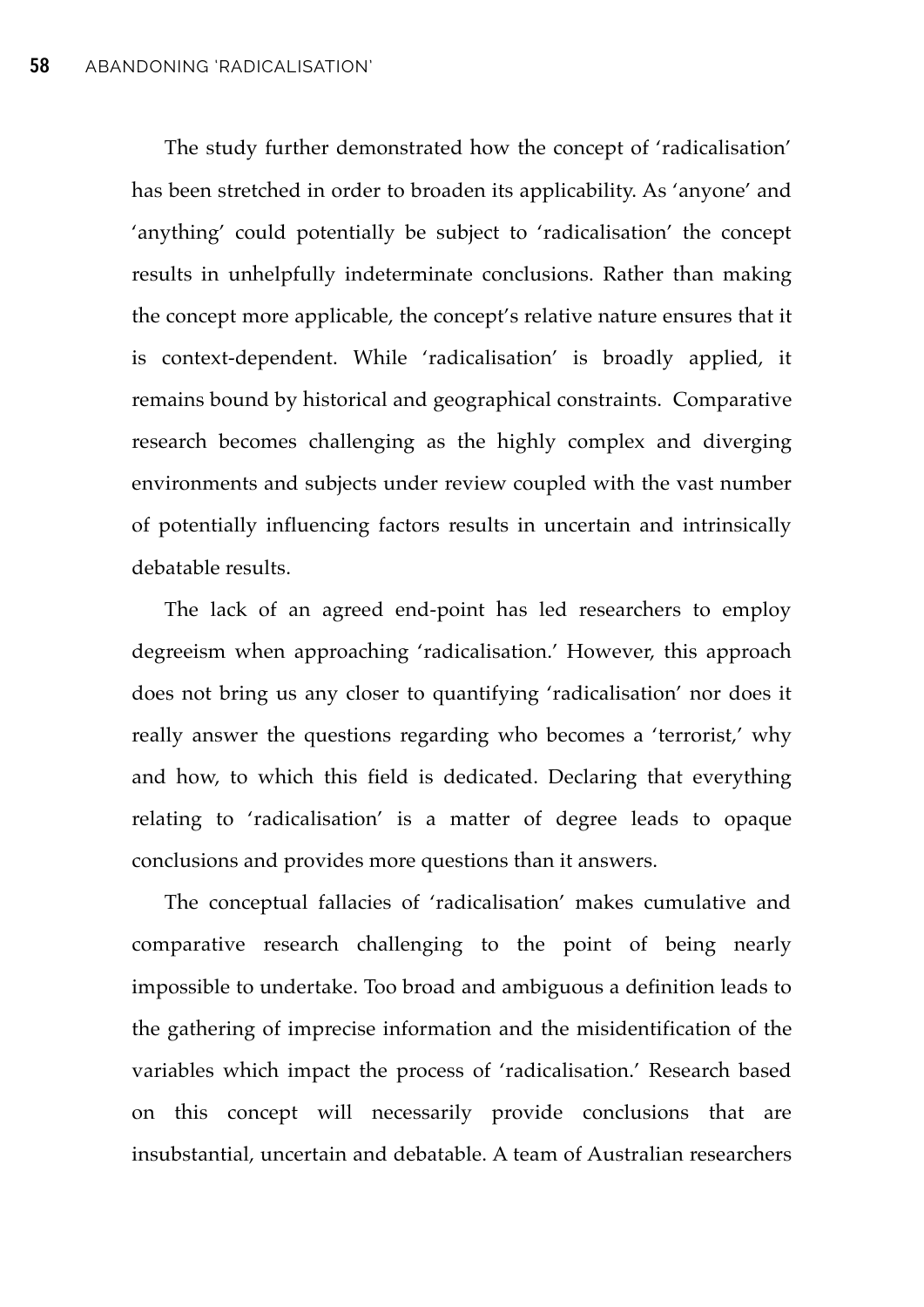The study further demonstrated how the concept of 'radicalisation' has been stretched in order to broaden its applicability. As 'anyone' and 'anything' could potentially be subject to 'radicalisation' the concept results in unhelpfully indeterminate conclusions. Rather than making the concept more applicable, the concept's relative nature ensures that it is context-dependent. While 'radicalisation' is broadly applied, it remains bound by historical and geographical constraints. Comparative research becomes challenging as the highly complex and diverging environments and subjects under review coupled with the vast number of potentially influencing factors results in uncertain and intrinsically debatable results.

The lack of an agreed end-point has led researchers to employ degreeism when approaching 'radicalisation.' However, this approach does not bring us any closer to quantifying 'radicalisation' nor does it really answer the questions regarding who becomes a 'terrorist,' why and how, to which this field is dedicated. Declaring that everything relating to 'radicalisation' is a matter of degree leads to opaque conclusions and provides more questions than it answers.

The conceptual fallacies of 'radicalisation' makes cumulative and comparative research challenging to the point of being nearly impossible to undertake. Too broad and ambiguous a definition leads to the gathering of imprecise information and the misidentification of the variables which impact the process of 'radicalisation.' Research based on this concept will necessarily provide conclusions that are insubstantial, uncertain and debatable. A team of Australian researchers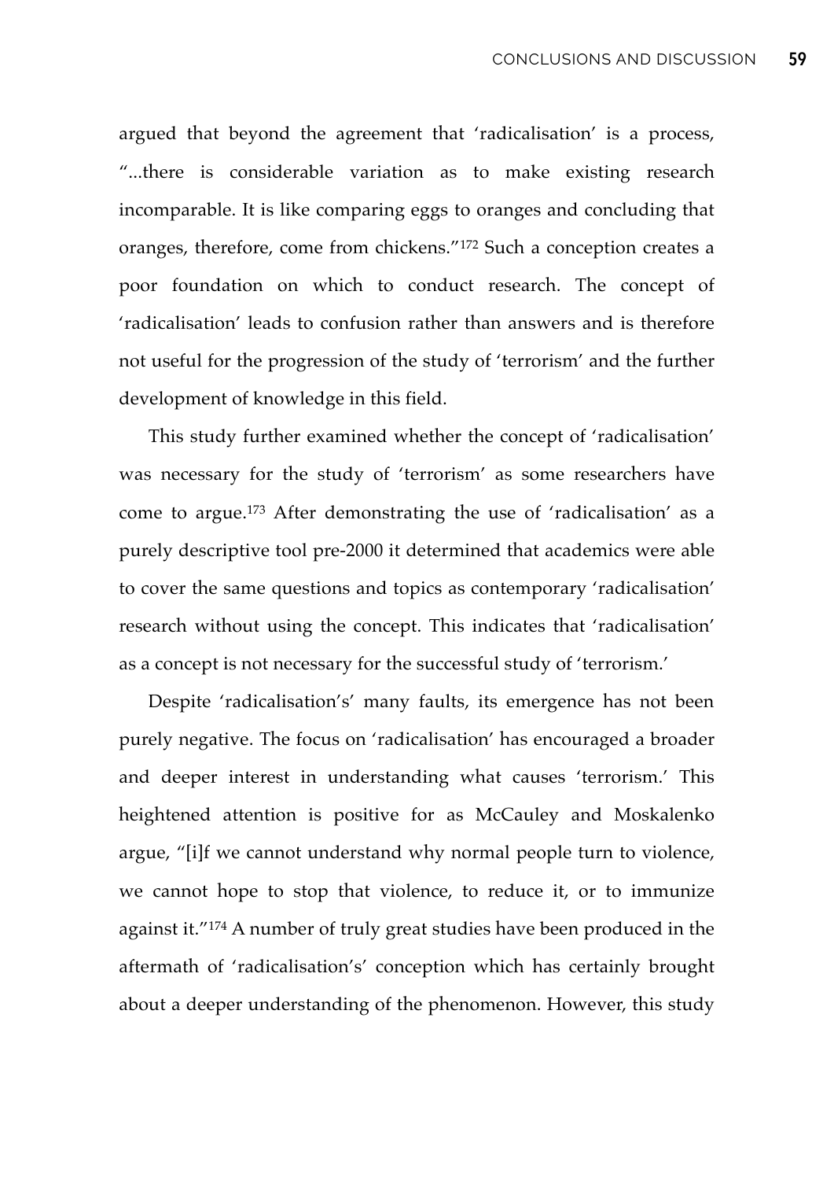argued that beyond the agreement that 'radicalisation' is a process, "...there is considerable variation as to make existing research incomparable. It is like comparing eggs to oranges and concluding that oranges, therefore, come from chickens."[172] Such a conception creates a poor foundation on which to conduct research. The concept of 'radicalisation' leads to confusion rather than answers and is therefore not useful for the progression of the study of 'terrorism' and the further development of knowledge in this field.

This study further examined whether the concept of 'radicalisation' was necessary for the study of 'terrorism' as some researchers have come to argue.[173] After demonstrating the use of 'radicalisation' as a purely descriptive tool pre-2000 it determined that academics were able to cover the same questions and topics as contemporary 'radicalisation' research without using the concept. This indicates that 'radicalisation' as a concept is not necessary for the successful study of 'terrorism.'

Despite 'radicalisation's' many faults, its emergence has not been purely negative. The focus on 'radicalisation' has encouraged a broader and deeper interest in understanding what causes 'terrorism.' This heightened attention is positive for as McCauley and Moskalenko argue, "[i]f we cannot understand why normal people turn to violence, we cannot hope to stop that violence, to reduce it, or to immunize against it."[174] A number of truly great studies have been produced in the aftermath of 'radicalisation's' conception which has certainly brought about a deeper understanding of the phenomenon. However, this study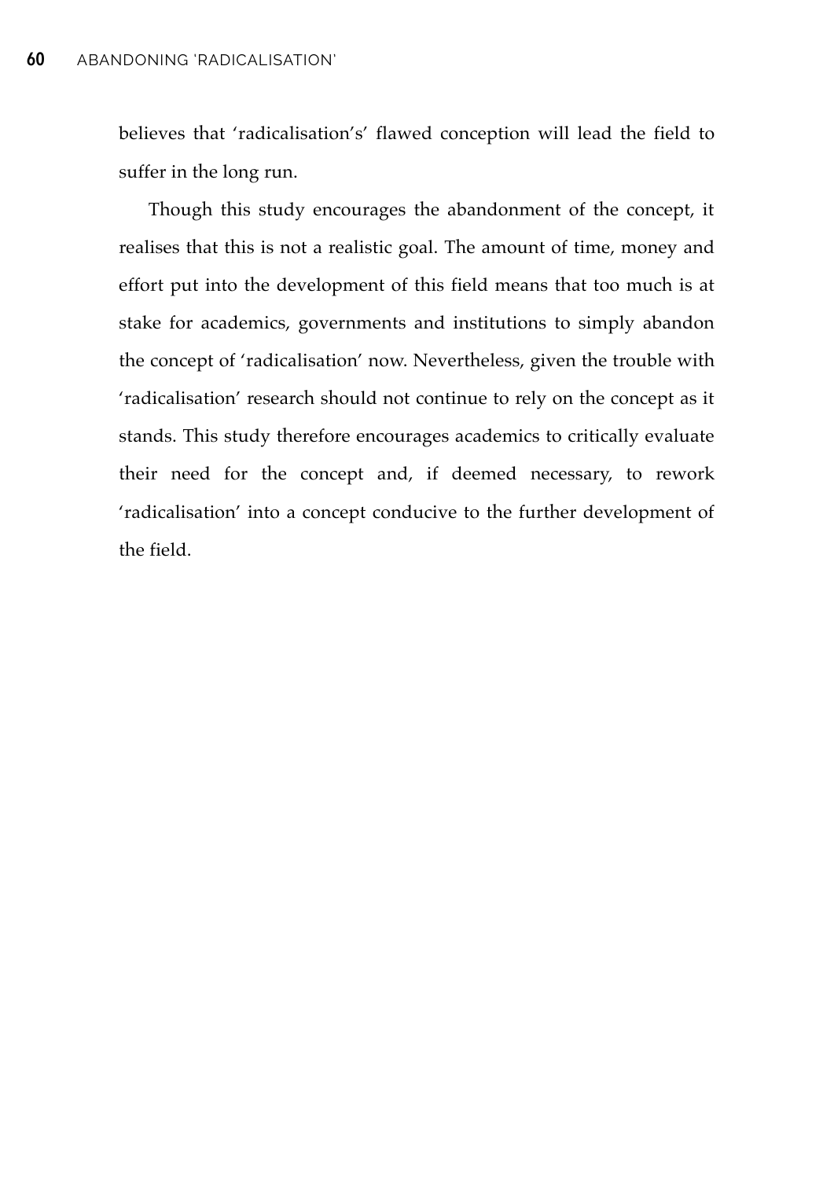believes that 'radicalisation's' flawed conception will lead the field to suffer in the long run.

Though this study encourages the abandonment of the concept, it realises that this is not a realistic goal. The amount of time, money and effort put into the development of this field means that too much is at stake for academics, governments and institutions to simply abandon the concept of 'radicalisation' now. Nevertheless, given the trouble with 'radicalisation' research should not continue to rely on the concept as it stands. This study therefore encourages academics to critically evaluate their need for the concept and, if deemed necessary, to rework 'radicalisation' into a concept conducive to the further development of the field.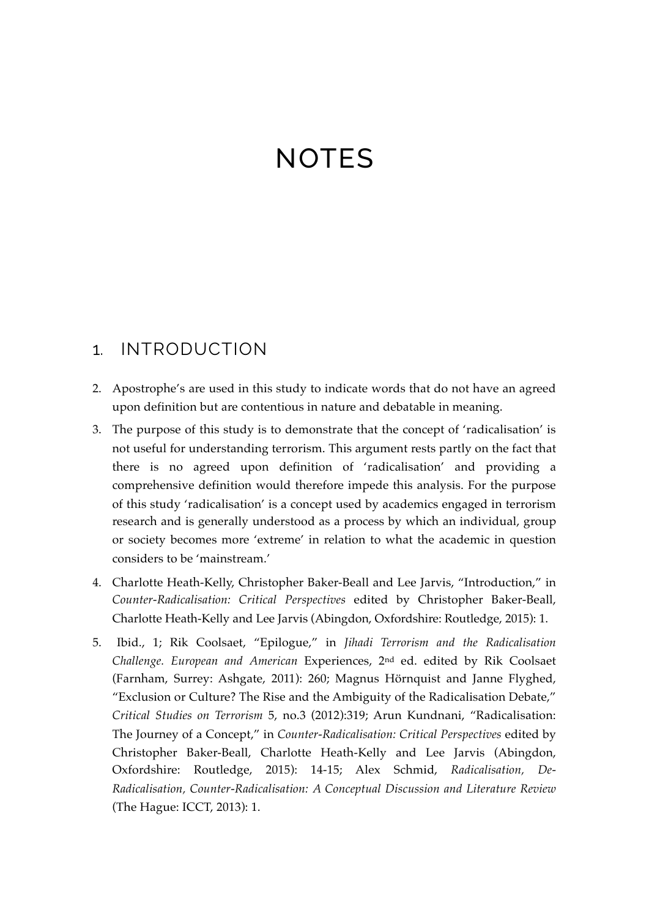# NOTES

## 1. INTRODUCTION

2. Apostrophe's are used in this study to indicate words that do not have an agreed upon definition but are contentious in nature and debatable in meaning.
3. The purpose of this study is to demonstrate that the concept of 'radicalisation' is not useful for understanding terrorism. This argument rests partly on the fact that there is no agreed upon definition of 'radicalisation' and providing a comprehensive definition would therefore impede this analysis. For the purpose of this study 'radicalisation' is a concept used by academics engaged in terrorism research and is generally understood as a process by which an individual, group or society becomes more 'extreme' in relation to what the academic in question considers to be 'mainstream.'
4. Charlotte Heath-Kelly, Christopher Baker-Beall and Lee Jarvis, "Introduction," in *Counter-Radicalisation: Critical Perspectives* edited by Christopher Baker-Beall, Charlotte Heath-Kelly and Lee Jarvis (Abingdon, Oxfordshire: Routledge, 2015): 1.
5. Ibid., 1; Rik Coolsaet, "Epilogue," in *Jihadi Terrorism and the Radicalisation Challenge. European and American* Experiences, 2nd ed. edited by Rik Coolsaet (Farnham, Surrey: Ashgate, 2011): 260; Magnus Hörnquist and Janne Flyghed, "Exclusion or Culture? The Rise and the Ambiguity of the Radicalisation Debate," *Critical Studies on Terrorism* 5, no.3 (2012):319; Arun Kundnani, "Radicalisation: The Journey of a Concept," in *Counter-Radicalisation: Critical Perspectives* edited by Christopher Baker-Beall, Charlotte Heath-Kelly and Lee Jarvis (Abingdon, Oxfordshire: Routledge, 2015): 14-15; Alex Schmid, *Radicalisation, De-Radicalisation, Counter-Radicalisation: A Conceptual Discussion and Literature Review* (The Hague: ICCT, 2013): 1.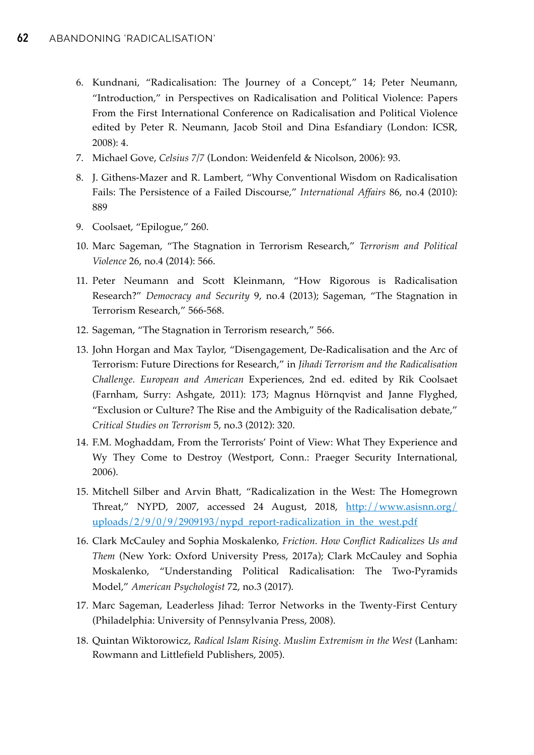6. Kundnani, "Radicalisation: The Journey of a Concept," 14; Peter Neumann, "Introduction," in Perspectives on Radicalisation and Political Violence: Papers From the First International Conference on Radicalisation and Political Violence edited by Peter R. Neumann, Jacob Stoil and Dina Esfandiary (London: ICSR, 2008): 4.
7. Michael Gove, *Celsius 7/7* (London: Weidenfeld & Nicolson, 2006): 93.
8. J. Githens-Mazer and R. Lambert, "Why Conventional Wisdom on Radicalisation Fails: The Persistence of a Failed Discourse," *International Affairs* 86, no.4 (2010): 889
9. Coolsaet, "Epilogue," 260.
10. Marc Sageman, "The Stagnation in Terrorism Research," *Terrorism and Political Violence* 26, no.4 (2014): 566.
11. Peter Neumann and Scott Kleinmann, "How Rigorous is Radicalisation Research?" *Democracy and Security* 9, no.4 (2013); Sageman, "The Stagnation in Terrorism Research," 566-568.
12. Sageman, "The Stagnation in Terrorism research," 566.
13. John Horgan and Max Taylor, "Disengagement, De-Radicalisation and the Arc of Terrorism: Future Directions for Research," in *Jihadi Terrorism and the Radicalisation Challenge. European and American* Experiences, 2nd ed. edited by Rik Coolsaet (Farnham, Surry: Ashgate, 2011): 173; Magnus Hörnqvist and Janne Flyghed, "Exclusion or Culture? The Rise and the Ambiguity of the Radicalisation debate," *Critical Studies on Terrorism* 5, no.3 (2012): 320.
14. F.M. Moghaddam, From the Terrorists' Point of View: What They Experience and Wy They Come to Destroy (Westport, Conn.: Praeger Security International, 2006).
15. Mitchell Silber and Arvin Bhatt, "Radicalization in the West: The Homegrown Threat," NYPD, 2007, accessed 24 August, 2018, http://www.asisnn.org/uploads/2/9/0/9/2909193/nypd_report-radicalization_in_the_west.pdf
16. Clark McCauley and Sophia Moskalenko, *Friction. How Conflict Radicalizes Us and Them* (New York: Oxford University Press, 2017a); Clark McCauley and Sophia Moskalenko, "Understanding Political Radicalisation: The Two-Pyramids Model," *American Psychologist* 72, no.3 (2017).
17. Marc Sageman, Leaderless Jihad: Terror Networks in the Twenty-First Century (Philadelphia: University of Pennsylvania Press, 2008).
18. Quintan Wiktorowicz, *Radical Islam Rising. Muslim Extremism in the West* (Lanham: Rowmann and Littlefield Publishers, 2005).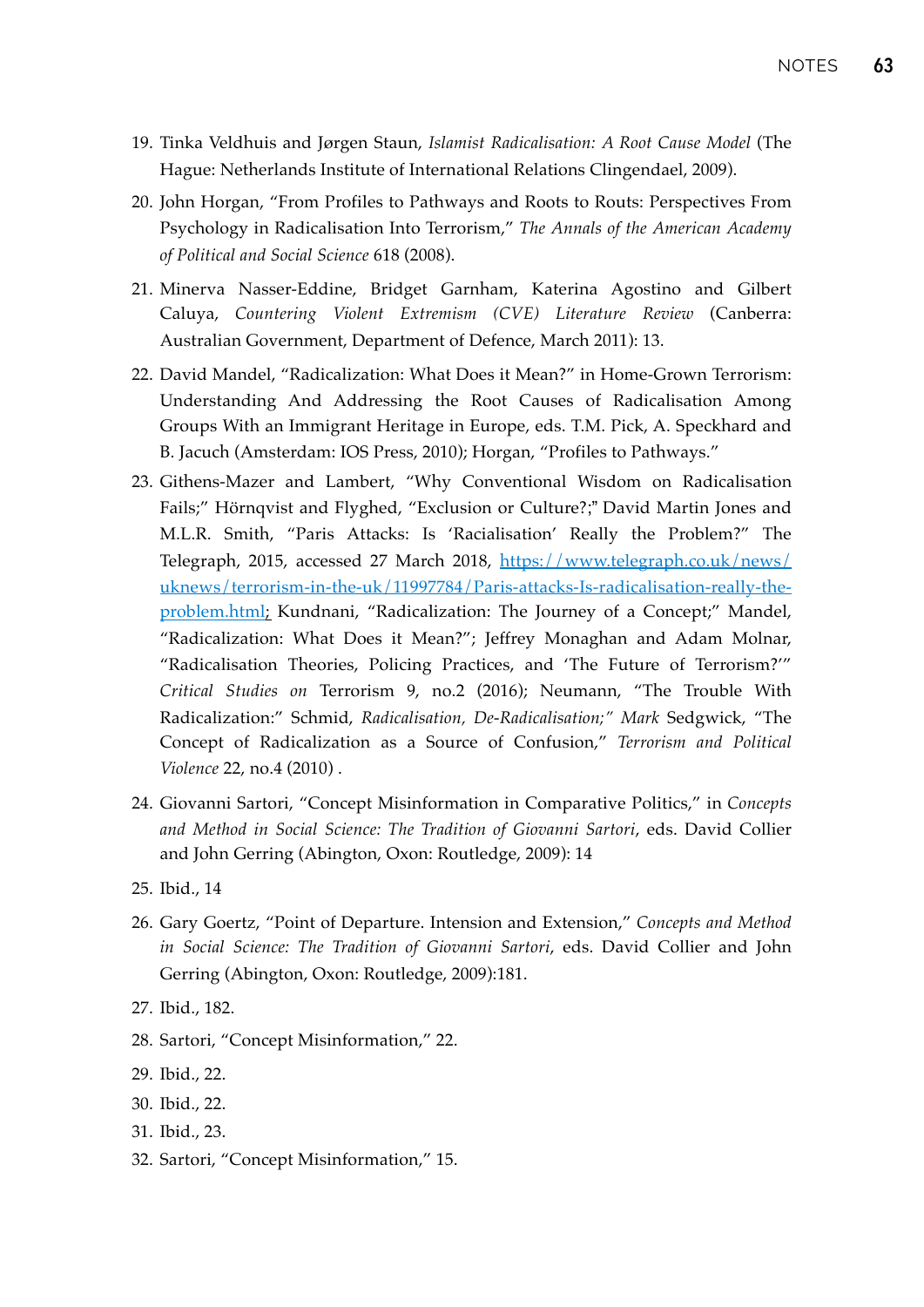19. Tinka Veldhuis and Jørgen Staun, *Islamist Radicalisation: A Root Cause Model* (The Hague: Netherlands Institute of International Relations Clingendael, 2009).
20. John Horgan, "From Profiles to Pathways and Roots to Routs: Perspectives From Psychology in Radicalisation Into Terrorism," *The Annals of the American Academy of Political and Social Science* 618 (2008).
21. Minerva Nasser-Eddine, Bridget Garnham, Katerina Agostino and Gilbert Caluya, *Countering Violent Extremism (CVE) Literature Review* (Canberra: Australian Government, Department of Defence, March 2011): 13.
22. David Mandel, "Radicalization: What Does it Mean?" in Home-Grown Terrorism: Understanding And Addressing the Root Causes of Radicalisation Among Groups With an Immigrant Heritage in Europe, eds. T.M. Pick, A. Speckhard and B. Jacuch (Amsterdam: IOS Press, 2010); Horgan, "Profiles to Pathways."
23. Githens-Mazer and Lambert, "Why Conventional Wisdom on Radicalisation Fails;" Hörnqvist and Flyghed, "Exclusion or Culture?;" David Martin Jones and M.L.R. Smith, "Paris Attacks: Is 'Racialisation' Really the Problem?" The Telegraph, 2015, accessed 27 March 2018, [https://www.telegraph.co.uk/news/uknews/terrorism-in-the-uk/11997784/Paris-attacks-Is-radicalisation-really-the-problem.html](https://www.telegraph.co.uk/news/uknews/terrorism-in-the-uk/11997784/Paris-attacks-Is-radicalisation-really-the-problem.html); Kundnani, "Radicalization: The Journey of a Concept;" Mandel, "Radicalization: What Does it Mean?"; Jeffrey Monaghan and Adam Molnar, "Radicalisation Theories, Policing Practices, and 'The Future of Terrorism?'" *Critical Studies on* Terrorism 9, no.2 (2016); Neumann, "The Trouble With Radicalization:" Schmid, *Radicalisation, De-Radicalisation;" Mark* Sedgwick, "The Concept of Radicalization as a Source of Confusion," *Terrorism and Political Violence* 22, no.4 (2010) .
24. Giovanni Sartori, "Concept Misinformation in Comparative Politics," in *Concepts and Method in Social Science: The Tradition of Giovanni Sartori*, eds. David Collier and John Gerring (Abington, Oxon: Routledge, 2009): 14
25. Ibid., 14
26. Gary Goertz, "Point of Departure. Intension and Extension," *Concepts and Method in Social Science: The Tradition of Giovanni Sartori*, eds. David Collier and John Gerring (Abington, Oxon: Routledge, 2009):181.
27. Ibid., 182.
28. Sartori, "Concept Misinformation," 22.
29. Ibid., 22.
30. Ibid., 22.
31. Ibid., 23.
32. Sartori, "Concept Misinformation," 15.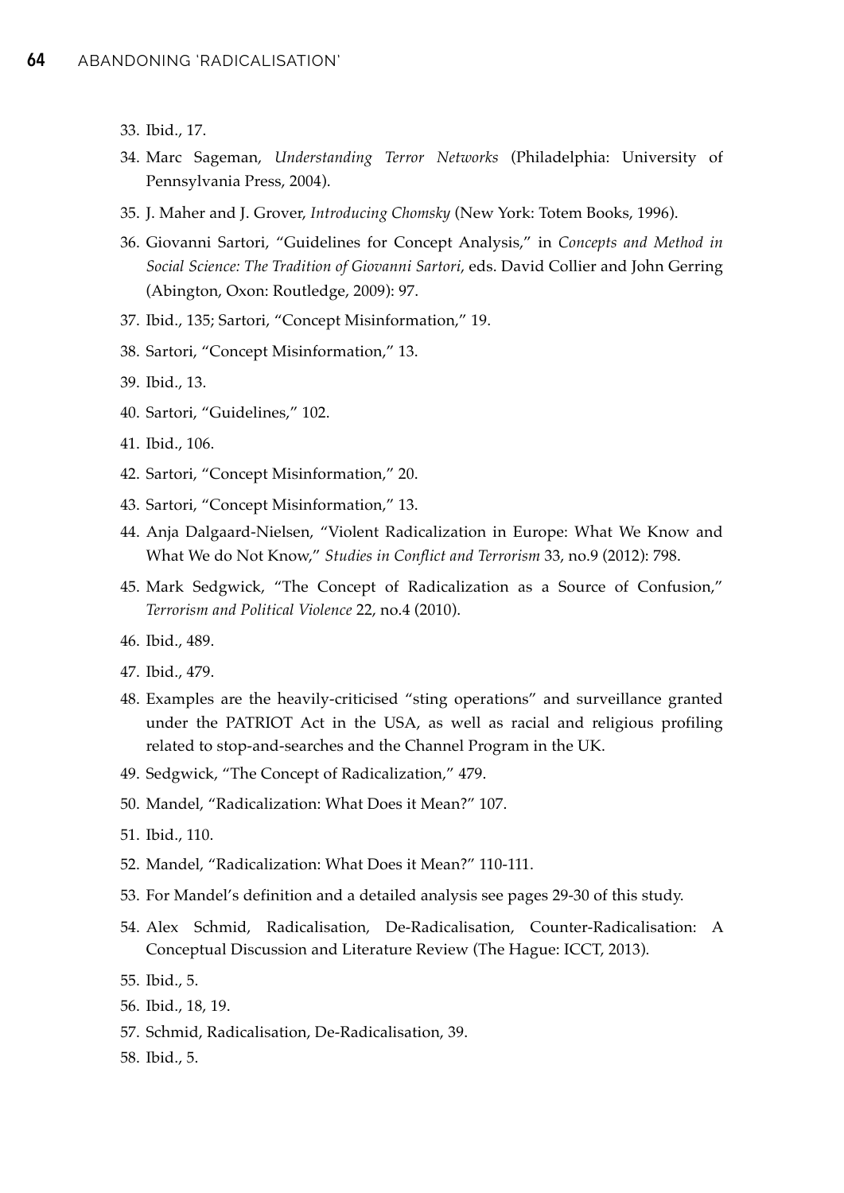33. Ibid., 17.
34. Marc Sageman, *Understanding Terror Networks* (Philadelphia: University of Pennsylvania Press, 2004).
35. J. Maher and J. Grover, *Introducing Chomsky* (New York: Totem Books, 1996).
36. Giovanni Sartori, "Guidelines for Concept Analysis," in *Concepts and Method in Social Science: The Tradition of Giovanni Sartori*, eds. David Collier and John Gerring (Abington, Oxon: Routledge, 2009): 97.
37. Ibid., 135; Sartori, "Concept Misinformation," 19.
38. Sartori, "Concept Misinformation," 13.
39. Ibid., 13.
40. Sartori, "Guidelines," 102.
41. Ibid., 106.
42. Sartori, "Concept Misinformation," 20.
43. Sartori, "Concept Misinformation," 13.
44. Anja Dalgaard-Nielsen, "Violent Radicalization in Europe: What We Know and What We do Not Know," *Studies in Conflict and Terrorism* 33, no.9 (2012): 798.
45. Mark Sedgwick, "The Concept of Radicalization as a Source of Confusion," *Terrorism and Political Violence* 22, no.4 (2010).
46. Ibid., 489.
47. Ibid., 479.
48. Examples are the heavily-criticised "sting operations" and surveillance granted under the PATRIOT Act in the USA, as well as racial and religious profiling related to stop-and-searches and the Channel Program in the UK.
49. Sedgwick, "The Concept of Radicalization," 479.
50. Mandel, "Radicalization: What Does it Mean?" 107.
51. Ibid., 110.
52. Mandel, "Radicalization: What Does it Mean?" 110-111.
53. For Mandel's definition and a detailed analysis see pages 29-30 of this study.
54. Alex Schmid, Radicalisation, De-Radicalisation, Counter-Radicalisation: A Conceptual Discussion and Literature Review (The Hague: ICCT, 2013).
55. Ibid., 5.
56. Ibid., 18, 19.
57. Schmid, Radicalisation, De-Radicalisation, 39.
58. Ibid., 5.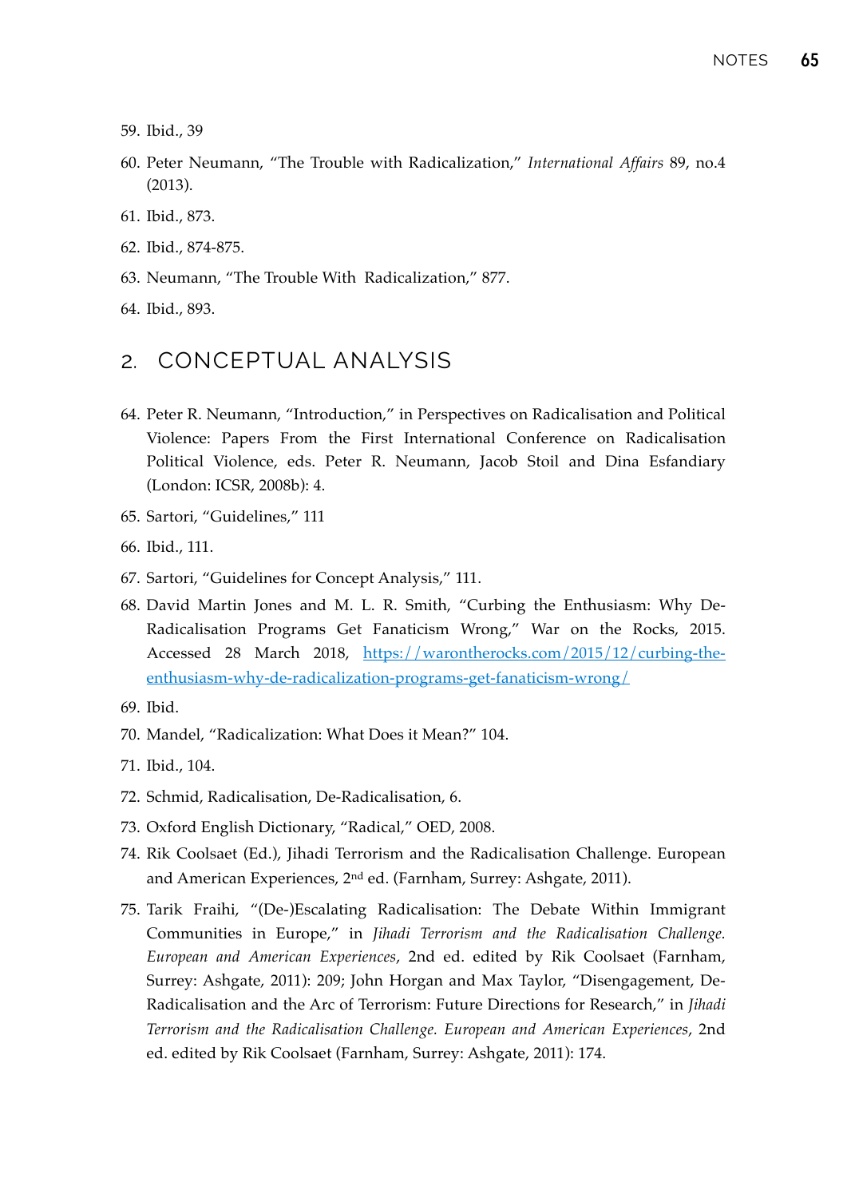59. Ibid., 39

60. Peter Neumann, "The Trouble with Radicalization," *International Affairs* 89, no.4 (2013).

61. Ibid., 873.

62. Ibid., 874-875.

63. Neumann, "The Trouble With Radicalization," 877.

64. Ibid., 893.

## 2. CONCEPTUAL ANALYSIS

64. Peter R. Neumann, "Introduction," in Perspectives on Radicalisation and Political Violence: Papers From the First International Conference on Radicalisation Political Violence, eds. Peter R. Neumann, Jacob Stoil and Dina Esfandiary (London: ICSR, 2008b): 4.

65. Sartori, "Guidelines," 111

66. Ibid., 111.

67. Sartori, "Guidelines for Concept Analysis," 111.

68. David Martin Jones and M. L. R. Smith, "Curbing the Enthusiasm: Why De-Radicalisation Programs Get Fanaticism Wrong," War on the Rocks, 2015. Accessed 28 March 2018, [https://warontherocks.com/2015/12/curbing-the-enthusiasm-why-de-radicalization-programs-get-fanaticism-wrong/](https://warontherocks.com/2015/12/curbing-the-enthusiasm-why-de-radicalization-programs-get-fanaticism-wrong/)

69. Ibid.

70. Mandel, "Radicalization: What Does it Mean?" 104.

71. Ibid., 104.

72. Schmid, Radicalisation, De-Radicalisation, 6.

73. Oxford English Dictionary, "Radical," OED, 2008.

74. Rik Coolsaet (Ed.), Jihadi Terrorism and the Radicalisation Challenge. European and American Experiences, 2nd ed. (Farnham, Surrey: Ashgate, 2011).

75. Tarik Fraihi, "(De-)Escalating Radicalisation: The Debate Within Immigrant Communities in Europe," in *Jihadi Terrorism and the Radicalisation Challenge. European and American Experiences*, 2nd ed. edited by Rik Coolsaet (Farnham, Surrey: Ashgate, 2011): 209; John Horgan and Max Taylor, "Disengagement, De-Radicalisation and the Arc of Terrorism: Future Directions for Research," in *Jihadi Terrorism and the Radicalisation Challenge. European and American Experiences*, 2nd ed. edited by Rik Coolsaet (Farnham, Surrey: Ashgate, 2011): 174.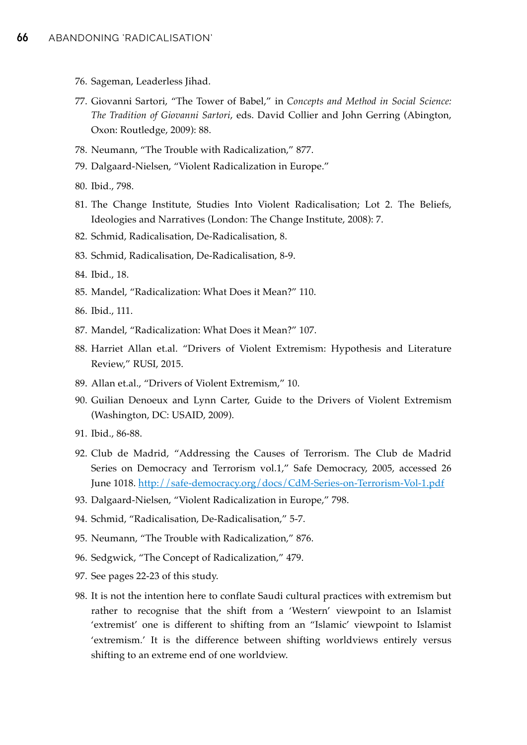76. Sageman, Leaderless Jihad.
77. Giovanni Sartori, "The Tower of Babel," in *Concepts and Method in Social Science: The Tradition of Giovanni Sartori*, eds. David Collier and John Gerring (Abington, Oxon: Routledge, 2009): 88.
78. Neumann, "The Trouble with Radicalization," 877.
79. Dalgaard-Nielsen, "Violent Radicalization in Europe."
80. Ibid., 798.
81. The Change Institute, Studies Into Violent Radicalisation; Lot 2. The Beliefs, Ideologies and Narratives (London: The Change Institute, 2008): 7.
82. Schmid, Radicalisation, De-Radicalisation, 8.
83. Schmid, Radicalisation, De-Radicalisation, 8-9.
84. Ibid., 18.
85. Mandel, "Radicalization: What Does it Mean?" 110.
86. Ibid., 111.
87. Mandel, "Radicalization: What Does it Mean?" 107.
88. Harriet Allan et.al. "Drivers of Violent Extremism: Hypothesis and Literature Review," RUSI, 2015.
89. Allan et.al., "Drivers of Violent Extremism," 10.
90. Guilian Denoeux and Lynn Carter, Guide to the Drivers of Violent Extremism (Washington, DC: USAID, 2009).
91. Ibid., 86-88.
92. Club de Madrid, "Addressing the Causes of Terrorism. The Club de Madrid Series on Democracy and Terrorism vol.1," Safe Democracy, 2005, accessed 26 June 1018. http://safe-democracy.org/docs/CdM-Series-on-Terrorism-Vol-1.pdf
93. Dalgaard-Nielsen, "Violent Radicalization in Europe," 798.
94. Schmid, "Radicalisation, De-Radicalisation," 5-7.
95. Neumann, "The Trouble with Radicalization," 876.
96. Sedgwick, "The Concept of Radicalization," 479.
97. See pages 22-23 of this study.
98. It is not the intention here to conflate Saudi cultural practices with extremism but rather to recognise that the shift from a 'Western' viewpoint to an Islamist 'extremist' one is different to shifting from an "Islamic' viewpoint to Islamist 'extremism.' It is the difference between shifting worldviews entirely versus shifting to an extreme end of one worldview.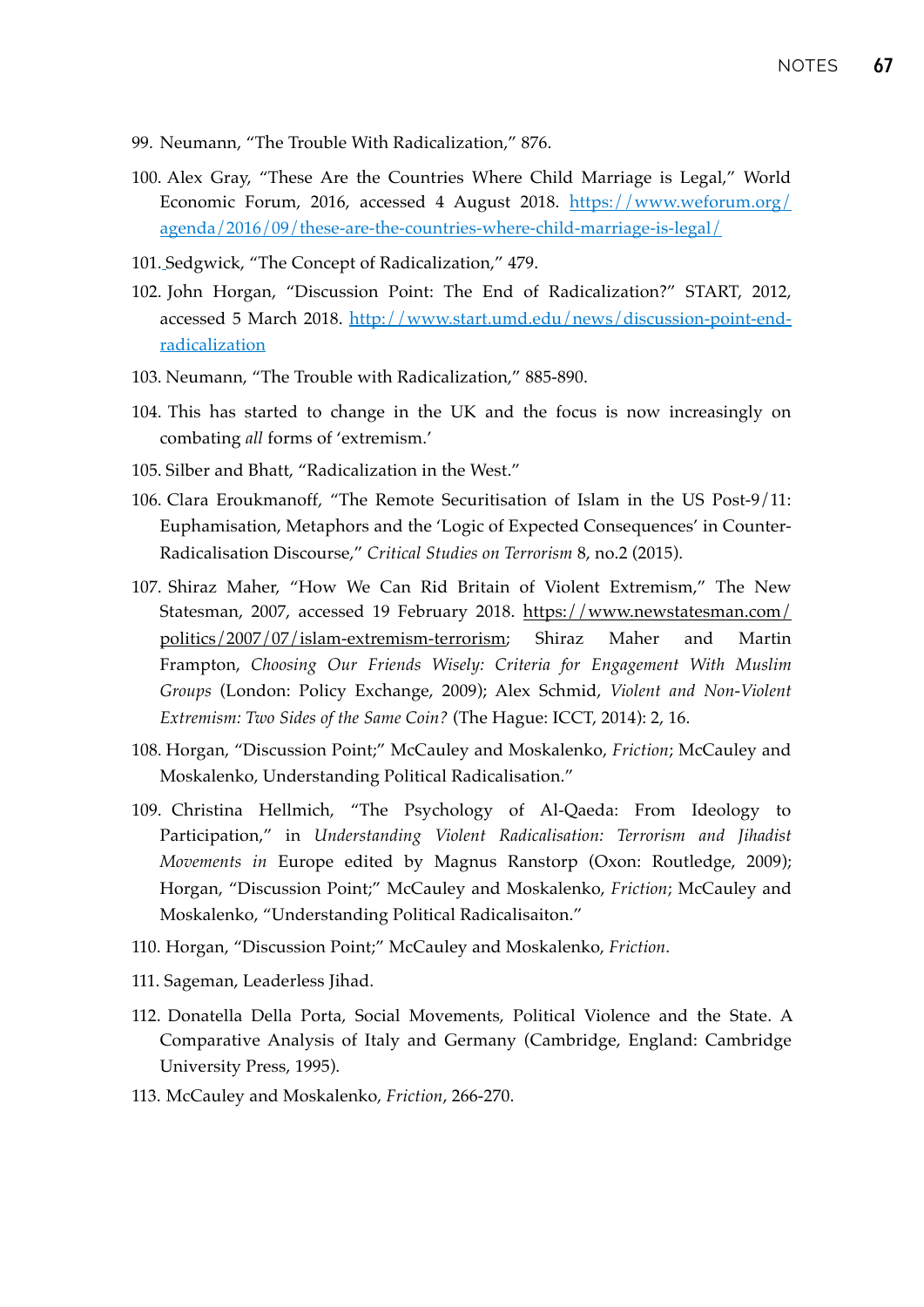99. Neumann, "The Trouble With Radicalization," 876.

100. Alex Gray, "These Are the Countries Where Child Marriage is Legal," World Economic Forum, 2016, accessed 4 August 2018. [https://www.weforum.org/agenda/2016/09/these-are-the-countries-where-child-marriage-is-legal/](https://www.weforum.org/agenda/2016/09/these-are-the-countries-where-child-marriage-is-legal/)

101. Sedgwick, "The Concept of Radicalization," 479.

102. John Horgan, "Discussion Point: The End of Radicalization?" START, 2012, accessed 5 March 2018. [http://www.start.umd.edu/news/discussion-point-end-radicalization](http://www.start.umd.edu/news/discussion-point-end-radicalization)

103. Neumann, "The Trouble with Radicalization," 885-890.

104. This has started to change in the UK and the focus is now increasingly on combating *all* forms of 'extremism.'

105. Silber and Bhatt, "Radicalization in the West."

106. Clara Eroukmanoff, "The Remote Securitisation of Islam in the US Post-9/11: Euphamisation, Metaphors and the 'Logic of Expected Consequences' in Counter-Radicalisation Discourse," *Critical Studies on Terrorism* 8, no.2 (2015).

107. Shiraz Maher, "How We Can Rid Britain of Violent Extremism," The New Statesman, 2007, accessed 19 February 2018. https://www.newstatesman.com/politics/2007/07/islam-extremism-terrorism; Shiraz Maher and Martin Frampton, *Choosing Our Friends Wisely: Criteria for Engagement With Muslim Groups* (London: Policy Exchange, 2009); Alex Schmid, *Violent and Non-Violent Extremism: Two Sides of the Same Coin?* (The Hague: ICCT, 2014): 2, 16.

108. Horgan, "Discussion Point;" McCauley and Moskalenko, *Friction*; McCauley and Moskalenko, Understanding Political Radicalisation."

109. Christina Hellmich, "The Psychology of Al-Qaeda: From Ideology to Participation," in *Understanding Violent Radicalisation: Terrorism and Jihadist Movements in* Europe edited by Magnus Ranstorp (Oxon: Routledge, 2009); Horgan, "Discussion Point;" McCauley and Moskalenko, *Friction*; McCauley and Moskalenko, "Understanding Political Radicalisaiton."

110. Horgan, "Discussion Point;" McCauley and Moskalenko, *Friction*.

111. Sageman, Leaderless Jihad.

112. Donatella Della Porta, Social Movements, Political Violence and the State. A Comparative Analysis of Italy and Germany (Cambridge, England: Cambridge University Press, 1995).

113. McCauley and Moskalenko, *Friction*, 266-270.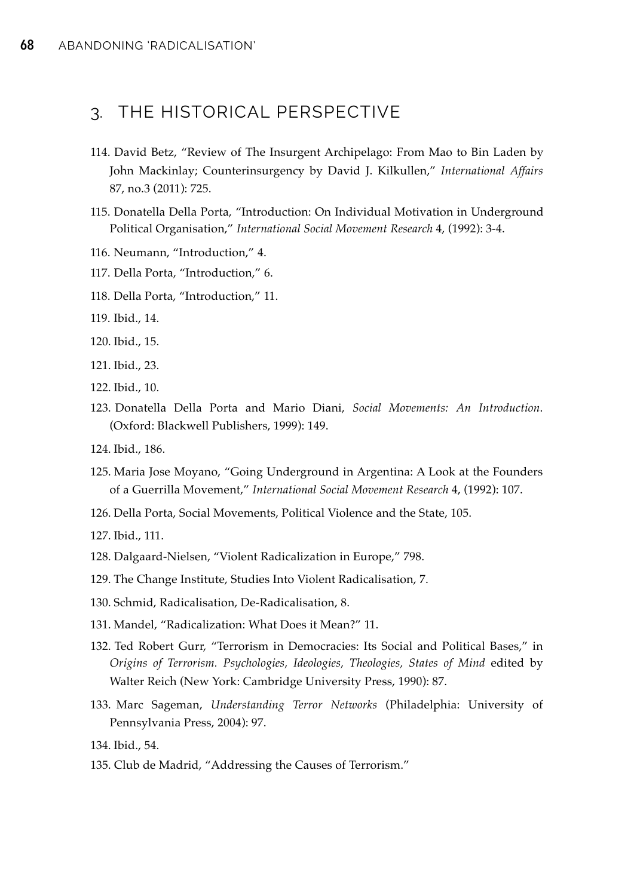## 3. THE HISTORICAL PERSPECTIVE

114. David Betz, "Review of The Insurgent Archipelago: From Mao to Bin Laden by John Mackinlay; Counterinsurgency by David J. Kilkullen," *International Affairs* 87, no.3 (2011): 725.
115. Donatella Della Porta, "Introduction: On Individual Motivation in Underground Political Organisation," *International Social Movement Research* 4, (1992): 3-4.
116. Neumann, "Introduction," 4.
117. Della Porta, "Introduction," 6.
118. Della Porta, "Introduction," 11.
119. Ibid., 14.
120. Ibid., 15.
121. Ibid., 23.
122. Ibid., 10.
123. Donatella Della Porta and Mario Diani, *Social Movements: An Introduction*. (Oxford: Blackwell Publishers, 1999): 149.
124. Ibid., 186.
125. Maria Jose Moyano, "Going Underground in Argentina: A Look at the Founders of a Guerrilla Movement," *International Social Movement Research* 4, (1992): 107.
126. Della Porta, Social Movements, Political Violence and the State, 105.
127. Ibid., 111.
128. Dalgaard-Nielsen, "Violent Radicalization in Europe," 798.
129. The Change Institute, Studies Into Violent Radicalisation, 7.
130. Schmid, Radicalisation, De-Radicalisation, 8.
131. Mandel, "Radicalization: What Does it Mean?" 11.
132. Ted Robert Gurr, "Terrorism in Democracies: Its Social and Political Bases," in *Origins of Terrorism. Psychologies, Ideologies, Theologies, States of Mind* edited by Walter Reich (New York: Cambridge University Press, 1990): 87.
133. Marc Sageman, *Understanding Terror Networks* (Philadelphia: University of Pennsylvania Press, 2004): 97.
134. Ibid., 54.
135. Club de Madrid, "Addressing the Causes of Terrorism."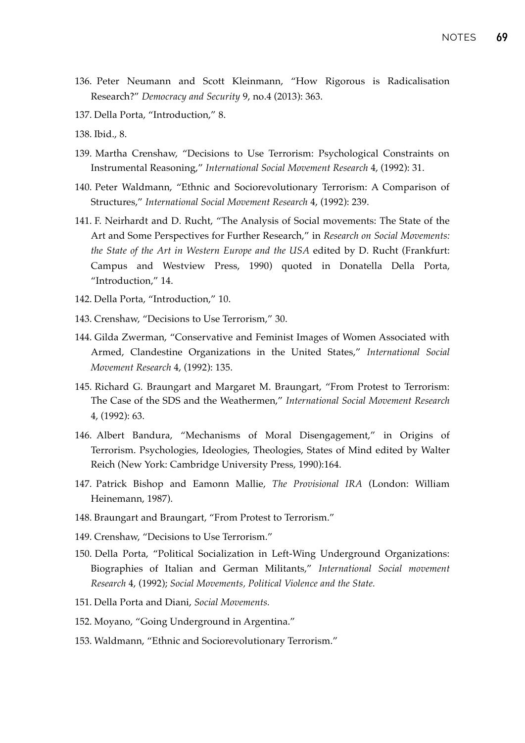136. Peter Neumann and Scott Kleinmann, "How Rigorous is Radicalisation Research?" *Democracy and Security* 9, no.4 (2013): 363.

137. Della Porta, "Introduction," 8.

138. Ibid., 8.

139. Martha Crenshaw, "Decisions to Use Terrorism: Psychological Constraints on Instrumental Reasoning," *International Social Movement Research* 4, (1992): 31.

140. Peter Waldmann, "Ethnic and Sociorevolutionary Terrorism: A Comparison of Structures," *International Social Movement Research* 4, (1992): 239.

141. F. Neirhardt and D. Rucht, "The Analysis of Social movements: The State of the Art and Some Perspectives for Further Research," in *Research on Social Movements: the State of the Art in Western Europe and the USA* edited by D. Rucht (Frankfurt: Campus and Westview Press, 1990) quoted in Donatella Della Porta, "Introduction," 14.

142. Della Porta, "Introduction," 10.

143. Crenshaw, "Decisions to Use Terrorism," 30.

144. Gilda Zwerman, "Conservative and Feminist Images of Women Associated with Armed, Clandestine Organizations in the United States," *International Social Movement Research* 4, (1992): 135.

145. Richard G. Braungart and Margaret M. Braungart, "From Protest to Terrorism: The Case of the SDS and the Weathermen," *International Social Movement Research* 4, (1992): 63.

146. Albert Bandura, "Mechanisms of Moral Disengagement," in Origins of Terrorism. Psychologies, Ideologies, Theologies, States of Mind edited by Walter Reich (New York: Cambridge University Press, 1990):164.

147. Patrick Bishop and Eamonn Mallie, *The Provisional IRA* (London: William Heinemann, 1987).

148. Braungart and Braungart, "From Protest to Terrorism."

149. Crenshaw, "Decisions to Use Terrorism."

150. Della Porta, "Political Socialization in Left-Wing Underground Organizations: Biographies of Italian and German Militants," *International Social movement Research* 4, (1992); *Social Movements, Political Violence and the State.*

151. Della Porta and Diani, *Social Movements.*

152. Moyano, "Going Underground in Argentina."

153. Waldmann, "Ethnic and Sociorevolutionary Terrorism."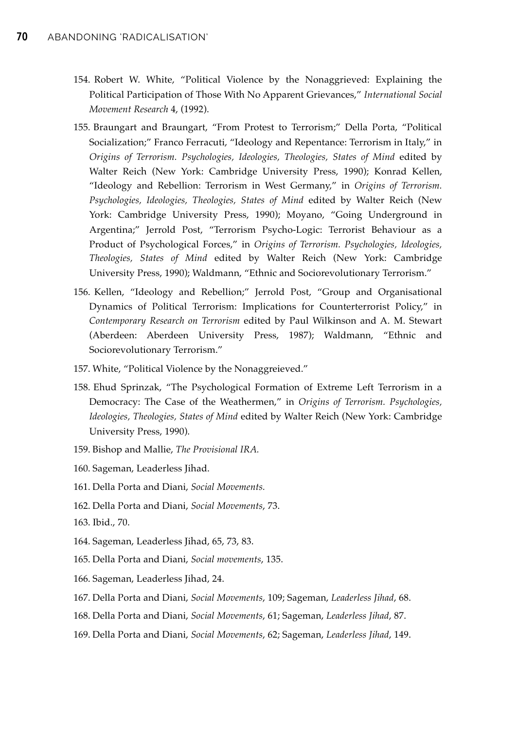154. Robert W. White, "Political Violence by the Nonaggrieved: Explaining the Political Participation of Those With No Apparent Grievances," *International Social Movement Research* 4, (1992).

155. Braungart and Braungart, "From Protest to Terrorism;" Della Porta, "Political Socialization;" Franco Ferracuti, "Ideology and Repentance: Terrorism in Italy," in *Origins of Terrorism. Psychologies, Ideologies, Theologies, States of Mind* edited by Walter Reich (New York: Cambridge University Press, 1990); Konrad Kellen, "Ideology and Rebellion: Terrorism in West Germany," in *Origins of Terrorism. Psychologies, Ideologies, Theologies, States of Mind* edited by Walter Reich (New York: Cambridge University Press, 1990); Moyano, "Going Underground in Argentina;" Jerrold Post, "Terrorism Psycho-Logic: Terrorist Behaviour as a Product of Psychological Forces," in *Origins of Terrorism. Psychologies, Ideologies, Theologies, States of Mind* edited by Walter Reich (New York: Cambridge University Press, 1990); Waldmann, "Ethnic and Sociorevolutionary Terrorism."

156. Kellen, "Ideology and Rebellion;" Jerrold Post, "Group and Organisational Dynamics of Political Terrorism: Implications for Counterterrorist Policy," in *Contemporary Research on Terrorism* edited by Paul Wilkinson and A. M. Stewart (Aberdeen: Aberdeen University Press, 1987); Waldmann, "Ethnic and Sociorevolutionary Terrorism."

157. White, "Political Violence by the Nonaggreieved."

158. Ehud Sprinzak, "The Psychological Formation of Extreme Left Terrorism in a Democracy: The Case of the Weathermen," in *Origins of Terrorism. Psychologies, Ideologies, Theologies, States of Mind* edited by Walter Reich (New York: Cambridge University Press, 1990).

159. Bishop and Mallie, *The Provisional IRA.*

160. Sageman, Leaderless Jihad.

161. Della Porta and Diani, *Social Movements.*

162. Della Porta and Diani, *Social Movements*, 73.

163. Ibid., 70.

164. Sageman, Leaderless Jihad, 65, 73, 83.

165. Della Porta and Diani, *Social movements*, 135.

166. Sageman, Leaderless Jihad, 24.

167. Della Porta and Diani, *Social Movements*, 109; Sageman, *Leaderless Jihad*, 68.

168. Della Porta and Diani, *Social Movements*, 61; Sageman, *Leaderless Jihad*, 87.

169. Della Porta and Diani, *Social Movements*, 62; Sageman, *Leaderless Jihad*, 149.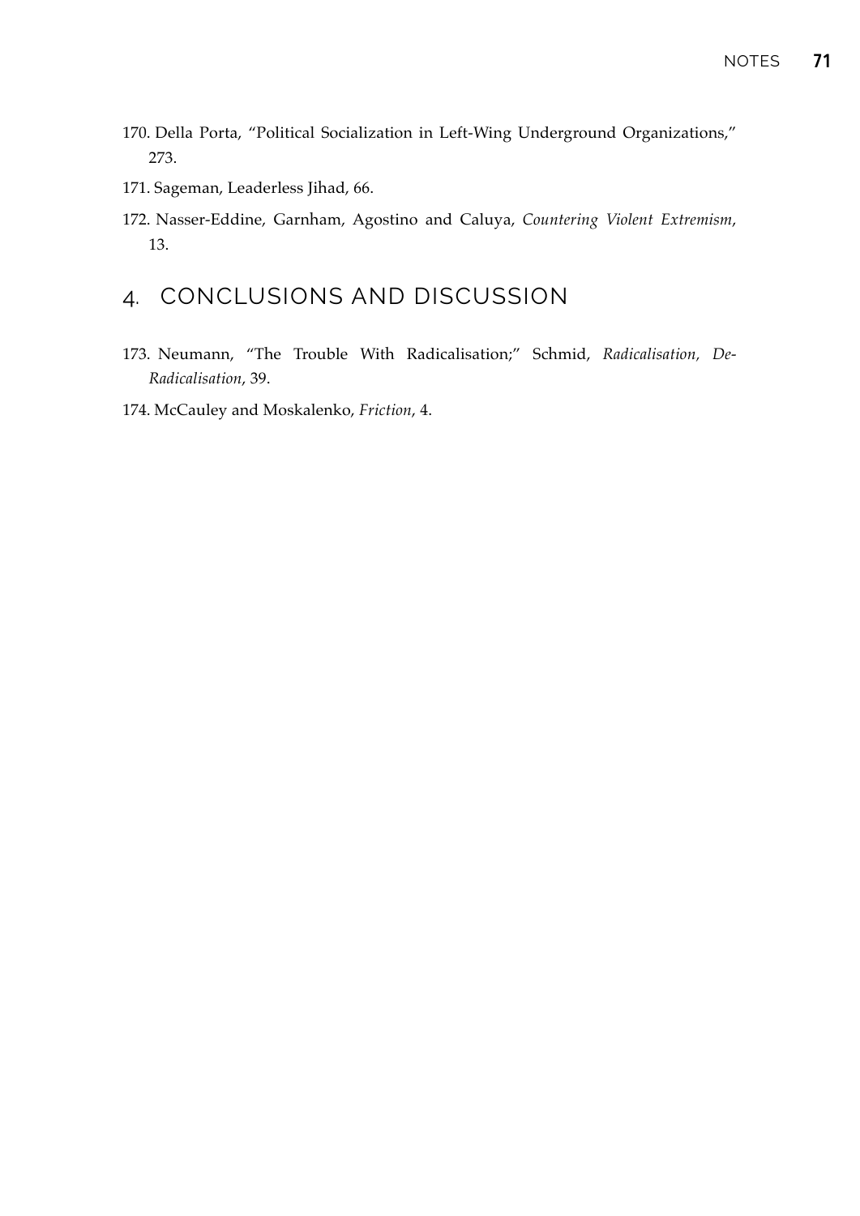170. Della Porta, "Political Socialization in Left-Wing Underground Organizations," 273.

171. Sageman, Leaderless Jihad, 66.

172. Nasser-Eddine, Garnham, Agostino and Caluya, *Countering Violent Extremism*, 13.

## 4. CONCLUSIONS AND DISCUSSION

173. Neumann, "The Trouble With Radicalisation;" Schmid, *Radicalisation, De-Radicalisation*, 39.

174. McCauley and Moskalenko, *Friction*, 4.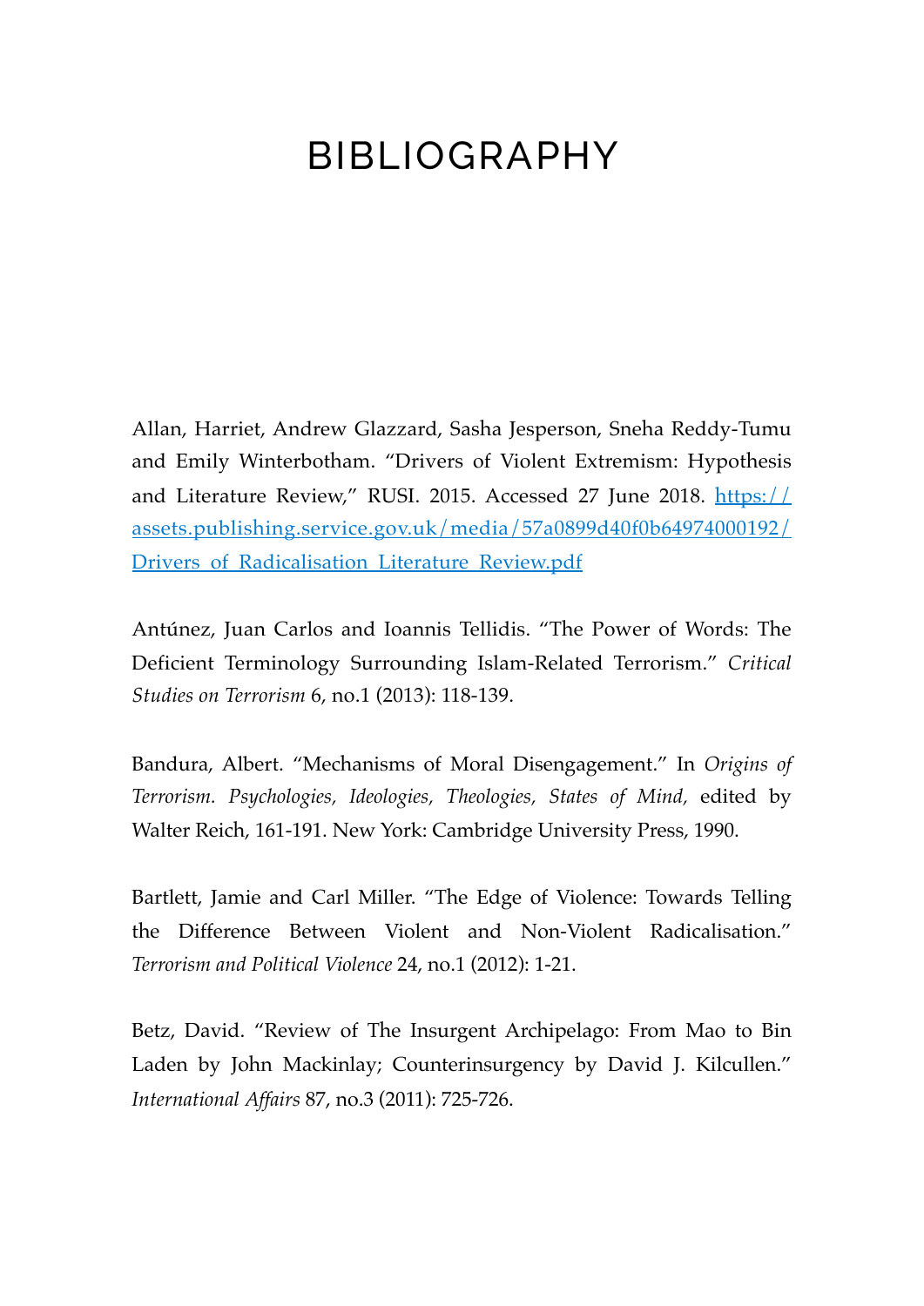# BIBLIOGRAPHY

Allan, Harriet, Andrew Glazzard, Sasha Jesperson, Sneha Reddy-Tumu and Emily Winterbotham. "Drivers of Violent Extremism: Hypothesis and Literature Review," RUSI. 2015. Accessed 27 June 2018. https://assets.publishing.service.gov.uk/media/57a0899d40f0b64974000192/Drivers_of_Radicalisation_Literature_Review.pdf

Antúnez, Juan Carlos and Ioannis Tellidis. "The Power of Words: The Deficient Terminology Surrounding Islam-Related Terrorism." *Critical Studies on Terrorism* 6, no.1 (2013): 118-139.

Bandura, Albert. "Mechanisms of Moral Disengagement." In *Origins of Terrorism. Psychologies, Ideologies, Theologies, States of Mind,* edited by Walter Reich, 161-191. New York: Cambridge University Press, 1990.

Bartlett, Jamie and Carl Miller. "The Edge of Violence: Towards Telling the Difference Between Violent and Non-Violent Radicalisation." *Terrorism and Political Violence* 24, no.1 (2012): 1-21.

Betz, David. "Review of The Insurgent Archipelago: From Mao to Bin Laden by John Mackinlay; Counterinsurgency by David J. Kilcullen." *International Affairs* 87, no.3 (2011): 725-726.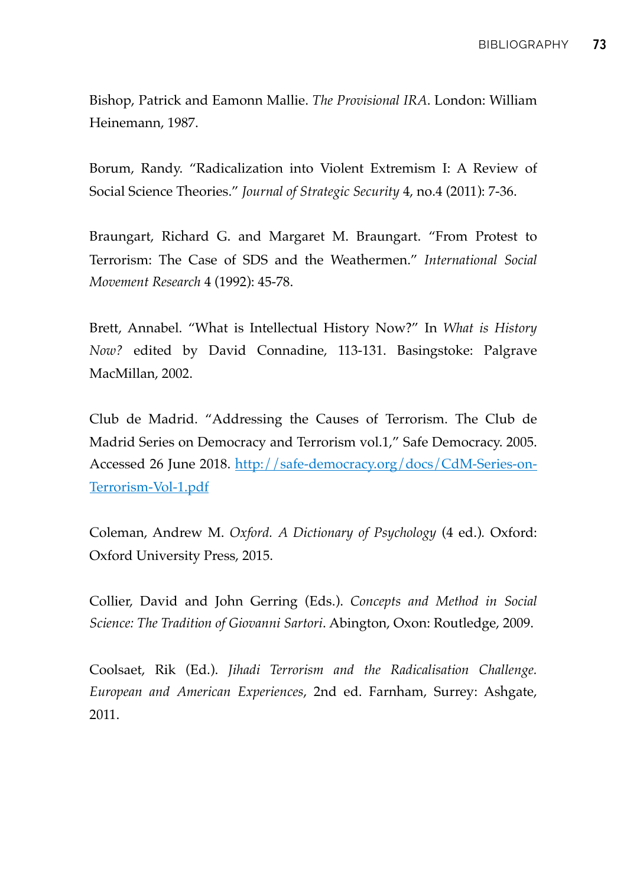Bishop, Patrick and Eamonn Mallie. *The Provisional IRA*. London: William Heinemann, 1987.

Borum, Randy. "Radicalization into Violent Extremism I: A Review of Social Science Theories." *Journal of Strategic Security* 4, no.4 (2011): 7-36.

Braungart, Richard G. and Margaret M. Braungart. "From Protest to Terrorism: The Case of SDS and the Weathermen." *International Social Movement Research* 4 (1992): 45-78.

Brett, Annabel. "What is Intellectual History Now?" In *What is History Now?* edited by David Connadine, 113-131. Basingstoke: Palgrave MacMillan, 2002.

Club de Madrid. "Addressing the Causes of Terrorism. The Club de Madrid Series on Democracy and Terrorism vol.1," Safe Democracy. 2005. Accessed 26 June 2018. [http://safe-democracy.org/docs/CdM-Series-on-Terrorism-Vol-1.pdf](http://safe-democracy.org/docs/CdM-Series-on-Terrorism-Vol-1.pdf)

Coleman, Andrew M. *Oxford. A Dictionary of Psychology* (4 ed.). Oxford: Oxford University Press, 2015.

Collier, David and John Gerring (Eds.). *Concepts and Method in Social Science: The Tradition of Giovanni Sartori*. Abington, Oxon: Routledge, 2009.

Coolsaet, Rik (Ed.). *Jihadi Terrorism and the Radicalisation Challenge. European and American Experiences*, 2nd ed. Farnham, Surrey: Ashgate, 2011.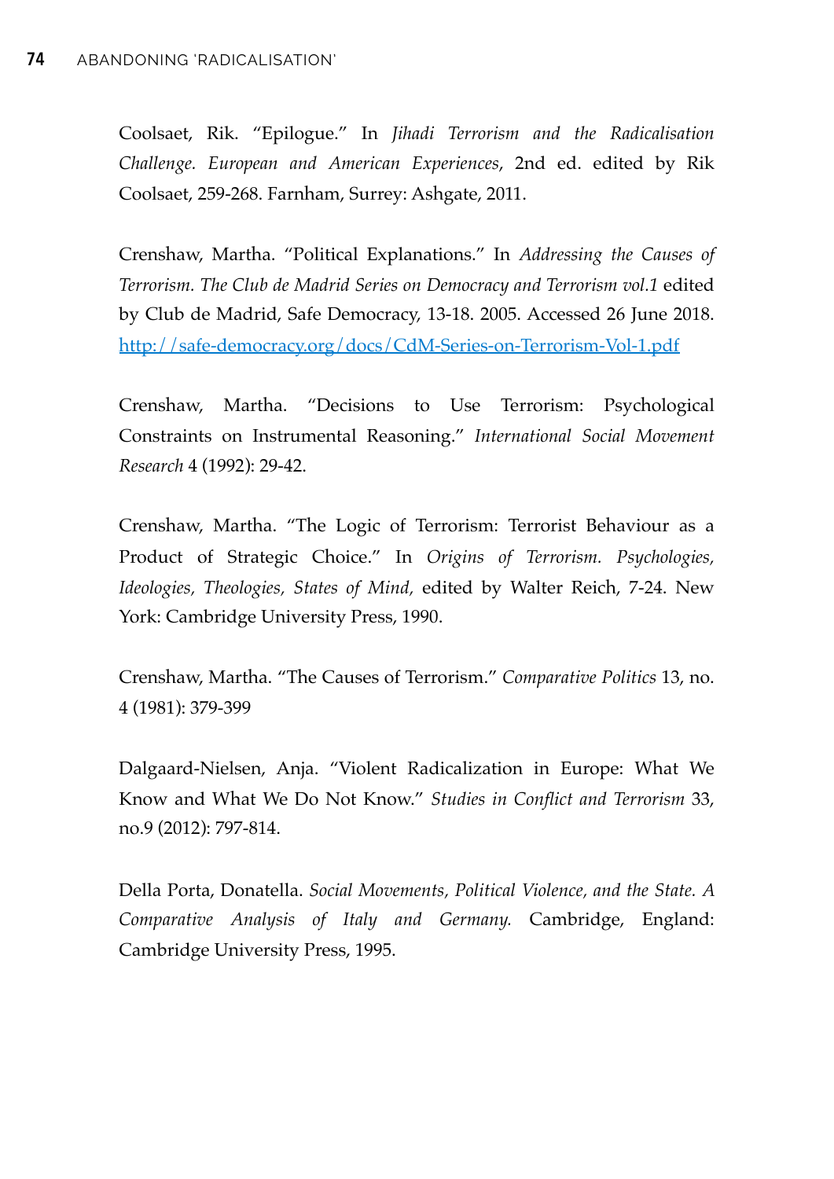Coolsaet, Rik. "Epilogue." In *Jihadi Terrorism and the Radicalisation Challenge. European and American Experiences*, 2nd ed. edited by Rik Coolsaet, 259-268. Farnham, Surrey: Ashgate, 2011.

Crenshaw, Martha. "Political Explanations." In *Addressing the Causes of Terrorism. The Club de Madrid Series on Democracy and Terrorism vol.1* edited by Club de Madrid, Safe Democracy, 13-18. 2005. Accessed 26 June 2018. [http://safe-democracy.org/docs/CdM-Series-on-Terrorism-Vol-1.pdf](http://safe-democracy.org/docs/CdM-Series-on-Terrorism-Vol-1.pdf)

Crenshaw, Martha. "Decisions to Use Terrorism: Psychological Constraints on Instrumental Reasoning." *International Social Movement Research* 4 (1992): 29-42.

Crenshaw, Martha. "The Logic of Terrorism: Terrorist Behaviour as a Product of Strategic Choice." In *Origins of Terrorism. Psychologies, Ideologies, Theologies, States of Mind,* edited by Walter Reich, 7-24. New York: Cambridge University Press, 1990.

Crenshaw, Martha. "The Causes of Terrorism." *Comparative Politics* 13, no. 4 (1981): 379-399

Dalgaard-Nielsen, Anja. "Violent Radicalization in Europe: What We Know and What We Do Not Know." *Studies in Conflict and Terrorism* 33, no.9 (2012): 797-814.

Della Porta, Donatella. *Social Movements, Political Violence, and the State. A Comparative Analysis of Italy and Germany.* Cambridge, England: Cambridge University Press, 1995.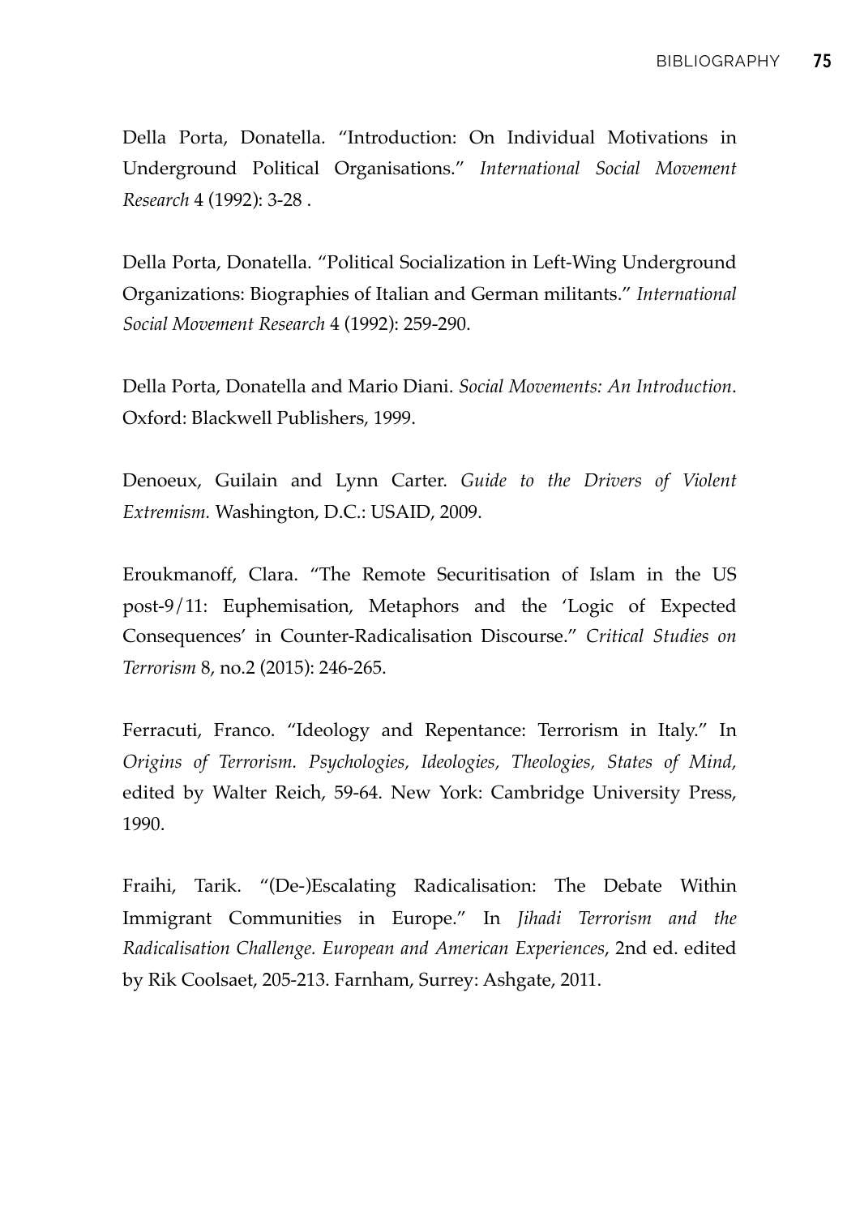Della Porta, Donatella. “Introduction: On Individual Motivations in Underground Political Organisations.” *International Social Movement Research* 4 (1992): 3-28 .

Della Porta, Donatella. “Political Socialization in Left-Wing Underground Organizations: Biographies of Italian and German militants.” *International Social Movement Research* 4 (1992): 259-290.

Della Porta, Donatella and Mario Diani. *Social Movements: An Introduction*. Oxford: Blackwell Publishers, 1999.

Denoeux, Guilain and Lynn Carter. *Guide to the Drivers of Violent Extremism.* Washington, D.C.: USAID, 2009.

Eroukmanoff, Clara. “The Remote Securitisation of Islam in the US post-9/11: Euphemisation, Metaphors and the ‘Logic of Expected Consequences’ in Counter-Radicalisation Discourse.” *Critical Studies on Terrorism* 8, no.2 (2015): 246-265.

Ferracuti, Franco. “Ideology and Repentance: Terrorism in Italy.” In *Origins of Terrorism. Psychologies, Ideologies, Theologies, States of Mind,* edited by Walter Reich, 59-64. New York: Cambridge University Press, 1990.

Fraihi, Tarik. “(De-)Escalating Radicalisation: The Debate Within Immigrant Communities in Europe.” In *Jihadi Terrorism and the Radicalisation Challenge. European and American Experiences*, 2nd ed. edited by Rik Coolsaet, 205-213. Farnham, Surrey: Ashgate, 2011.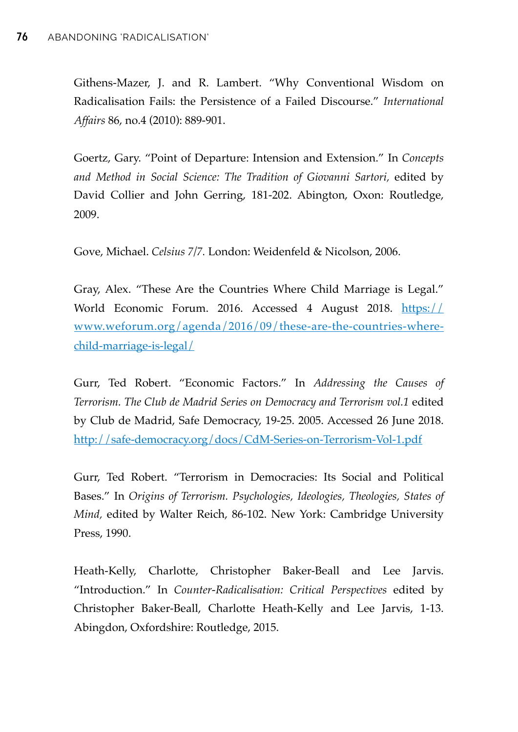Githens-Mazer, J. and R. Lambert. “Why Conventional Wisdom on Radicalisation Fails: the Persistence of a Failed Discourse.” *International Affairs* 86, no.4 (2010): 889-901.

Goertz, Gary. “Point of Departure: Intension and Extension.” In *Concepts and Method in Social Science: The Tradition of Giovanni Sartori,* edited by David Collier and John Gerring, 181-202. Abington, Oxon: Routledge, 2009.

Gove, Michael. *Celsius 7/7.* London: Weidenfeld & Nicolson, 2006.

Gray, Alex. “These Are the Countries Where Child Marriage is Legal.” World Economic Forum. 2016. Accessed 4 August 2018. [https://www.weforum.org/agenda/2016/09/these-are-the-countries-where-child-marriage-is-legal/](https://www.weforum.org/agenda/2016/09/these-are-the-countries-where-child-marriage-is-legal/)

Gurr, Ted Robert. “Economic Factors.” In *Addressing the Causes of Terrorism. The Club de Madrid Series on Democracy and Terrorism vol.1* edited by Club de Madrid, Safe Democracy, 19-25. 2005. Accessed 26 June 2018. [http://safe-democracy.org/docs/CdM-Series-on-Terrorism-Vol-1.pdf](http://safe-democracy.org/docs/CdM-Series-on-Terrorism-Vol-1.pdf)

Gurr, Ted Robert. “Terrorism in Democracies: Its Social and Political Bases.” In *Origins of Terrorism. Psychologies, Ideologies, Theologies, States of Mind,* edited by Walter Reich, 86-102. New York: Cambridge University Press, 1990.

Heath-Kelly, Charlotte, Christopher Baker-Beall and Lee Jarvis. “Introduction.” In *Counter-Radicalisation: Critical Perspectives* edited by Christopher Baker-Beall, Charlotte Heath-Kelly and Lee Jarvis, 1-13. Abingdon, Oxfordshire: Routledge, 2015.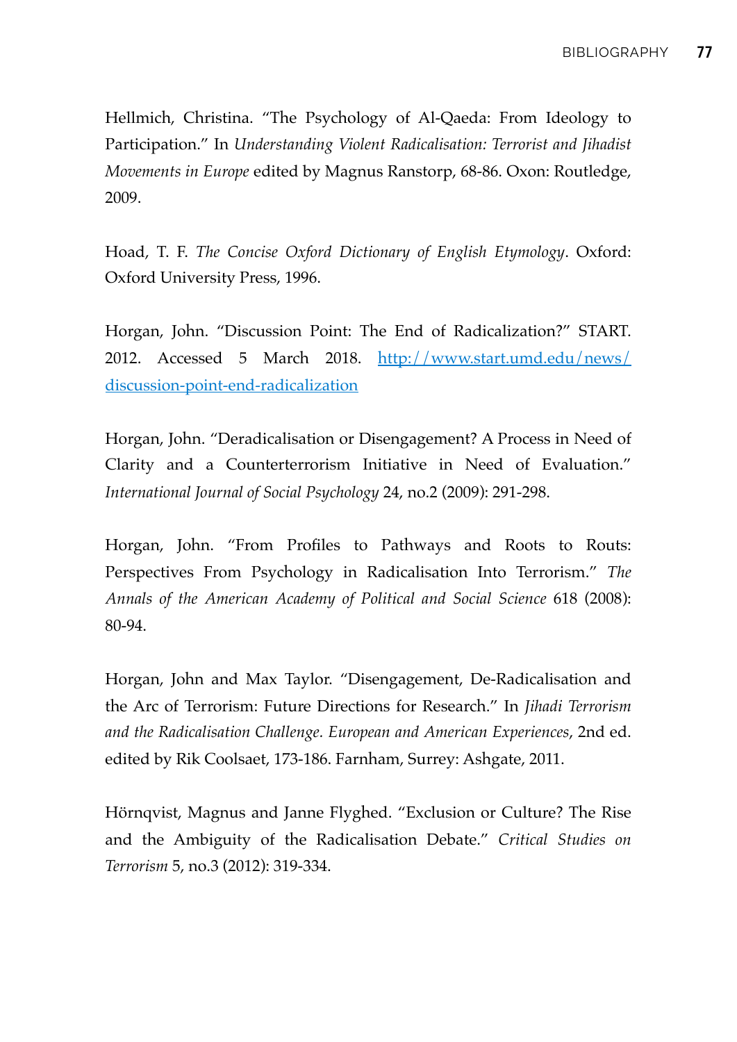Hellmich, Christina. “The Psychology of Al-Qaeda: From Ideology to Participation.” In *Understanding Violent Radicalisation: Terrorist and Jihadist Movements in Europe* edited by Magnus Ranstorp, 68-86. Oxon: Routledge, 2009.

Hoad, T. F. *The Concise Oxford Dictionary of English Etymology*. Oxford: Oxford University Press, 1996.

Horgan, John. “Discussion Point: The End of Radicalization?” START. 2012. Accessed 5 March 2018. [http://www.start.umd.edu/news/discussion-point-end-radicalization](http://www.start.umd.edu/news/discussion-point-end-radicalization)

Horgan, John. “Deradicalisation or Disengagement? A Process in Need of Clarity and a Counterterrorism Initiative in Need of Evaluation.” *International Journal of Social Psychology* 24, no.2 (2009): 291-298.

Horgan, John. “From Profiles to Pathways and Roots to Routs: Perspectives From Psychology in Radicalisation Into Terrorism.” *The Annals of the American Academy of Political and Social Science* 618 (2008): 80-94.

Horgan, John and Max Taylor. “Disengagement, De-Radicalisation and the Arc of Terrorism: Future Directions for Research.” In *Jihadi Terrorism and the Radicalisation Challenge. European and American Experiences*, 2nd ed. edited by Rik Coolsaet, 173-186. Farnham, Surrey: Ashgate, 2011.

Hörnqvist, Magnus and Janne Flyghed. “Exclusion or Culture? The Rise and the Ambiguity of the Radicalisation Debate.” *Critical Studies on Terrorism* 5, no.3 (2012): 319-334.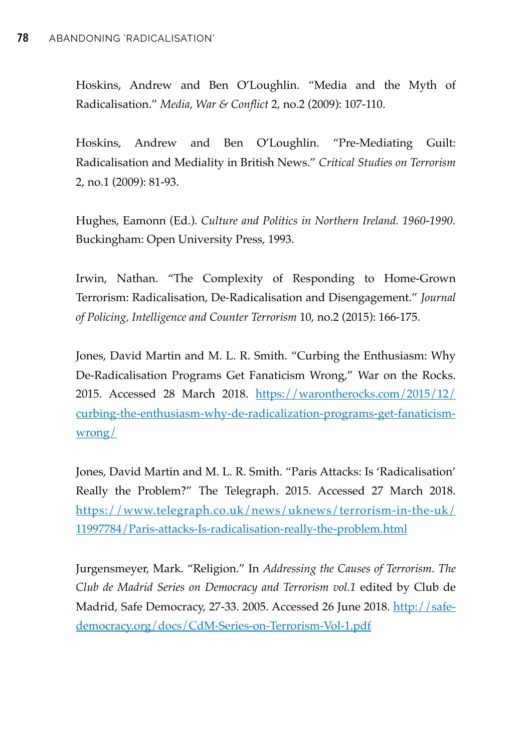Hoskins, Andrew and Ben O'Loughlin. "Media and the Myth of Radicalisation." *Media, War & Conflict* 2, no.2 (2009): 107-110.

Hoskins, Andrew and Ben O'Loughlin. "Pre-Mediating Guilt: Radicalisation and Mediality in British News." *Critical Studies on Terrorism* 2, no.1 (2009): 81-93.

Hughes, Eamonn (Ed.). *Culture and Politics in Northern Ireland. 1960-1990.* Buckingham: Open University Press, 1993.

Irwin, Nathan. "The Complexity of Responding to Home-Grown Terrorism: Radicalisation, De-Radicalisation and Disengagement." *Journal of Policing, Intelligence and Counter Terrorism* 10, no.2 (2015): 166-175.

Jones, David Martin and M. L. R. Smith. "Curbing the Enthusiasm: Why De-Radicalisation Programs Get Fanaticism Wrong," War on the Rocks. 2015. Accessed 28 March 2018. https://warontherocks.com/2015/12/curbing-the-enthusiasm-why-de-radicalization-programs-get-fanaticism-wrong/

Jones, David Martin and M. L. R. Smith. "Paris Attacks: Is 'Radicalisation' Really the Problem?" The Telegraph. 2015. Accessed 27 March 2018. https://www.telegraph.co.uk/news/uknews/terrorism-in-the-uk/11997784/Paris-attacks-Is-radicalisation-really-the-problem.html

Jurgensmeyer, Mark. "Religion." In *Addressing the Causes of Terrorism. The Club de Madrid Series on Democracy and Terrorism vol.1* edited by Club de Madrid, Safe Democracy, 27-33. 2005. Accessed 26 June 2018. http://safe-democracy.org/docs/CdM-Series-on-Terrorism-Vol-1.pdf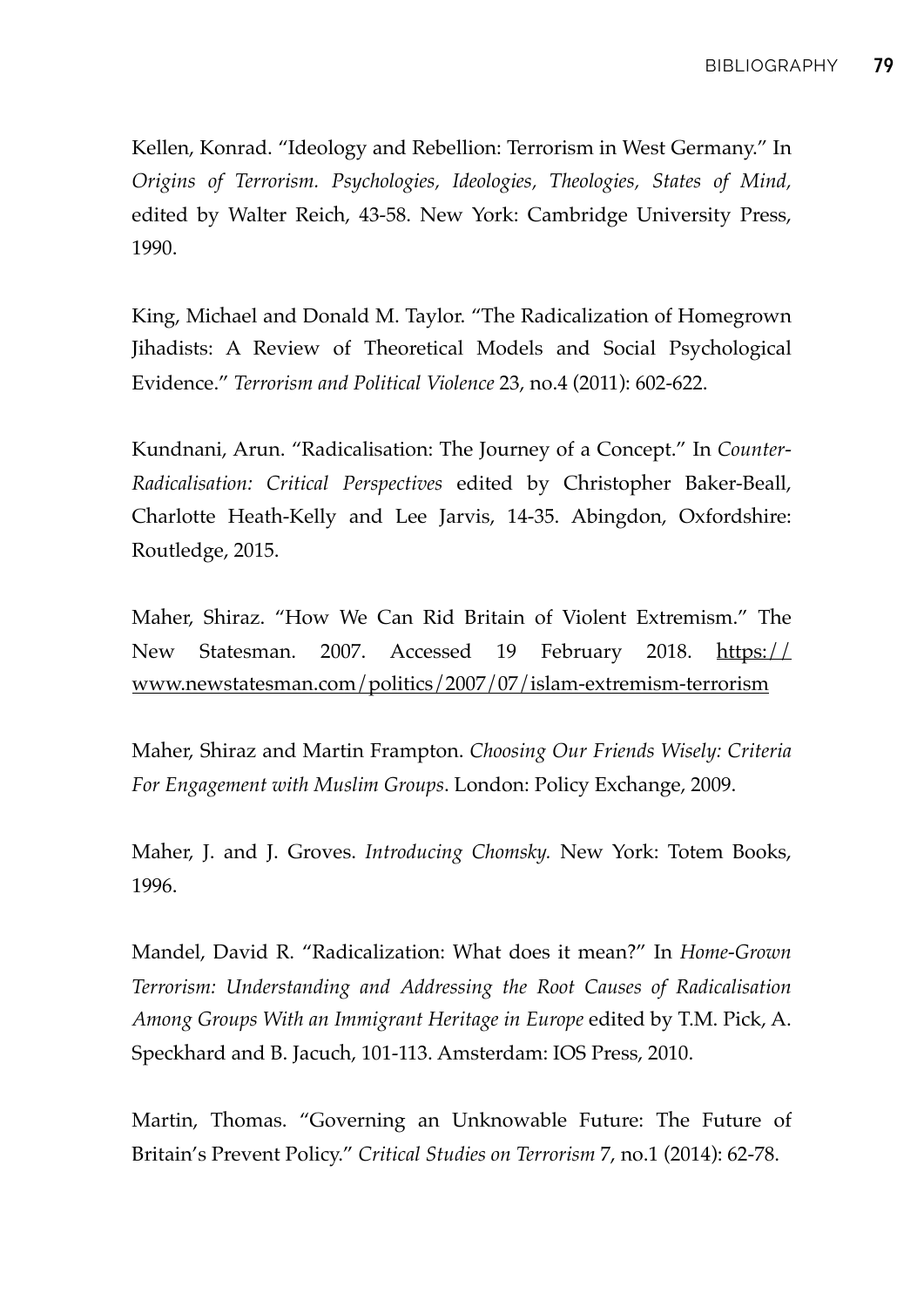Kellen, Konrad. “Ideology and Rebellion: Terrorism in West Germany.” In *Origins of Terrorism. Psychologies, Ideologies, Theologies, States of Mind,* edited by Walter Reich, 43-58. New York: Cambridge University Press, 1990.

King, Michael and Donald M. Taylor. “The Radicalization of Homegrown Jihadists: A Review of Theoretical Models and Social Psychological Evidence.” *Terrorism and Political Violence* 23, no.4 (2011): 602-622.

Kundnani, Arun. “Radicalisation: The Journey of a Concept.” In *Counter-Radicalisation: Critical Perspectives* edited by Christopher Baker-Beall, Charlotte Heath-Kelly and Lee Jarvis, 14-35. Abingdon, Oxfordshire: Routledge, 2015.

Maher, Shiraz. “How We Can Rid Britain of Violent Extremism.” The New Statesman. 2007. Accessed 19 February 2018. https://www.newstatesman.com/politics/2007/07/islam-extremism-terrorism

Maher, Shiraz and Martin Frampton. *Choosing Our Friends Wisely: Criteria For Engagement with Muslim Groups*. London: Policy Exchange, 2009.

Maher, J. and J. Groves. *Introducing Chomsky.* New York: Totem Books, 1996.

Mandel, David R. “Radicalization: What does it mean?” In *Home-Grown Terrorism: Understanding and Addressing the Root Causes of Radicalisation Among Groups With an Immigrant Heritage in Europe* edited by T.M. Pick, A. Speckhard and B. Jacuch, 101-113. Amsterdam: IOS Press, 2010.

Martin, Thomas. “Governing an Unknowable Future: The Future of Britain’s Prevent Policy.” *Critical Studies on Terrorism* 7, no.1 (2014): 62-78.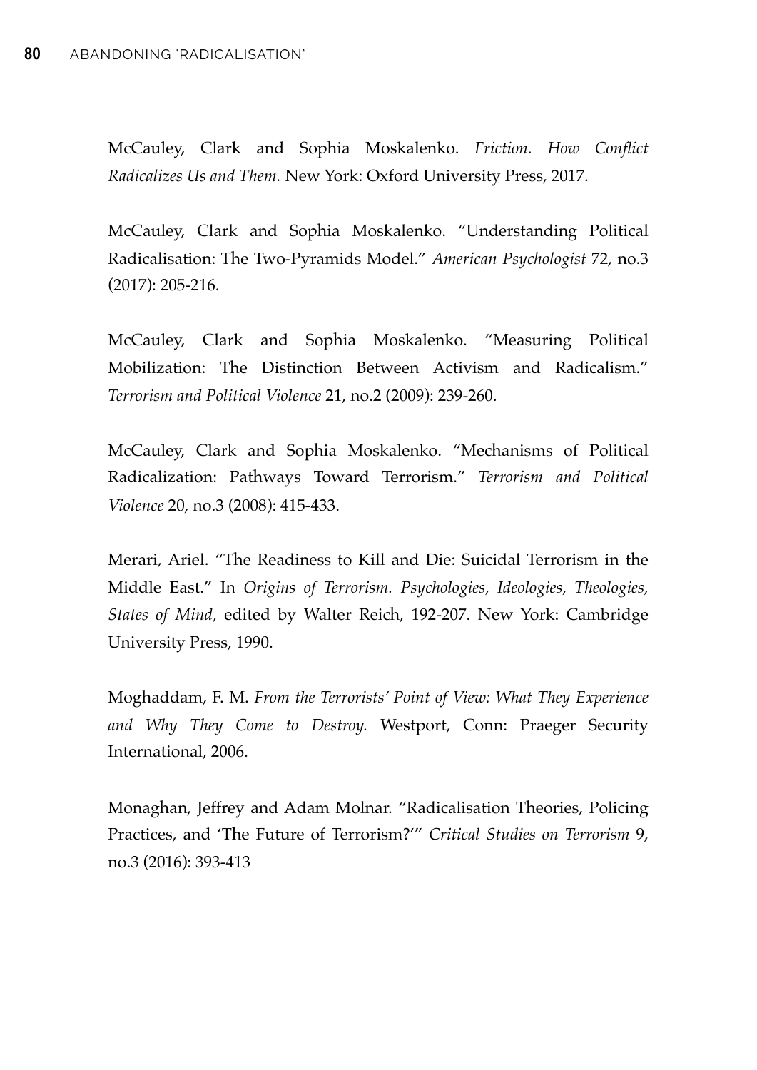McCauley, Clark and Sophia Moskalenko. *Friction. How Conflict Radicalizes Us and Them.* New York: Oxford University Press, 2017.

McCauley, Clark and Sophia Moskalenko. "Understanding Political Radicalisation: The Two-Pyramids Model." *American Psychologist* 72, no.3 (2017): 205-216.

McCauley, Clark and Sophia Moskalenko. "Measuring Political Mobilization: The Distinction Between Activism and Radicalism." *Terrorism and Political Violence* 21, no.2 (2009): 239-260.

McCauley, Clark and Sophia Moskalenko. "Mechanisms of Political Radicalization: Pathways Toward Terrorism." *Terrorism and Political Violence* 20, no.3 (2008): 415-433.

Merari, Ariel. "The Readiness to Kill and Die: Suicidal Terrorism in the Middle East." In *Origins of Terrorism. Psychologies, Ideologies, Theologies, States of Mind,* edited by Walter Reich, 192-207. New York: Cambridge University Press, 1990.

Moghaddam, F. M. *From the Terrorists' Point of View: What They Experience and Why They Come to Destroy.* Westport, Conn: Praeger Security International, 2006.

Monaghan, Jeffrey and Adam Molnar. "Radicalisation Theories, Policing Practices, and 'The Future of Terrorism?'" *Critical Studies on Terrorism* 9, no.3 (2016): 393-413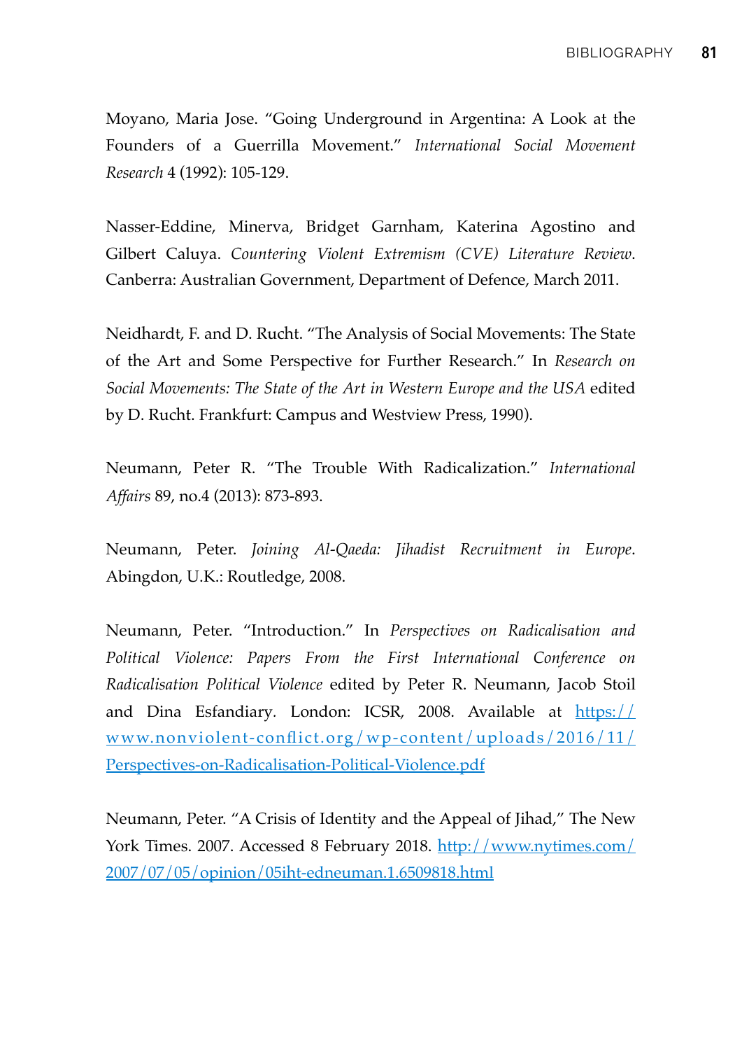Moyano, Maria Jose. "Going Underground in Argentina: A Look at the Founders of a Guerrilla Movement." *International Social Movement Research* 4 (1992): 105-129.

Nasser-Eddine, Minerva, Bridget Garnham, Katerina Agostino and Gilbert Caluya. *Countering Violent Extremism (CVE) Literature Review*. Canberra: Australian Government, Department of Defence, March 2011.

Neidhardt, F. and D. Rucht. "The Analysis of Social Movements: The State of the Art and Some Perspective for Further Research." In *Research on Social Movements: The State of the Art in Western Europe and the USA* edited by D. Rucht. Frankfurt: Campus and Westview Press, 1990).

Neumann, Peter R. "The Trouble With Radicalization." *International Affairs* 89, no.4 (2013): 873-893.

Neumann, Peter. *Joining Al-Qaeda: Jihadist Recruitment in Europe*. Abingdon, U.K.: Routledge, 2008.

Neumann, Peter. "Introduction." In *Perspectives on Radicalisation and Political Violence: Papers From the First International Conference on Radicalisation Political Violence* edited by Peter R. Neumann, Jacob Stoil and Dina Esfandiary. London: ICSR, 2008. Available at [https://www.nonviolent-conflict.org/wp-content/uploads/2016/11/Perspectives-on-Radicalisation-Political-Violence.pdf](https://www.nonviolent-conflict.org/wp-content/uploads/2016/11/Perspectives-on-Radicalisation-Political-Violence.pdf)

Neumann, Peter. "A Crisis of Identity and the Appeal of Jihad," The New York Times. 2007. Accessed 8 February 2018. [http://www.nytimes.com/2007/07/05/opinion/05iht-edneuman.1.6509818.html](http://www.nytimes.com/2007/07/05/opinion/05iht-edneuman.1.6509818.html)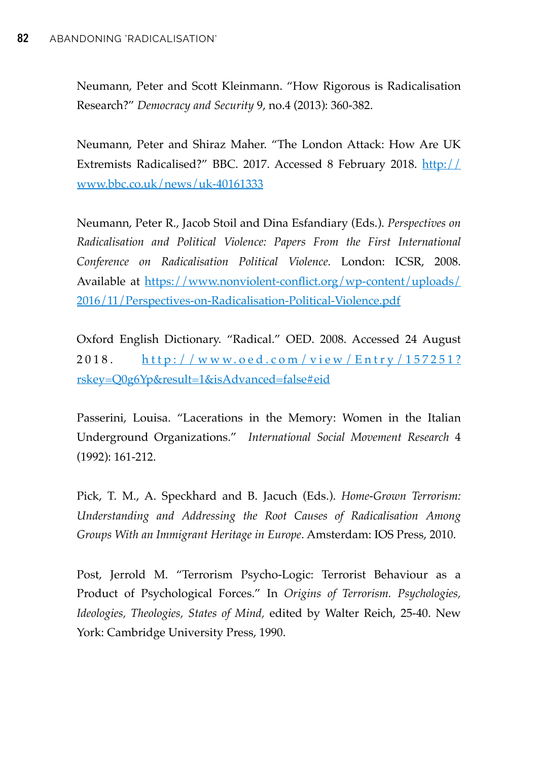Neumann, Peter and Scott Kleinmann. "How Rigorous is Radicalisation Research?" *Democracy and Security* 9, no.4 (2013): 360-382.

Neumann, Peter and Shiraz Maher. "The London Attack: How Are UK Extremists Radicalised?" BBC. 2017. Accessed 8 February 2018. [http://www.bbc.co.uk/news/uk-40161333](http://www.bbc.co.uk/news/uk-40161333)

Neumann, Peter R., Jacob Stoil and Dina Esfandiary (Eds.). *Perspectives on Radicalisation and Political Violence: Papers From the First International Conference on Radicalisation Political Violence.* London: ICSR, 2008. Available at [https://www.nonviolent-conflict.org/wp-content/uploads/2016/11/Perspectives-on-Radicalisation-Political-Violence.pdf](https://www.nonviolent-conflict.org/wp-content/uploads/2016/11/Perspectives-on-Radicalisation-Political-Violence.pdf)

Oxford English Dictionary. "Radical." OED. 2008. Accessed 24 August 2018. [http://www.oed.com/view/Entry/157251?rskey=Q0g6Yp&result=1&isAdvanced=false#eid](http://www.oed.com/view/Entry/157251?rskey=Q0g6Yp&result=1&isAdvanced=false#eid)

Passerini, Louisa. "Lacerations in the Memory: Women in the Italian Underground Organizations." *International Social Movement Research* 4 (1992): 161-212.

Pick, T. M., A. Speckhard and B. Jacuch (Eds.). *Home-Grown Terrorism: Understanding and Addressing the Root Causes of Radicalisation Among Groups With an Immigrant Heritage in Europe*. Amsterdam: IOS Press, 2010.

Post, Jerrold M. "Terrorism Psycho-Logic: Terrorist Behaviour as a Product of Psychological Forces." In *Origins of Terrorism. Psychologies, Ideologies, Theologies, States of Mind,* edited by Walter Reich, 25-40. New York: Cambridge University Press, 1990.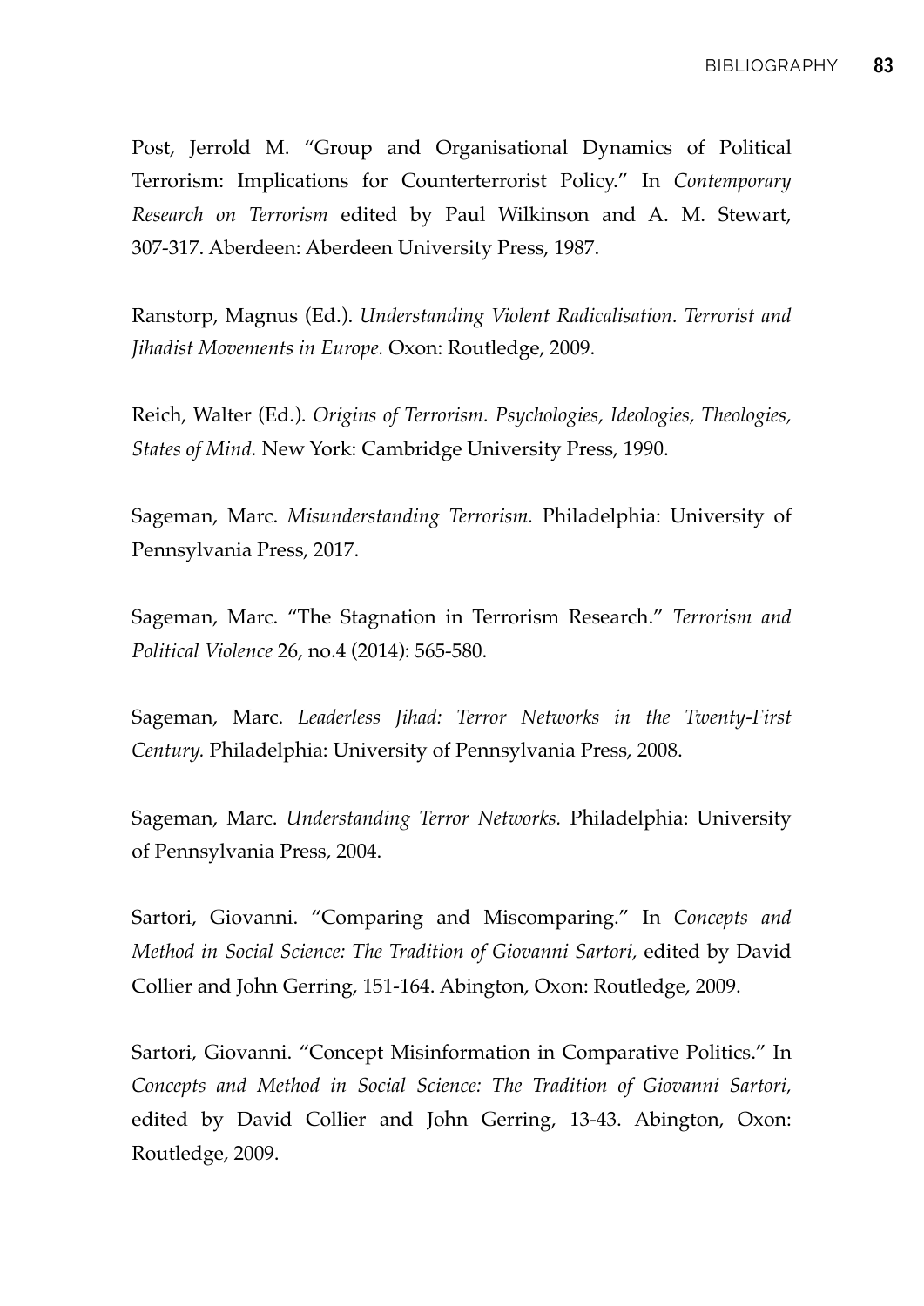Post, Jerrold M. "Group and Organisational Dynamics of Political Terrorism: Implications for Counterterrorist Policy." In *Contemporary Research on Terrorism* edited by Paul Wilkinson and A. M. Stewart, 307-317. Aberdeen: Aberdeen University Press, 1987.

Ranstorp, Magnus (Ed.). *Understanding Violent Radicalisation. Terrorist and Jihadist Movements in Europe.* Oxon: Routledge, 2009.

Reich, Walter (Ed.). *Origins of Terrorism. Psychologies, Ideologies, Theologies, States of Mind.* New York: Cambridge University Press, 1990.

Sageman, Marc. *Misunderstanding Terrorism.* Philadelphia: University of Pennsylvania Press, 2017.

Sageman, Marc. "The Stagnation in Terrorism Research." *Terrorism and Political Violence* 26, no.4 (2014): 565-580.

Sageman, Marc. *Leaderless Jihad: Terror Networks in the Twenty-First Century.* Philadelphia: University of Pennsylvania Press, 2008.

Sageman, Marc. *Understanding Terror Networks.* Philadelphia: University of Pennsylvania Press, 2004.

Sartori, Giovanni. "Comparing and Miscomparing." In *Concepts and Method in Social Science: The Tradition of Giovanni Sartori,* edited by David Collier and John Gerring, 151-164. Abington, Oxon: Routledge, 2009.

Sartori, Giovanni. "Concept Misinformation in Comparative Politics." In *Concepts and Method in Social Science: The Tradition of Giovanni Sartori,* edited by David Collier and John Gerring, 13-43. Abington, Oxon: Routledge, 2009.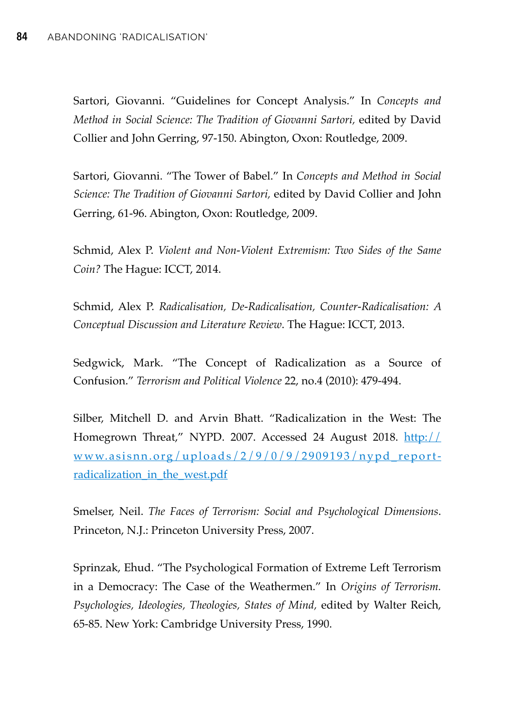Sartori, Giovanni. “Guidelines for Concept Analysis.” In *Concepts and Method in Social Science: The Tradition of Giovanni Sartori*, edited by David Collier and John Gerring, 97-150. Abington, Oxon: Routledge, 2009.

Sartori, Giovanni. “The Tower of Babel.” In *Concepts and Method in Social Science: The Tradition of Giovanni Sartori*, edited by David Collier and John Gerring, 61-96. Abington, Oxon: Routledge, 2009.

Schmid, Alex P. *Violent and Non-Violent Extremism: Two Sides of the Same Coin?* The Hague: ICCT, 2014.

Schmid, Alex P. *Radicalisation, De-Radicalisation, Counter-Radicalisation: A Conceptual Discussion and Literature Review*. The Hague: ICCT, 2013.

Sedgwick, Mark. “The Concept of Radicalization as a Source of Confusion.” *Terrorism and Political Violence* 22, no.4 (2010): 479-494.

Silber, Mitchell D. and Arvin Bhatt. “Radicalization in the West: The Homegrown Threat,” NYPD. 2007. Accessed 24 August 2018. http://www.asisnn.org/uploads/2/9/0/9/2909193/nypd_report-radicalization_in_the_west.pdf

Smelser, Neil. *The Faces of Terrorism: Social and Psychological Dimensions*. Princeton, N.J.: Princeton University Press, 2007.

Sprinzak, Ehud. “The Psychological Formation of Extreme Left Terrorism in a Democracy: The Case of the Weathermen.” In *Origins of Terrorism. Psychologies, Ideologies, Theologies, States of Mind*, edited by Walter Reich, 65-85. New York: Cambridge University Press, 1990.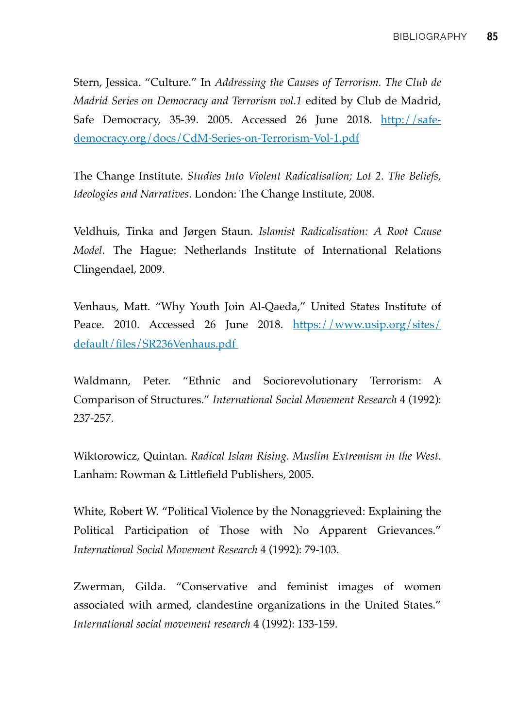Stern, Jessica. "Culture." In *Addressing the Causes of Terrorism. The Club de Madrid Series on Democracy and Terrorism vol.1* edited by Club de Madrid, Safe Democracy, 35-39. 2005. Accessed 26 June 2018. http://safe-democracy.org/docs/CdM-Series-on-Terrorism-Vol-1.pdf

The Change Institute. *Studies Into Violent Radicalisation; Lot 2. The Beliefs, Ideologies and Narratives*. London: The Change Institute, 2008.

Veldhuis, Tinka and Jørgen Staun. *Islamist Radicalisation: A Root Cause Model*. The Hague: Netherlands Institute of International Relations Clingendael, 2009.

Venhaus, Matt. "Why Youth Join Al-Qaeda," United States Institute of Peace. 2010. Accessed 26 June 2018. https://www.usip.org/sites/default/files/SR236Venhaus.pdf

Waldmann, Peter. "Ethnic and Sociorevolutionary Terrorism: A Comparison of Structures." *International Social Movement Research* 4 (1992): 237-257.

Wiktorowicz, Quintan. *Radical Islam Rising. Muslim Extremism in the West*. Lanham: Rowman & Littlefield Publishers, 2005.

White, Robert W. "Political Violence by the Nonaggrieved: Explaining the Political Participation of Those with No Apparent Grievances." *International Social Movement Research* 4 (1992): 79-103.

Zwerman, Gilda. "Conservative and feminist images of women associated with armed, clandestine organizations in the United States." *International social movement research* 4 (1992): 133-159.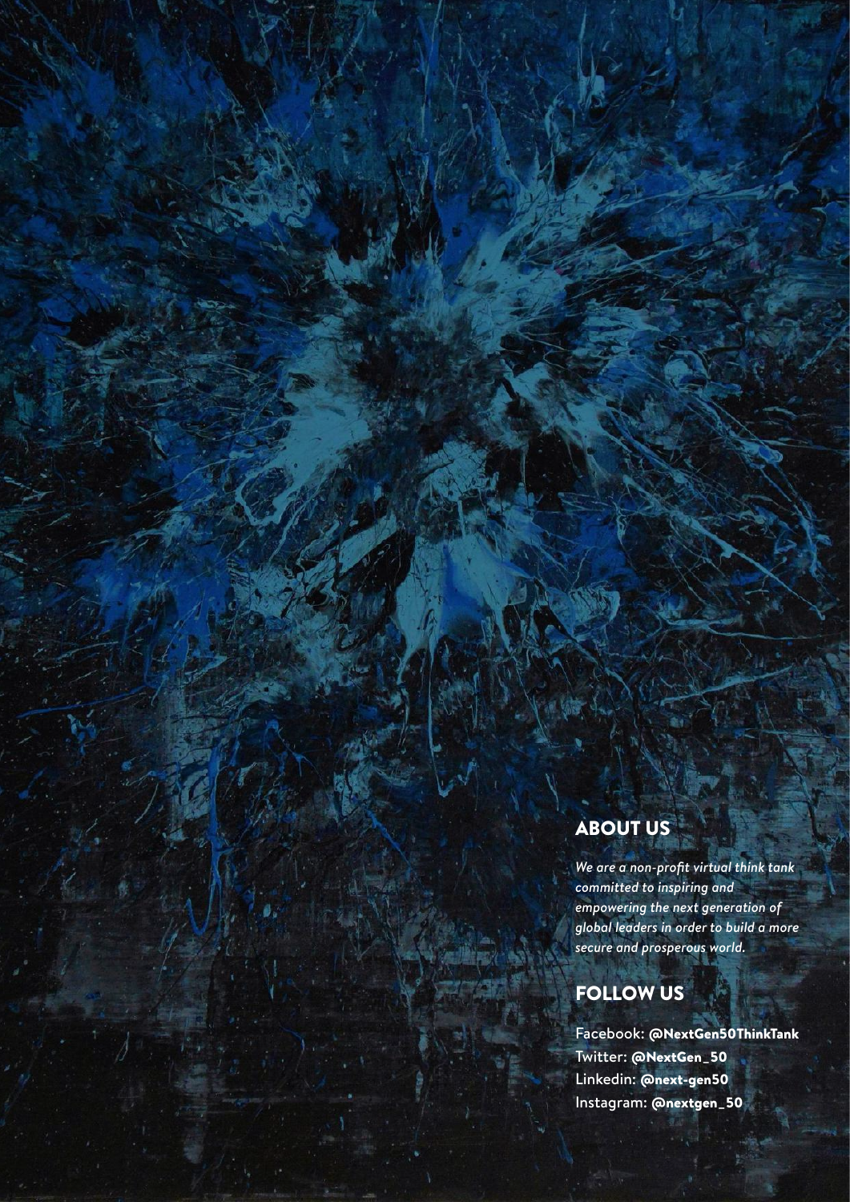## ABOUT US

*We are a non-profit virtual think tank committed to inspiring and empowering the next generation of global leaders in order to build a more secure and prosperous world.*

## FOLLOW US

Facebook: **@NextGen50ThinkTank**
Twitter: **@NextGen_50**
Linkedin: **@next-gen50**
Instagram: **@nextgen_50**